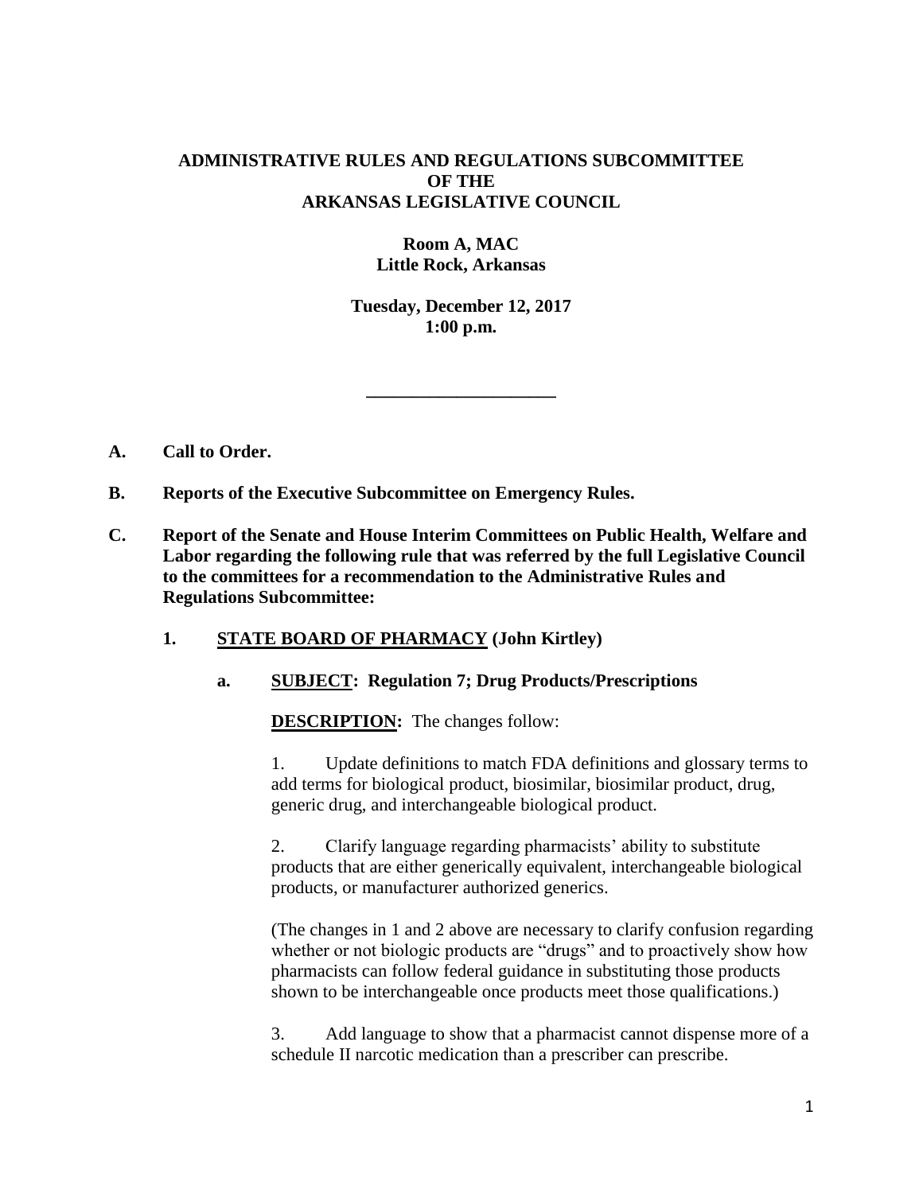# ADMINISTRATIVE RULES AND REGULATIONS SUBCOMMITTEE OF THE ARKANSAS LEGISLATIVE COUNCIL

**Room A, MAC**
**Little Rock, Arkansas**

**Tuesday, December 12, 2017**
**1:00 p.m.**

---

**A. Call to Order.**

**B. Reports of the Executive Subcommittee on Emergency Rules.**

**C. Report of the Senate and House Interim Committees on Public Health, Welfare and Labor regarding the following rule that was referred by the full Legislative Council to the committees for a recommendation to the Administrative Rules and Regulations Subcommittee:**

**1. <u>STATE BOARD OF PHARMACY</u> (John Kirtley)**

**a. <u>SUBJECT</u>: Regulation 7; Drug Products/Prescriptions**

**<u>DESCRIPTION</u>:** The changes follow:

1. Update definitions to match FDA definitions and glossary terms to add terms for biological product, biosimilar, biosimilar product, drug, generic drug, and interchangeable biological product.

2. Clarify language regarding pharmacists' ability to substitute products that are either generically equivalent, interchangeable biological products, or manufacturer authorized generics.

(The changes in 1 and 2 above are necessary to clarify confusion regarding whether or not biologic products are "drugs" and to proactively show how pharmacists can follow federal guidance in substituting those products shown to be interchangeable once products meet those qualifications.)

3. Add language to show that a pharmacist cannot dispense more of a schedule II narcotic medication than a prescriber can prescribe.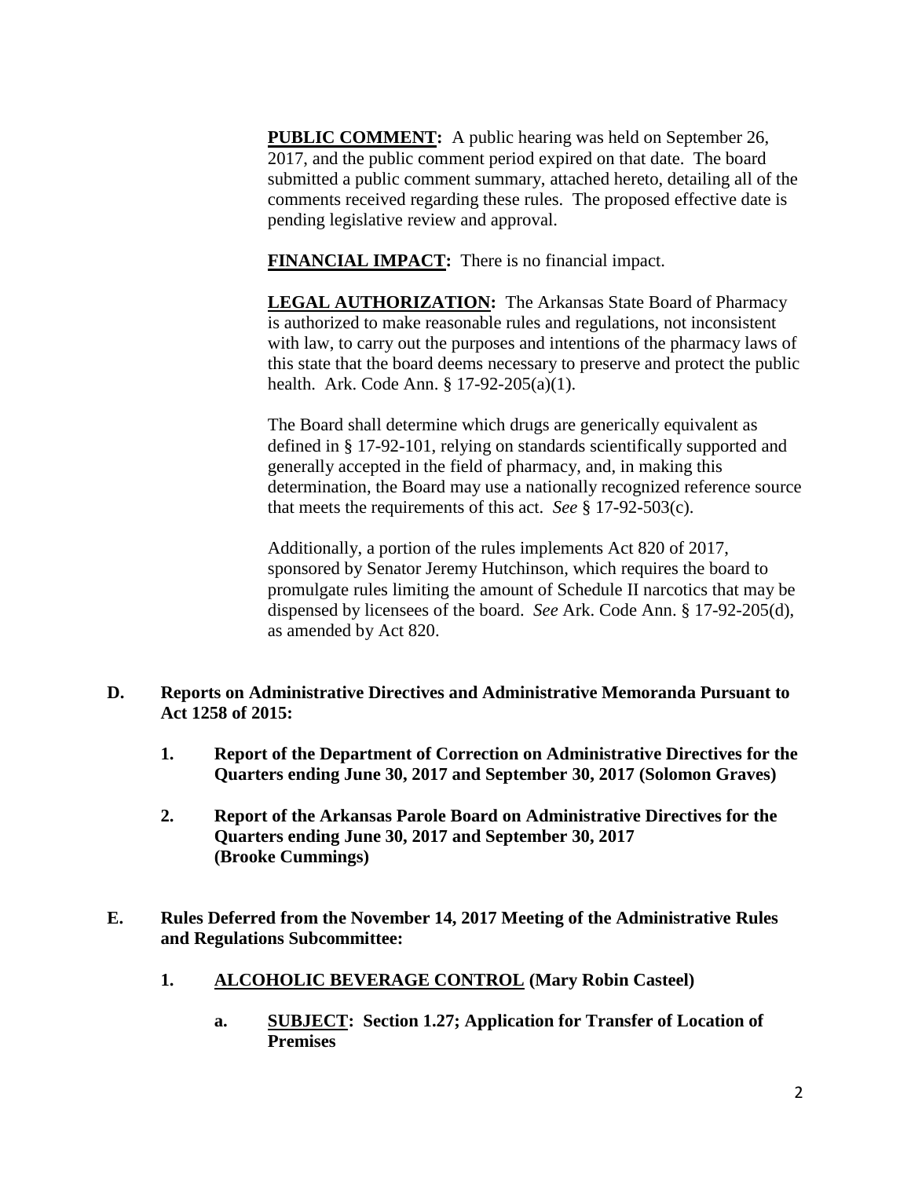**PUBLIC COMMENT:** A public hearing was held on September 26, 2017, and the public comment period expired on that date. The board submitted a public comment summary, attached hereto, detailing all of the comments received regarding these rules. The proposed effective date is pending legislative review and approval.

**FINANCIAL IMPACT:** There is no financial impact.

**LEGAL AUTHORIZATION:** The Arkansas State Board of Pharmacy is authorized to make reasonable rules and regulations, not inconsistent with law, to carry out the purposes and intentions of the pharmacy laws of this state that the board deems necessary to preserve and protect the public health. Ark. Code Ann. § 17-92-205(a)(1).

The Board shall determine which drugs are generically equivalent as defined in § 17-92-101, relying on standards scientifically supported and generally accepted in the field of pharmacy, and, in making this determination, the Board may use a nationally recognized reference source that meets the requirements of this act. *See* § 17-92-503(c).

Additionally, a portion of the rules implements Act 820 of 2017, sponsored by Senator Jeremy Hutchinson, which requires the board to promulgate rules limiting the amount of Schedule II narcotics that may be dispensed by licensees of the board. *See* Ark. Code Ann. § 17-92-205(d), as amended by Act 820.

**D. Reports on Administrative Directives and Administrative Memoranda Pursuant to Act 1258 of 2015:**

**1. Report of the Department of Correction on Administrative Directives for the Quarters ending June 30, 2017 and September 30, 2017 (Solomon Graves)**

**2. Report of the Arkansas Parole Board on Administrative Directives for the Quarters ending June 30, 2017 and September 30, 2017 (Brooke Cummings)**

**E. Rules Deferred from the November 14, 2017 Meeting of the Administrative Rules and Regulations Subcommittee:**

**1. ALCOHOLIC BEVERAGE CONTROL (Mary Robin Casteel)**

**a. SUBJECT: Section 1.27; Application for Transfer of Location of Premises**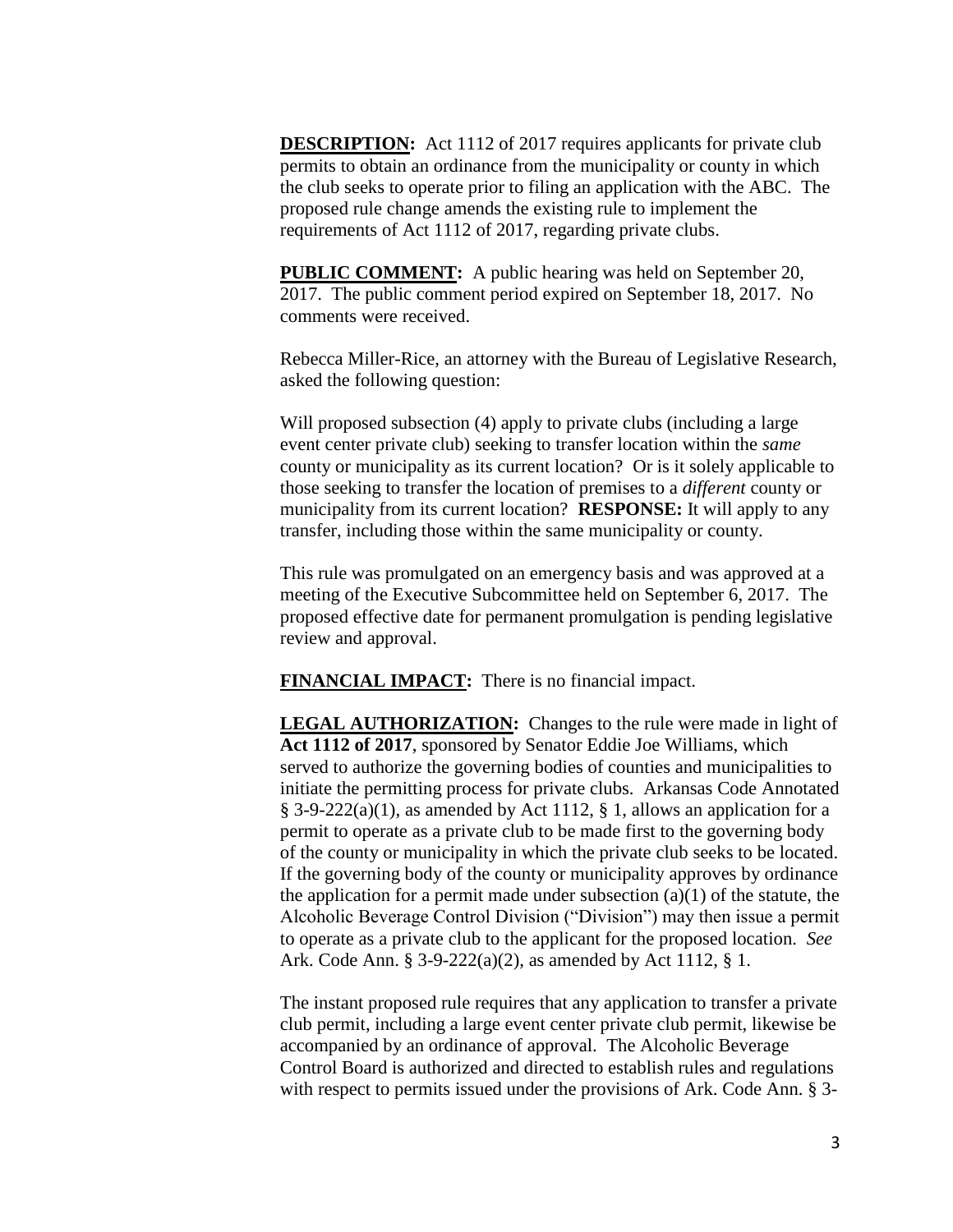**DESCRIPTION:** Act 1112 of 2017 requires applicants for private club permits to obtain an ordinance from the municipality or county in which the club seeks to operate prior to filing an application with the ABC. The proposed rule change amends the existing rule to implement the requirements of Act 1112 of 2017, regarding private clubs.

**PUBLIC COMMENT:** A public hearing was held on September 20, 2017. The public comment period expired on September 18, 2017. No comments were received.

Rebecca Miller-Rice, an attorney with the Bureau of Legislative Research, asked the following question:

Will proposed subsection (4) apply to private clubs (including a large event center private club) seeking to transfer location within the *same* county or municipality as its current location? Or is it solely applicable to those seeking to transfer the location of premises to a *different* county or municipality from its current location? **RESPONSE:** It will apply to any transfer, including those within the same municipality or county.

This rule was promulgated on an emergency basis and was approved at a meeting of the Executive Subcommittee held on September 6, 2017. The proposed effective date for permanent promulgation is pending legislative review and approval.

**FINANCIAL IMPACT:** There is no financial impact.

**LEGAL AUTHORIZATION:** Changes to the rule were made in light of **Act 1112 of 2017**, sponsored by Senator Eddie Joe Williams, which served to authorize the governing bodies of counties and municipalities to initiate the permitting process for private clubs. Arkansas Code Annotated § 3-9-222(a)(1), as amended by Act 1112, § 1, allows an application for a permit to operate as a private club to be made first to the governing body of the county or municipality in which the private club seeks to be located. If the governing body of the county or municipality approves by ordinance the application for a permit made under subsection (a)(1) of the statute, the Alcoholic Beverage Control Division ("Division") may then issue a permit to operate as a private club to the applicant for the proposed location. *See* Ark. Code Ann. § 3-9-222(a)(2), as amended by Act 1112, § 1.

The instant proposed rule requires that any application to transfer a private club permit, including a large event center private club permit, likewise be accompanied by an ordinance of approval. The Alcoholic Beverage Control Board is authorized and directed to establish rules and regulations with respect to permits issued under the provisions of Ark. Code Ann. § 3-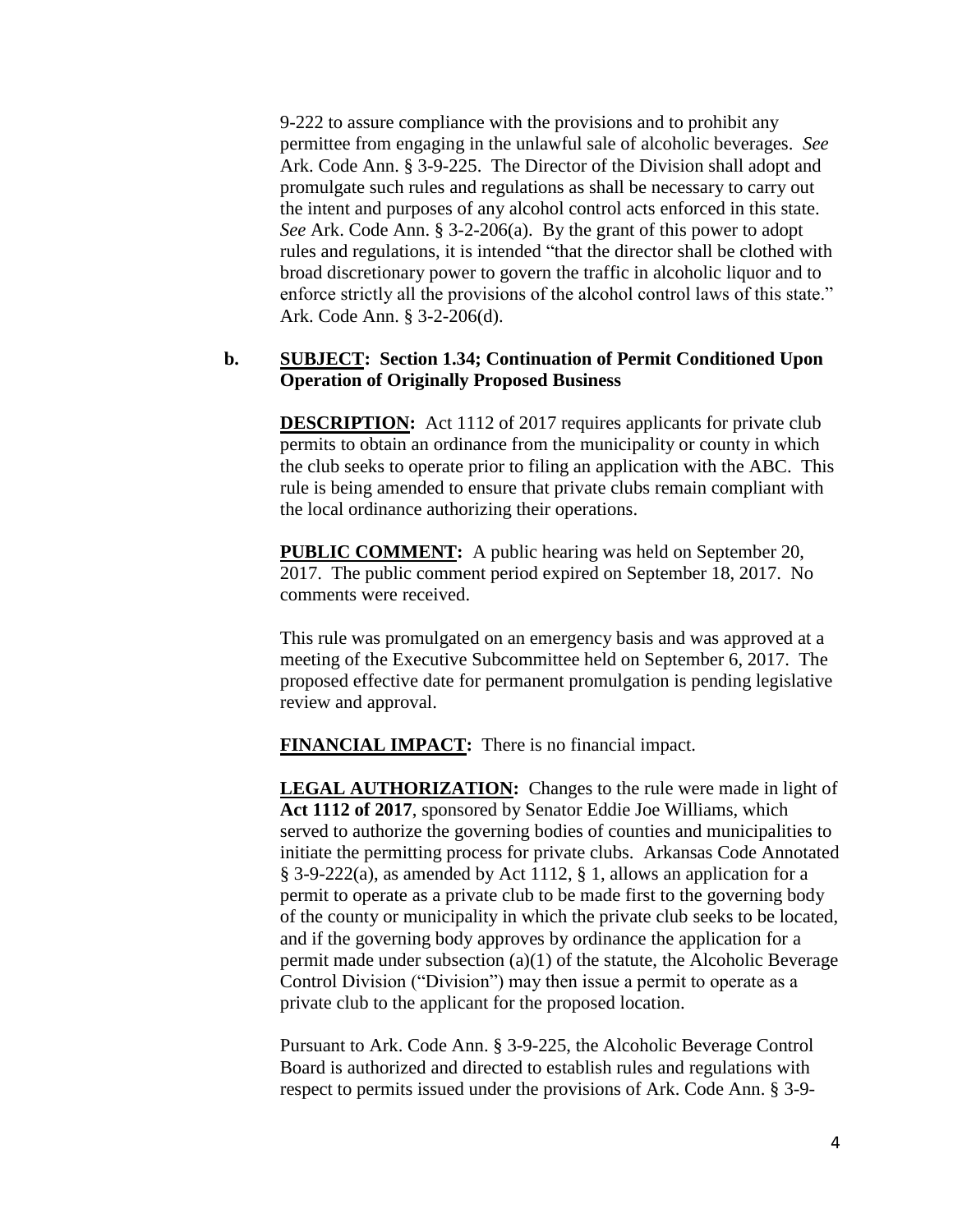9-222 to assure compliance with the provisions and to prohibit any permittee from engaging in the unlawful sale of alcoholic beverages. *See* Ark. Code Ann. § 3-9-225. The Director of the Division shall adopt and promulgate such rules and regulations as shall be necessary to carry out the intent and purposes of any alcohol control acts enforced in this state. *See* Ark. Code Ann. § 3-2-206(a). By the grant of this power to adopt rules and regulations, it is intended "that the director shall be clothed with broad discretionary power to govern the traffic in alcoholic liquor and to enforce strictly all the provisions of the alcohol control laws of this state." Ark. Code Ann. § 3-2-206(d).

**b. SUBJECT: Section 1.34; Continuation of Permit Conditioned Upon Operation of Originally Proposed Business**

**DESCRIPTION:** Act 1112 of 2017 requires applicants for private club permits to obtain an ordinance from the municipality or county in which the club seeks to operate prior to filing an application with the ABC. This rule is being amended to ensure that private clubs remain compliant with the local ordinance authorizing their operations.

**PUBLIC COMMENT:** A public hearing was held on September 20, 2017. The public comment period expired on September 18, 2017. No comments were received.

This rule was promulgated on an emergency basis and was approved at a meeting of the Executive Subcommittee held on September 6, 2017. The proposed effective date for permanent promulgation is pending legislative review and approval.

**FINANCIAL IMPACT:** There is no financial impact.

**LEGAL AUTHORIZATION:** Changes to the rule were made in light of **Act 1112 of 2017**, sponsored by Senator Eddie Joe Williams, which served to authorize the governing bodies of counties and municipalities to initiate the permitting process for private clubs. Arkansas Code Annotated § 3-9-222(a), as amended by Act 1112, § 1, allows an application for a permit to operate as a private club to be made first to the governing body of the county or municipality in which the private club seeks to be located, and if the governing body approves by ordinance the application for a permit made under subsection (a)(1) of the statute, the Alcoholic Beverage Control Division ("Division") may then issue a permit to operate as a private club to the applicant for the proposed location.

Pursuant to Ark. Code Ann. § 3-9-225, the Alcoholic Beverage Control Board is authorized and directed to establish rules and regulations with respect to permits issued under the provisions of Ark. Code Ann. § 3-9-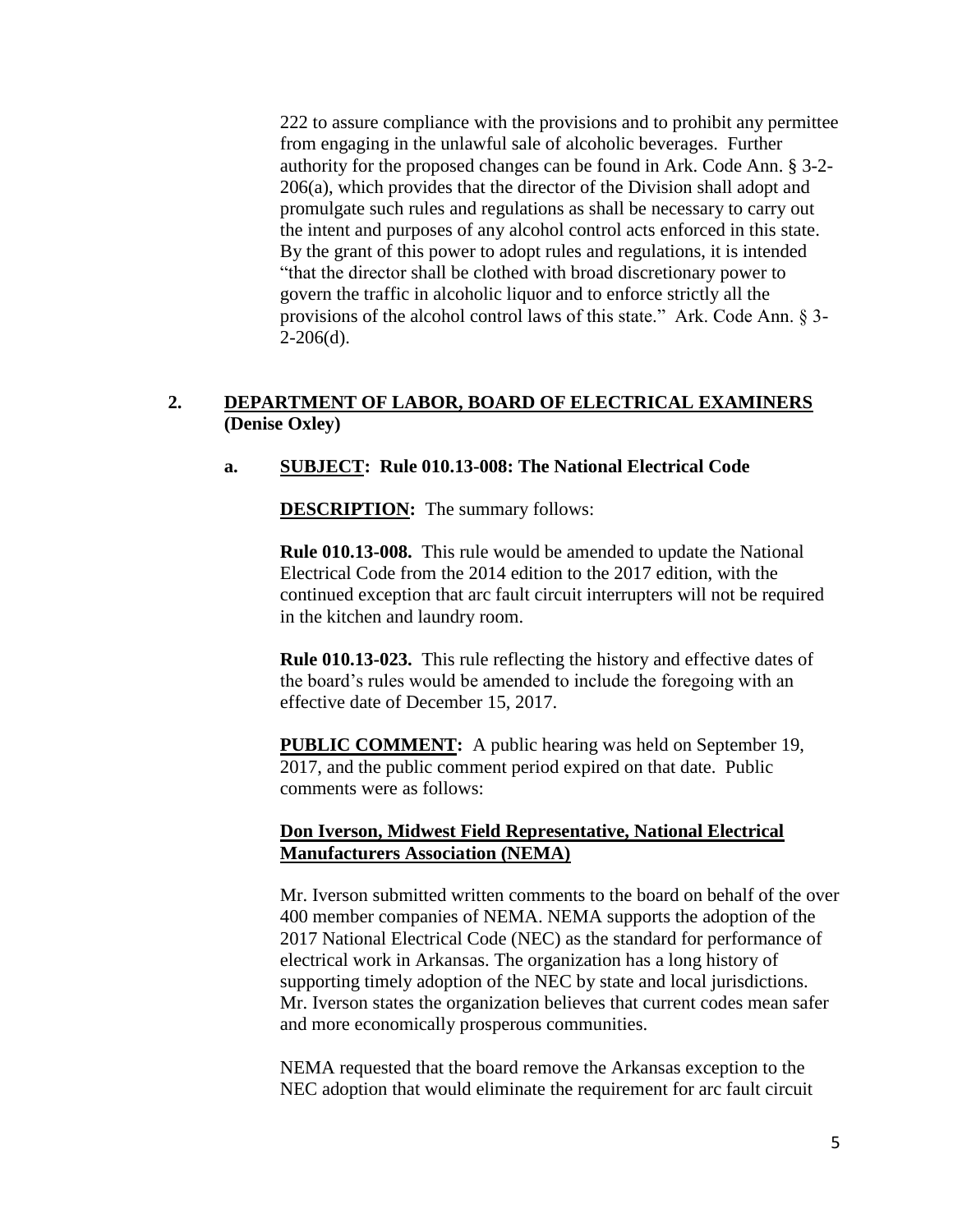222 to assure compliance with the provisions and to prohibit any permittee from engaging in the unlawful sale of alcoholic beverages. Further authority for the proposed changes can be found in Ark. Code Ann. § 3-2-206(a), which provides that the director of the Division shall adopt and promulgate such rules and regulations as shall be necessary to carry out the intent and purposes of any alcohol control acts enforced in this state. By the grant of this power to adopt rules and regulations, it is intended "that the director shall be clothed with broad discretionary power to govern the traffic in alcoholic liquor and to enforce strictly all the provisions of the alcohol control laws of this state." Ark. Code Ann. § 3-2-206(d).

**2. DEPARTMENT OF LABOR, BOARD OF ELECTRICAL EXAMINERS (Denise Oxley)**

**a. SUBJECT: Rule 010.13-008: The National Electrical Code**

**DESCRIPTION:** The summary follows:

**Rule 010.13-008.** This rule would be amended to update the National Electrical Code from the 2014 edition to the 2017 edition, with the continued exception that arc fault circuit interrupters will not be required in the kitchen and laundry room.

**Rule 010.13-023.** This rule reflecting the history and effective dates of the board's rules would be amended to include the foregoing with an effective date of December 15, 2017.

**PUBLIC COMMENT:** A public hearing was held on September 19, 2017, and the public comment period expired on that date. Public comments were as follows:

**Don Iverson, Midwest Field Representative, National Electrical Manufacturers Association (NEMA)**

Mr. Iverson submitted written comments to the board on behalf of the over 400 member companies of NEMA. NEMA supports the adoption of the 2017 National Electrical Code (NEC) as the standard for performance of electrical work in Arkansas. The organization has a long history of supporting timely adoption of the NEC by state and local jurisdictions. Mr. Iverson states the organization believes that current codes mean safer and more economically prosperous communities.

NEMA requested that the board remove the Arkansas exception to the NEC adoption that would eliminate the requirement for arc fault circuit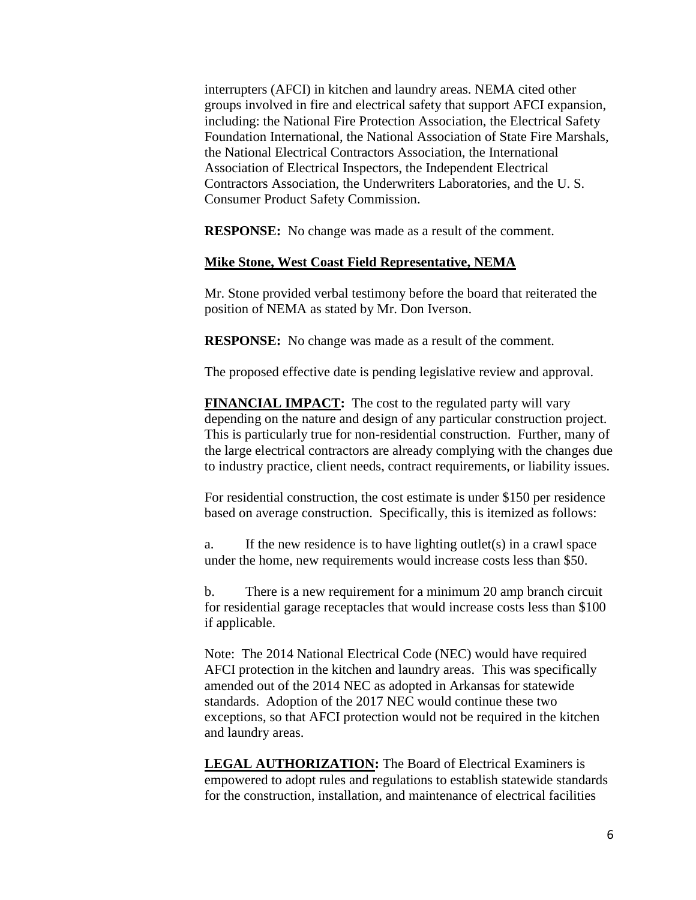interrupters (AFCI) in kitchen and laundry areas. NEMA cited other groups involved in fire and electrical safety that support AFCI expansion, including: the National Fire Protection Association, the Electrical Safety Foundation International, the National Association of State Fire Marshals, the National Electrical Contractors Association, the International Association of Electrical Inspectors, the Independent Electrical Contractors Association, the Underwriters Laboratories, and the U. S. Consumer Product Safety Commission.

**RESPONSE:** No change was made as a result of the comment.

**Mike Stone, West Coast Field Representative, NEMA**

Mr. Stone provided verbal testimony before the board that reiterated the position of NEMA as stated by Mr. Don Iverson.

**RESPONSE:** No change was made as a result of the comment.

The proposed effective date is pending legislative review and approval.

**FINANCIAL IMPACT:** The cost to the regulated party will vary depending on the nature and design of any particular construction project. This is particularly true for non-residential construction. Further, many of the large electrical contractors are already complying with the changes due to industry practice, client needs, contract requirements, or liability issues.

For residential construction, the cost estimate is under $150 per residence based on average construction. Specifically, this is itemized as follows:

a. If the new residence is to have lighting outlet(s) in a crawl space under the home, new requirements would increase costs less than $50.

b. There is a new requirement for a minimum 20 amp branch circuit for residential garage receptacles that would increase costs less than $100 if applicable.

Note: The 2014 National Electrical Code (NEC) would have required AFCI protection in the kitchen and laundry areas. This was specifically amended out of the 2014 NEC as adopted in Arkansas for statewide standards. Adoption of the 2017 NEC would continue these two exceptions, so that AFCI protection would not be required in the kitchen and laundry areas.

**LEGAL AUTHORIZATION:** The Board of Electrical Examiners is empowered to adopt rules and regulations to establish statewide standards for the construction, installation, and maintenance of electrical facilities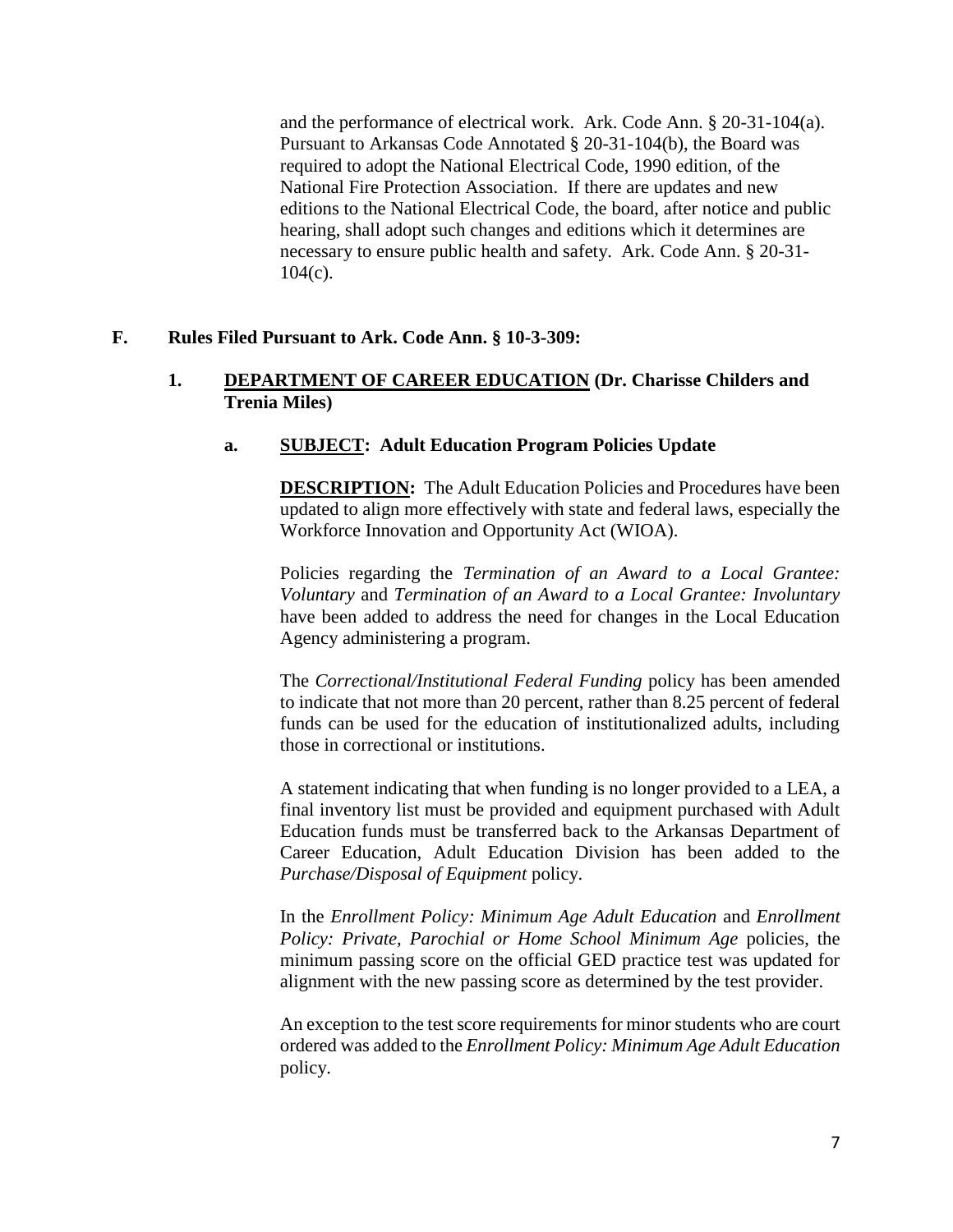and the performance of electrical work. Ark. Code Ann. § 20-31-104(a). Pursuant to Arkansas Code Annotated § 20-31-104(b), the Board was required to adopt the National Electrical Code, 1990 edition, of the National Fire Protection Association. If there are updates and new editions to the National Electrical Code, the board, after notice and public hearing, shall adopt such changes and editions which it determines are necessary to ensure public health and safety. Ark. Code Ann. § 20-31-104(c).

**F. Rules Filed Pursuant to Ark. Code Ann. § 10-3-309:**

**1. DEPARTMENT OF CAREER EDUCATION (Dr. Charisse Childers and Trenia Miles)**

**a. SUBJECT: Adult Education Program Policies Update**

**DESCRIPTION:** The Adult Education Policies and Procedures have been updated to align more effectively with state and federal laws, especially the Workforce Innovation and Opportunity Act (WIOA).

Policies regarding the *Termination of an Award to a Local Grantee: Voluntary* and *Termination of an Award to a Local Grantee: Involuntary* have been added to address the need for changes in the Local Education Agency administering a program.

The *Correctional/Institutional Federal Funding* policy has been amended to indicate that not more than 20 percent, rather than 8.25 percent of federal funds can be used for the education of institutionalized adults, including those in correctional or institutions.

A statement indicating that when funding is no longer provided to a LEA, a final inventory list must be provided and equipment purchased with Adult Education funds must be transferred back to the Arkansas Department of Career Education, Adult Education Division has been added to the *Purchase/Disposal of Equipment* policy.

In the *Enrollment Policy: Minimum Age Adult Education* and *Enrollment Policy: Private, Parochial or Home School Minimum Age* policies, the minimum passing score on the official GED practice test was updated for alignment with the new passing score as determined by the test provider.

An exception to the test score requirements for minor students who are court ordered was added to the *Enrollment Policy: Minimum Age Adult Education* policy.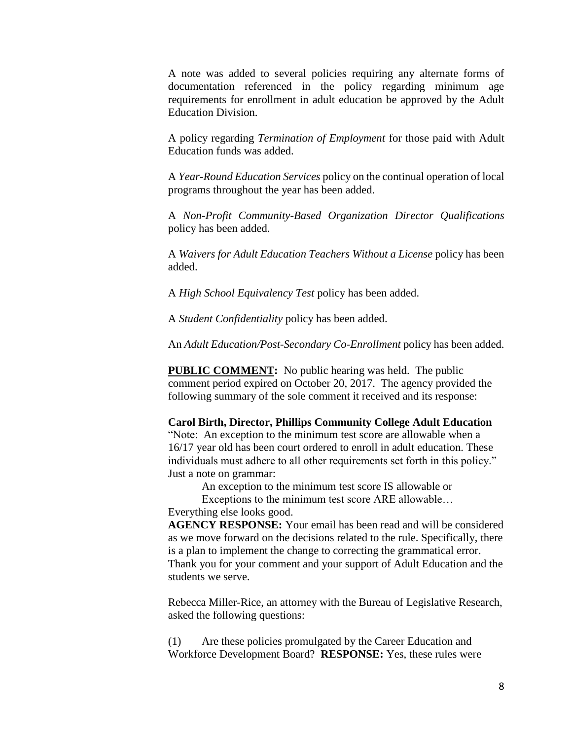A note was added to several policies requiring any alternate forms of documentation referenced in the policy regarding minimum age requirements for enrollment in adult education be approved by the Adult Education Division.

A policy regarding *Termination of Employment* for those paid with Adult Education funds was added.

A *Year-Round Education Services* policy on the continual operation of local programs throughout the year has been added.

A *Non-Profit Community-Based Organization Director Qualifications* policy has been added.

A *Waivers for Adult Education Teachers Without a License* policy has been added.

A *High School Equivalency Test* policy has been added.

A *Student Confidentiality* policy has been added.

An *Adult Education/Post-Secondary Co-Enrollment* policy has been added.

**PUBLIC COMMENT:** No public hearing was held. The public comment period expired on October 20, 2017. The agency provided the following summary of the sole comment it received and its response:

**Carol Birth, Director, Phillips Community College Adult Education**
"Note: An exception to the minimum test score are allowable when a 16/17 year old has been court ordered to enroll in adult education. These individuals must adhere to all other requirements set forth in this policy." Just a note on grammar:

An exception to the minimum test score IS allowable or
Exceptions to the minimum test score ARE allowable…

Everything else looks good.
**AGENCY RESPONSE:** Your email has been read and will be considered as we move forward on the decisions related to the rule. Specifically, there is a plan to implement the change to correcting the grammatical error. Thank you for your comment and your support of Adult Education and the students we serve.

Rebecca Miller-Rice, an attorney with the Bureau of Legislative Research, asked the following questions:

(1) Are these policies promulgated by the Career Education and Workforce Development Board? **RESPONSE:** Yes, these rules were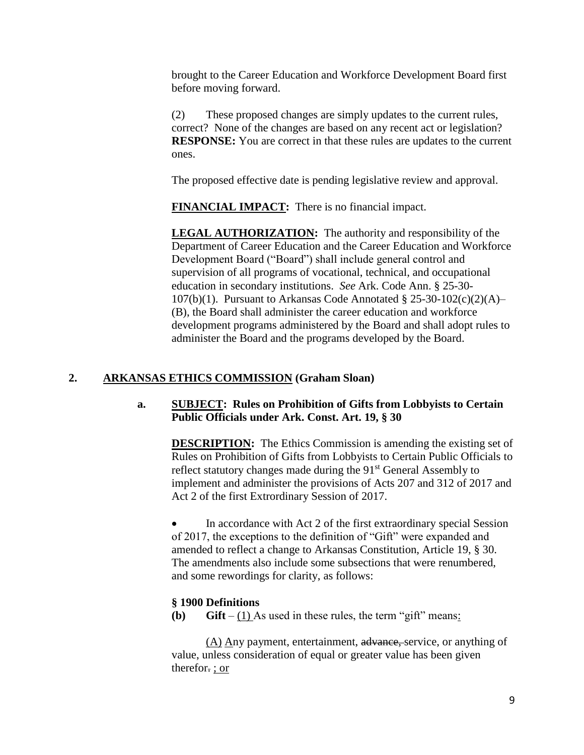brought to the Career Education and Workforce Development Board first before moving forward.

(2) These proposed changes are simply updates to the current rules, correct? None of the changes are based on any recent act or legislation? **RESPONSE:** You are correct in that these rules are updates to the current ones.

The proposed effective date is pending legislative review and approval.

**FINANCIAL IMPACT:** There is no financial impact.

**LEGAL AUTHORIZATION:** The authority and responsibility of the Department of Career Education and the Career Education and Workforce Development Board ("Board") shall include general control and supervision of all programs of vocational, technical, and occupational education in secondary institutions. *See* Ark. Code Ann. § 25-30-107(b)(1). Pursuant to Arkansas Code Annotated § 25-30-102(c)(2)(A)–(B), the Board shall administer the career education and workforce development programs administered by the Board and shall adopt rules to administer the Board and the programs developed by the Board.

## 2. ARKANSAS ETHICS COMMISSION (Graham Sloan)

### a. SUBJECT: Rules on Prohibition of Gifts from Lobbyists to Certain Public Officials under Ark. Const. Art. 19, § 30

**DESCRIPTION:** The Ethics Commission is amending the existing set of Rules on Prohibition of Gifts from Lobbyists to Certain Public Officials to reflect statutory changes made during the 91st General Assembly to implement and administer the provisions of Acts 207 and 312 of 2017 and Act 2 of the first Extrordinary Session of 2017.

- In accordance with Act 2 of the first extraordinary special Session of 2017, the exceptions to the definition of "Gift" were expanded and amended to reflect a change to Arkansas Constitution, Article 19, § 30. The amendments also include some subsections that were renumbered, and some rewordings for clarity, as follows:

**§ 1900 Definitions**

**(b) Gift** – <u>(1)</u> As used in these rules, the term "gift" means<u>:</u>

<u>(A)</u> <u>A</u>ny payment, entertainment, ~~advance,~~ service, or anything of value, unless consideration of equal or greater value has been given therefor~~.~~ <u>; or</u>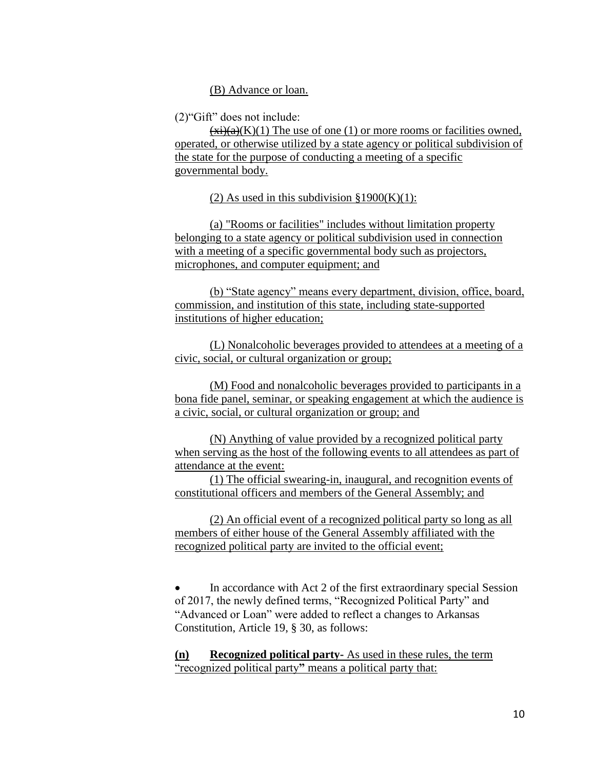(B) Advance or loan.

(2)"Gift" does not include:

~~(xi)(a)~~(K)(1) The use of one (1) or more rooms or facilities owned, operated, or otherwise utilized by a state agency or political subdivision of the state for the purpose of conducting a meeting of a specific governmental body.

(2) As used in this subdivision §1900(K)(1):

(a) "Rooms or facilities" includes without limitation property belonging to a state agency or political subdivision used in connection with a meeting of a specific governmental body such as projectors, microphones, and computer equipment; and

(b) "State agency" means every department, division, office, board, commission, and institution of this state, including state-supported institutions of higher education;

(L) Nonalcoholic beverages provided to attendees at a meeting of a civic, social, or cultural organization or group;

(M) Food and nonalcoholic beverages provided to participants in a bona fide panel, seminar, or speaking engagement at which the audience is a civic, social, or cultural organization or group; and

(N) Anything of value provided by a recognized political party when serving as the host of the following events to all attendees as part of attendance at the event:

(1) The official swearing-in, inaugural, and recognition events of constitutional officers and members of the General Assembly; and

(2) An official event of a recognized political party so long as all members of either house of the General Assembly affiliated with the recognized political party are invited to the official event;

- In accordance with Act 2 of the first extraordinary special Session of 2017, the newly defined terms, "Recognized Political Party" and "Advanced or Loan" were added to reflect a changes to Arkansas Constitution, Article 19, § 30, as follows:

**(n)** **Recognized political party-** As used in these rules, the term "recognized political party**"** means a political party that: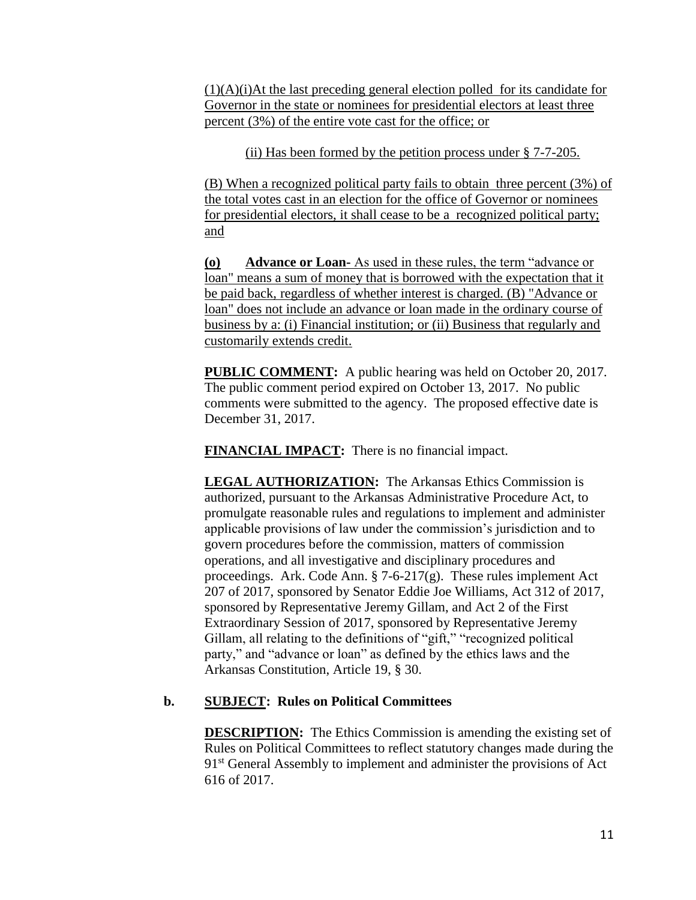(1)(A)(i)At the last preceding general election polled for its candidate for Governor in the state or nominees for presidential electors at least three percent (3%) of the entire vote cast for the office; or

(ii) Has been formed by the petition process under § 7-7-205.

(B) When a recognized political party fails to obtain three percent (3%) of the total votes cast in an election for the office of Governor or nominees for presidential electors, it shall cease to be a recognized political party; and

**(o)** **Advance or Loan-** As used in these rules, the term "advance or loan" means a sum of money that is borrowed with the expectation that it be paid back, regardless of whether interest is charged. (B) "Advance or loan" does not include an advance or loan made in the ordinary course of business by a: (i) Financial institution; or (ii) Business that regularly and customarily extends credit.

**PUBLIC COMMENT:** A public hearing was held on October 20, 2017. The public comment period expired on October 13, 2017. No public comments were submitted to the agency. The proposed effective date is December 31, 2017.

**FINANCIAL IMPACT:** There is no financial impact.

**LEGAL AUTHORIZATION:** The Arkansas Ethics Commission is authorized, pursuant to the Arkansas Administrative Procedure Act, to promulgate reasonable rules and regulations to implement and administer applicable provisions of law under the commission's jurisdiction and to govern procedures before the commission, matters of commission operations, and all investigative and disciplinary procedures and proceedings. Ark. Code Ann. § 7-6-217(g). These rules implement Act 207 of 2017, sponsored by Senator Eddie Joe Williams, Act 312 of 2017, sponsored by Representative Jeremy Gillam, and Act 2 of the First Extraordinary Session of 2017, sponsored by Representative Jeremy Gillam, all relating to the definitions of "gift," "recognized political party," and "advance or loan" as defined by the ethics laws and the Arkansas Constitution, Article 19, § 30.

**b.** **SUBJECT: Rules on Political Committees**

**DESCRIPTION:** The Ethics Commission is amending the existing set of Rules on Political Committees to reflect statutory changes made during the 91st General Assembly to implement and administer the provisions of Act 616 of 2017.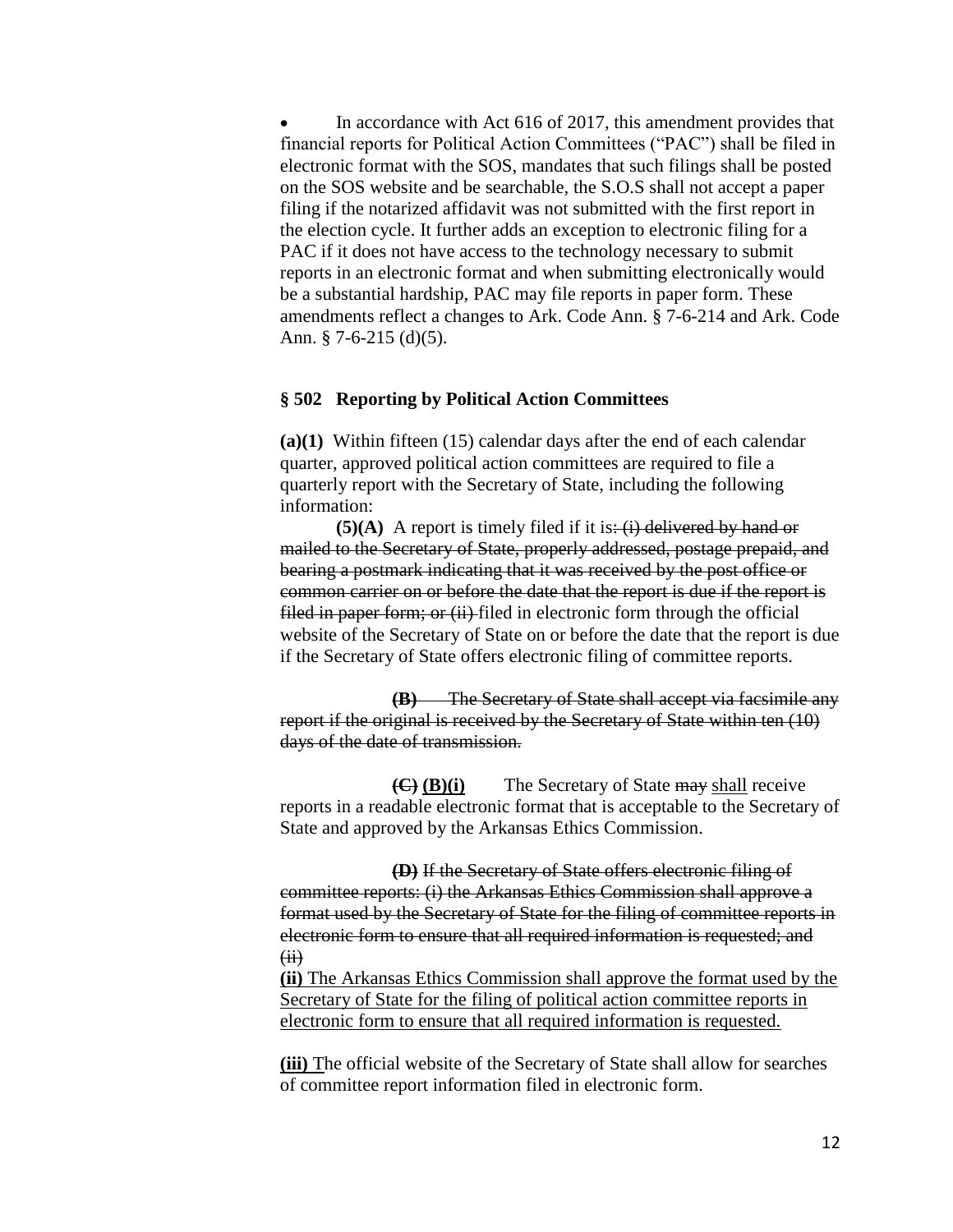- In accordance with Act 616 of 2017, this amendment provides that financial reports for Political Action Committees ("PAC") shall be filed in electronic format with the SOS, mandates that such filings shall be posted on the SOS website and be searchable, the S.O.S shall not accept a paper filing if the notarized affidavit was not submitted with the first report in the election cycle. It further adds an exception to electronic filing for a PAC if it does not have access to the technology necessary to submit reports in an electronic format and when submitting electronically would be a substantial hardship, PAC may file reports in paper form. These amendments reflect a changes to Ark. Code Ann. § 7-6-214 and Ark. Code Ann. § 7-6-215 (d)(5).

### § 502 Reporting by Political Action Committees

**(a)(1)** Within fifteen (15) calendar days after the end of each calendar quarter, approved political action committees are required to file a quarterly report with the Secretary of State, including the following information:

**(5)(A)** A report is timely filed if it is~~: (i) delivered by hand or mailed to the Secretary of State, properly addressed, postage prepaid, and bearing a postmark indicating that it was received by the post office or common carrier on or before the date that the report is due if the report is filed in paper form; or (ii)~~ filed in electronic form through the official website of the Secretary of State on or before the date that the report is due if the Secretary of State offers electronic filing of committee reports.

~~**(B)** The Secretary of State shall accept via facsimile any report if the original is received by the Secretary of State within ten (10) days of the date of transmission.~~

~~**(C)**~~ <u>**(B)(i)**</u> The Secretary of State ~~may~~ <u>shall</u> receive reports in a readable electronic format that is acceptable to the Secretary of State and approved by the Arkansas Ethics Commission.

~~**(D)** If the Secretary of State offers electronic filing of committee reports: (i) the Arkansas Ethics Commission shall approve a format used by the Secretary of State for the filing of committee reports in electronic form to ensure that all required information is requested; and (ii)~~

<u>**(ii)** The Arkansas Ethics Commission shall approve the format used by the Secretary of State for the filing of political action committee reports in electronic form to ensure that all required information is requested.</u>

<u>**(iii)**</u> The official website of the Secretary of State shall allow for searches of committee report information filed in electronic form.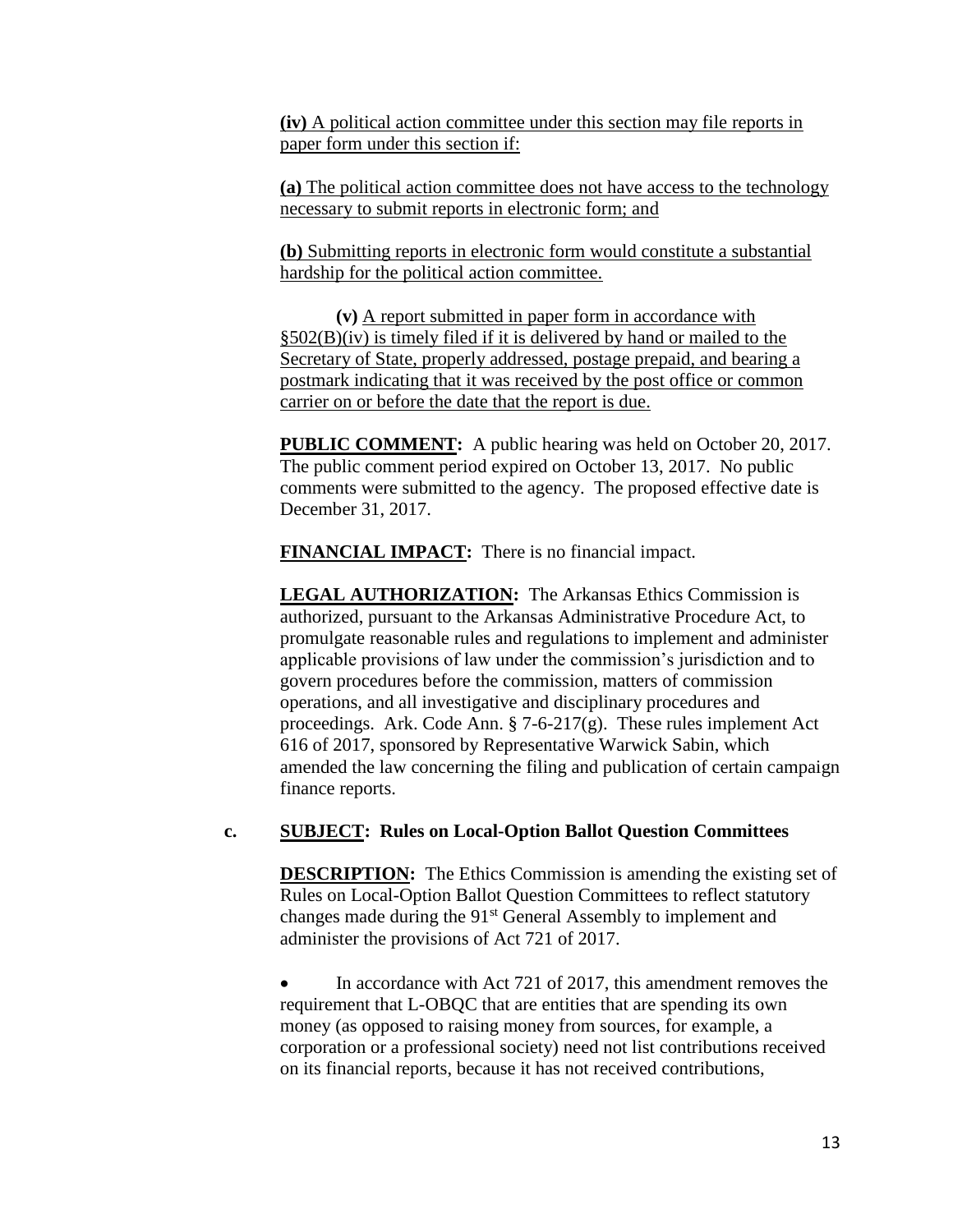<u>**(iv)** A political action committee under this section may file reports in paper form under this section if:</u>

<u>**(a)** The political action committee does not have access to the technology necessary to submit reports in electronic form; and</u>

<u>**(b)** Submitting reports in electronic form would constitute a substantial hardship for the political action committee.</u>

**(v)** <u>A report submitted in paper form in accordance with §502(B)(iv) is timely filed if it is delivered by hand or mailed to the Secretary of State, properly addressed, postage prepaid, and bearing a postmark indicating that it was received by the post office or common carrier on or before the date that the report is due.</u>

<u>**PUBLIC COMMENT**</u>**:** A public hearing was held on October 20, 2017. The public comment period expired on October 13, 2017. No public comments were submitted to the agency. The proposed effective date is December 31, 2017.

<u>**FINANCIAL IMPACT**</u>**:** There is no financial impact.

<u>**LEGAL AUTHORIZATION**</u>**:** The Arkansas Ethics Commission is authorized, pursuant to the Arkansas Administrative Procedure Act, to promulgate reasonable rules and regulations to implement and administer applicable provisions of law under the commission's jurisdiction and to govern procedures before the commission, matters of commission operations, and all investigative and disciplinary procedures and proceedings. Ark. Code Ann. § 7-6-217(g). These rules implement Act 616 of 2017, sponsored by Representative Warwick Sabin, which amended the law concerning the filing and publication of certain campaign finance reports.

**c. <u>SUBJECT</u>: Rules on Local-Option Ballot Question Committees**

<u>**DESCRIPTION**</u>**:** The Ethics Commission is amending the existing set of Rules on Local-Option Ballot Question Committees to reflect statutory changes made during the 91st General Assembly to implement and administer the provisions of Act 721 of 2017.

- In accordance with Act 721 of 2017, this amendment removes the requirement that L-OBQC that are entities that are spending its own money (as opposed to raising money from sources, for example, a corporation or a professional society) need not list contributions received on its financial reports, because it has not received contributions,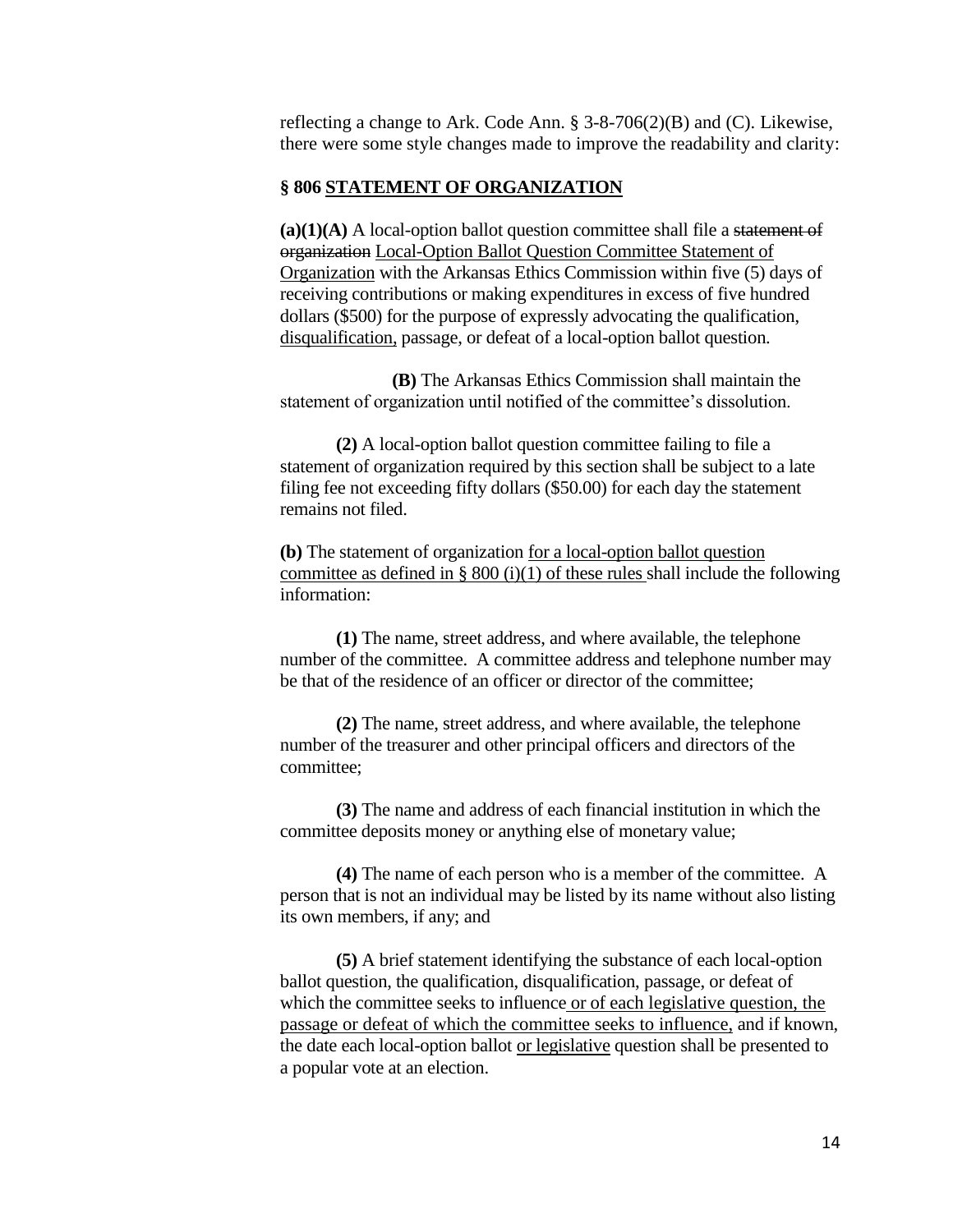reflecting a change to Ark. Code Ann. § 3-8-706(2)(B) and (C). Likewise, there were some style changes made to improve the readability and clarity:

**§ 806 STATEMENT OF ORGANIZATION**

**(a)(1)(A)** A local-option ballot question committee shall file a ~~statement of organization~~ Local-Option Ballot Question Committee Statement of Organization with the Arkansas Ethics Commission within five (5) days of receiving contributions or making expenditures in excess of five hundred dollars ($500) for the purpose of expressly advocating the qualification, disqualification, passage, or defeat of a local-option ballot question.

**(B)** The Arkansas Ethics Commission shall maintain the statement of organization until notified of the committee's dissolution.

**(2)** A local-option ballot question committee failing to file a statement of organization required by this section shall be subject to a late filing fee not exceeding fifty dollars ($50.00) for each day the statement remains not filed.

**(b)** The statement of organization for a local-option ballot question committee as defined in § 800 (i)(1) of these rules shall include the following information:

**(1)** The name, street address, and where available, the telephone number of the committee. A committee address and telephone number may be that of the residence of an officer or director of the committee;

**(2)** The name, street address, and where available, the telephone number of the treasurer and other principal officers and directors of the committee;

**(3)** The name and address of each financial institution in which the committee deposits money or anything else of monetary value;

**(4)** The name of each person who is a member of the committee. A person that is not an individual may be listed by its name without also listing its own members, if any; and

**(5)** A brief statement identifying the substance of each local-option ballot question, the qualification, disqualification, passage, or defeat of which the committee seeks to influence or of each legislative question, the passage or defeat of which the committee seeks to influence, and if known, the date each local-option ballot or legislative question shall be presented to a popular vote at an election.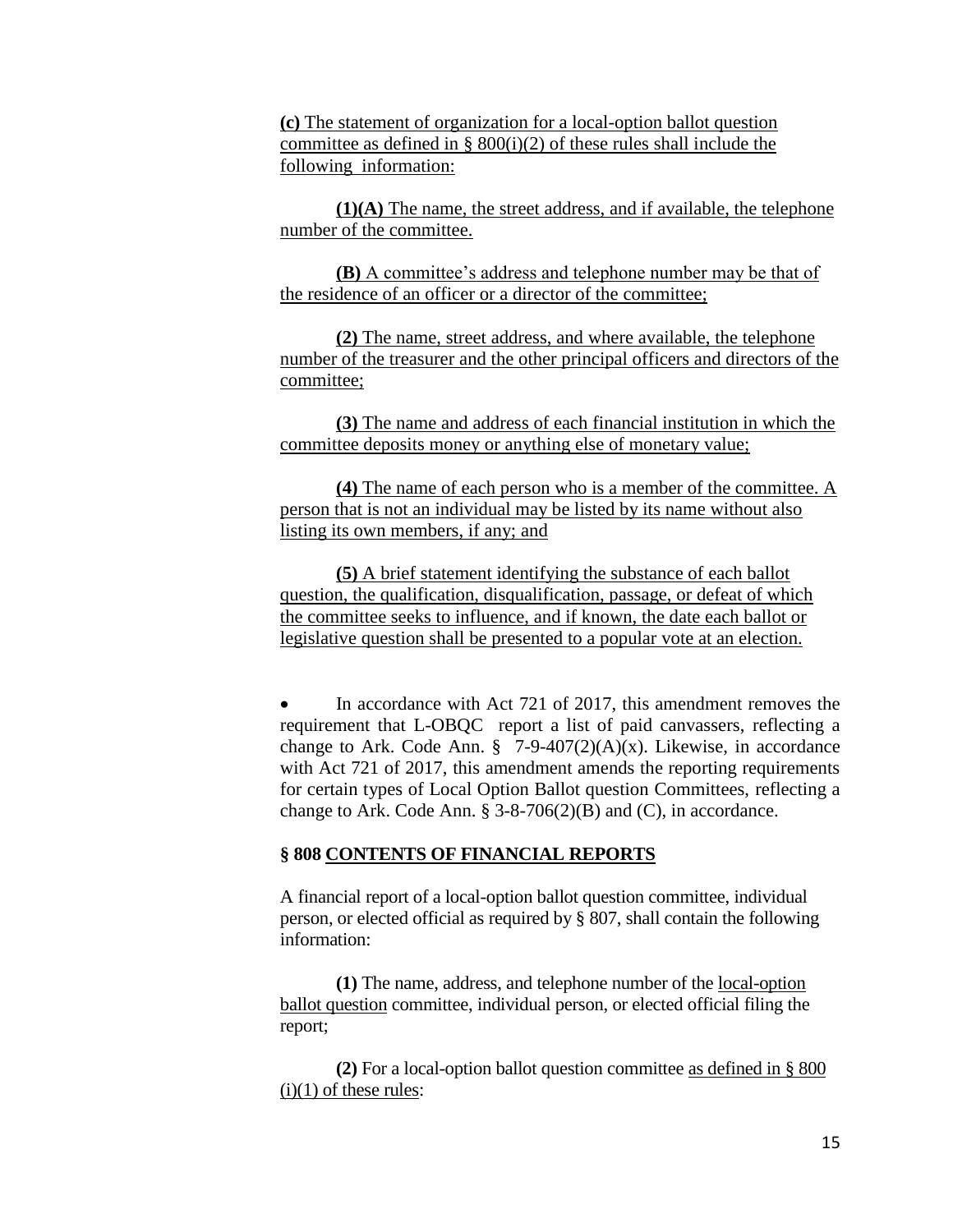**(c)** The statement of organization for a local-option ballot question committee as defined in § 800(i)(2) of these rules shall include the following information:

**(1)(A)** The name, the street address, and if available, the telephone number of the committee.

**(B)** A committee's address and telephone number may be that of the residence of an officer or a director of the committee;

**(2)** The name, street address, and where available, the telephone number of the treasurer and the other principal officers and directors of the committee;

**(3)** The name and address of each financial institution in which the committee deposits money or anything else of monetary value;

**(4)** The name of each person who is a member of the committee. A person that is not an individual may be listed by its name without also listing its own members, if any; and

**(5)** A brief statement identifying the substance of each ballot question, the qualification, disqualification, passage, or defeat of which the committee seeks to influence, and if known, the date each ballot or legislative question shall be presented to a popular vote at an election.

- In accordance with Act 721 of 2017, this amendment removes the requirement that L-OBQC report a list of paid canvassers, reflecting a change to Ark. Code Ann. § 7-9-407(2)(A)(x). Likewise, in accordance with Act 721 of 2017, this amendment amends the reporting requirements for certain types of Local Option Ballot question Committees, reflecting a change to Ark. Code Ann. § 3-8-706(2)(B) and (C), in accordance.

## § 808 CONTENTS OF FINANCIAL REPORTS

A financial report of a local-option ballot question committee, individual person, or elected official as required by § 807, shall contain the following information:

**(1)** The name, address, and telephone number of the local-option ballot question committee, individual person, or elected official filing the report;

**(2)** For a local-option ballot question committee as defined in § 800 (i)(1) of these rules: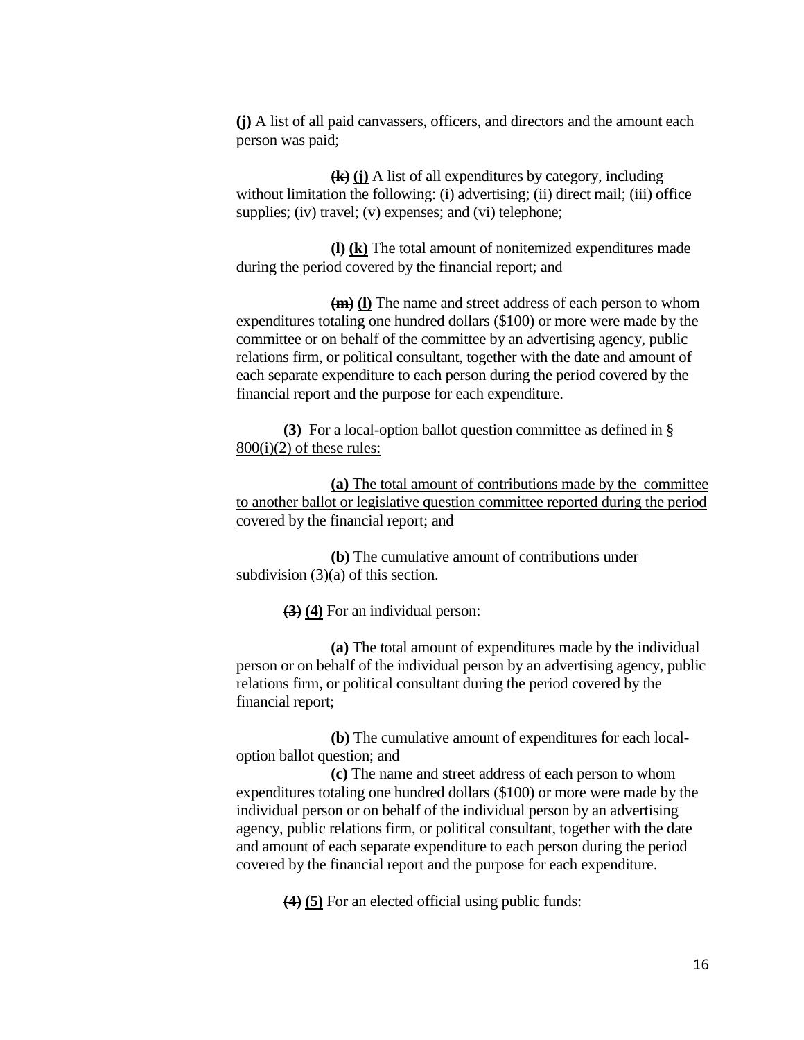~~**(j)** A list of all paid canvassers, officers, and directors and the amount each person was paid;~~

~~**(k)**~~ <u>**(j)**</u> A list of all expenditures by category, including without limitation the following: (i) advertising; (ii) direct mail; (iii) office supplies; (iv) travel; (v) expenses; and (vi) telephone;

~~**(l)**~~ <u>**(k)**</u> The total amount of nonitemized expenditures made during the period covered by the financial report; and

~~**(m)**~~ <u>**(l)**</u> The name and street address of each person to whom expenditures totaling one hundred dollars ($100) or more were made by the committee or on behalf of the committee by an advertising agency, public relations firm, or political consultant, together with the date and amount of each separate expenditure to each person during the period covered by the financial report and the purpose for each expenditure.

<u>**(3)** For a local-option ballot question committee as defined in § 800(i)(2) of these rules:</u>

<u>**(a)** The total amount of contributions made by the committee to another ballot or legislative question committee reported during the period covered by the financial report; and</u>

<u>**(b)** The cumulative amount of contributions under subdivision (3)(a) of this section.</u>

~~**(3)**~~ <u>**(4)**</u> For an individual person:

**(a)** The total amount of expenditures made by the individual person or on behalf of the individual person by an advertising agency, public relations firm, or political consultant during the period covered by the financial report;

**(b)** The cumulative amount of expenditures for each local-option ballot question; and

**(c)** The name and street address of each person to whom expenditures totaling one hundred dollars ($100) or more were made by the individual person or on behalf of the individual person by an advertising agency, public relations firm, or political consultant, together with the date and amount of each separate expenditure to each person during the period covered by the financial report and the purpose for each expenditure.

~~**(4)**~~ <u>**(5)**</u> For an elected official using public funds: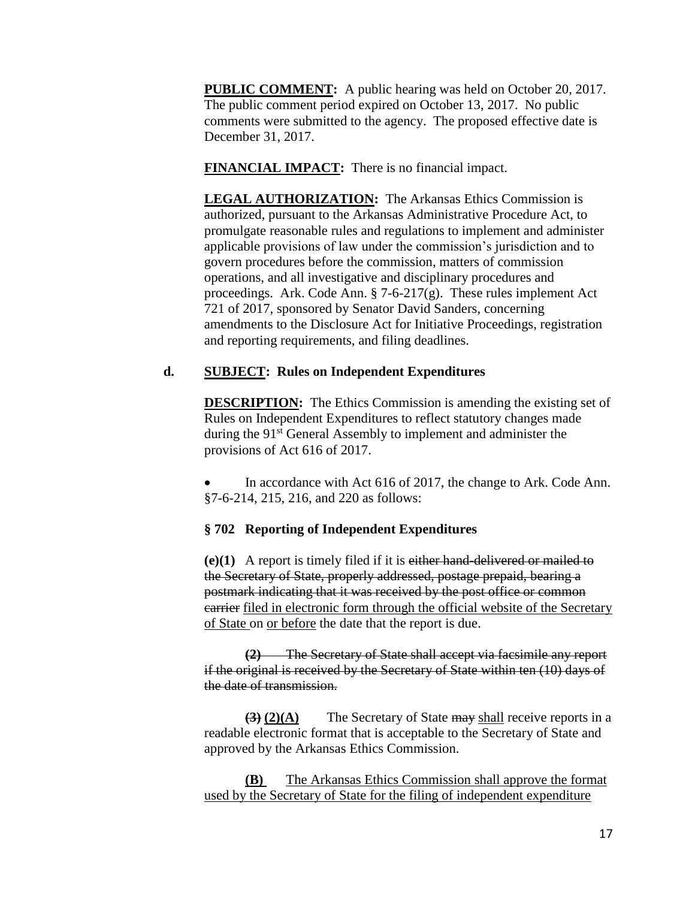**PUBLIC COMMENT:** A public hearing was held on October 20, 2017. The public comment period expired on October 13, 2017. No public comments were submitted to the agency. The proposed effective date is December 31, 2017.

**FINANCIAL IMPACT:** There is no financial impact.

**LEGAL AUTHORIZATION:** The Arkansas Ethics Commission is authorized, pursuant to the Arkansas Administrative Procedure Act, to promulgate reasonable rules and regulations to implement and administer applicable provisions of law under the commission's jurisdiction and to govern procedures before the commission, matters of commission operations, and all investigative and disciplinary procedures and proceedings. Ark. Code Ann. § 7-6-217(g). These rules implement Act 721 of 2017, sponsored by Senator David Sanders, concerning amendments to the Disclosure Act for Initiative Proceedings, registration and reporting requirements, and filing deadlines.

**d. SUBJECT: Rules on Independent Expenditures**

**DESCRIPTION:** The Ethics Commission is amending the existing set of Rules on Independent Expenditures to reflect statutory changes made during the 91st General Assembly to implement and administer the provisions of Act 616 of 2017.

- In accordance with Act 616 of 2017, the change to Ark. Code Ann. §7-6-214, 215, 216, and 220 as follows:

**§ 702 Reporting of Independent Expenditures**

**(e)(1)** A report is timely filed if it is ~~either hand-delivered or mailed to the Secretary of State, properly addressed, postage prepaid, bearing a postmark indicating that it was received by the post office or common carrier~~ <u>filed in electronic form through the official website of the Secretary of State</u> on <u>or before</u> the date that the report is due.

~~**(2)** The Secretary of State shall accept via facsimile any report if the original is received by the Secretary of State within ten (10) days of the date of transmission.~~

~~**(3)**~~ **(2)(A)** The Secretary of State ~~may~~ <u>shall</u> receive reports in a readable electronic format that is acceptable to the Secretary of State and approved by the Arkansas Ethics Commission.

**(B)** <u>The Arkansas Ethics Commission shall approve the format used by the Secretary of State for the filing of independent expenditure</u>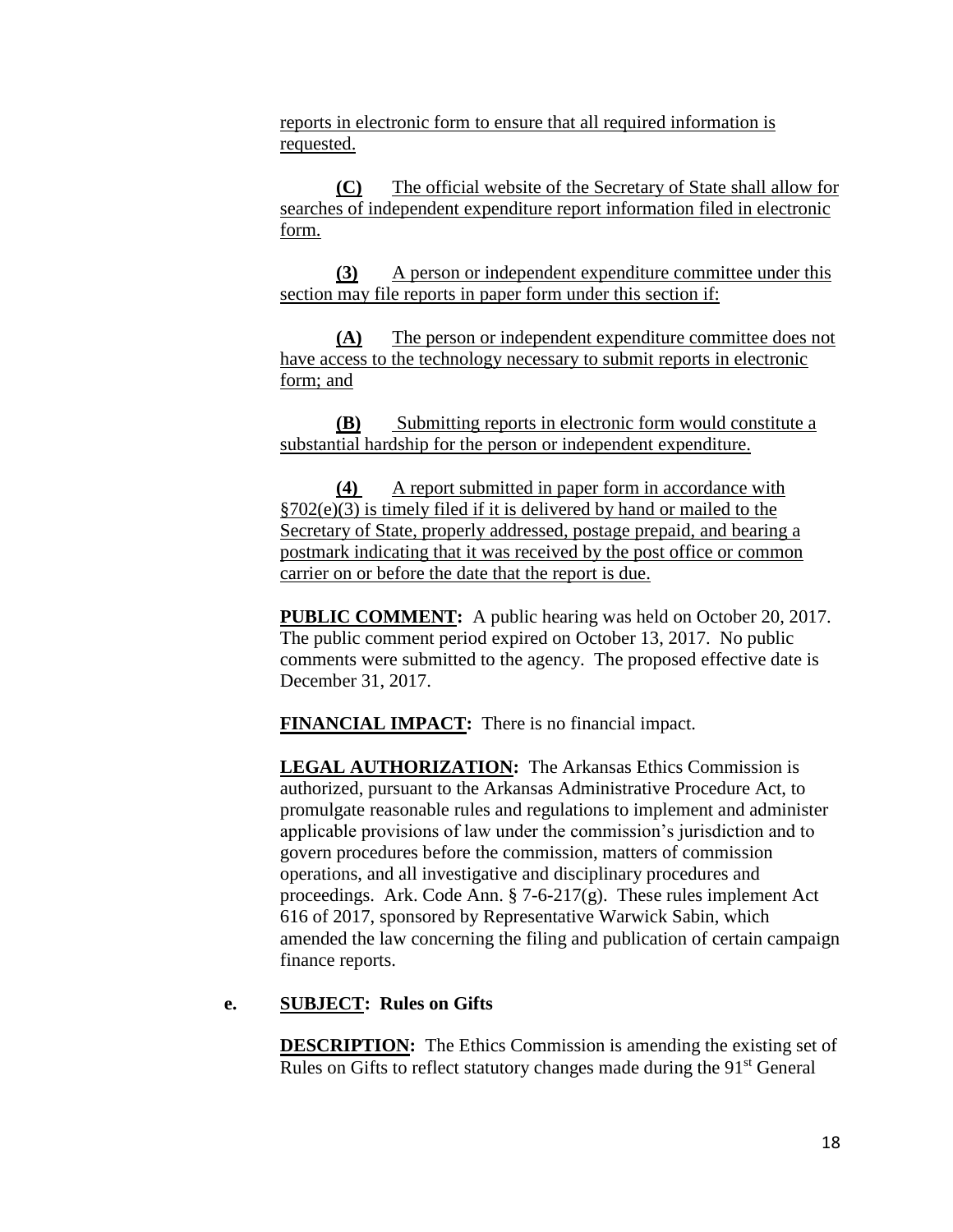reports in electronic form to ensure that all required information is requested.

**(C)** The official website of the Secretary of State shall allow for searches of independent expenditure report information filed in electronic form.

**(3)** A person or independent expenditure committee under this section may file reports in paper form under this section if:

**(A)** The person or independent expenditure committee does not have access to the technology necessary to submit reports in electronic form; and

**(B)** Submitting reports in electronic form would constitute a substantial hardship for the person or independent expenditure.

**(4)** A report submitted in paper form in accordance with §702(e)(3) is timely filed if it is delivered by hand or mailed to the Secretary of State, properly addressed, postage prepaid, and bearing a postmark indicating that it was received by the post office or common carrier on or before the date that the report is due.

**PUBLIC COMMENT:** A public hearing was held on October 20, 2017. The public comment period expired on October 13, 2017. No public comments were submitted to the agency. The proposed effective date is December 31, 2017.

**FINANCIAL IMPACT:** There is no financial impact.

**LEGAL AUTHORIZATION:** The Arkansas Ethics Commission is authorized, pursuant to the Arkansas Administrative Procedure Act, to promulgate reasonable rules and regulations to implement and administer applicable provisions of law under the commission's jurisdiction and to govern procedures before the commission, matters of commission operations, and all investigative and disciplinary procedures and proceedings. Ark. Code Ann. § 7-6-217(g). These rules implement Act 616 of 2017, sponsored by Representative Warwick Sabin, which amended the law concerning the filing and publication of certain campaign finance reports.

**e. SUBJECT: Rules on Gifts**

**DESCRIPTION:** The Ethics Commission is amending the existing set of Rules on Gifts to reflect statutory changes made during the 91st General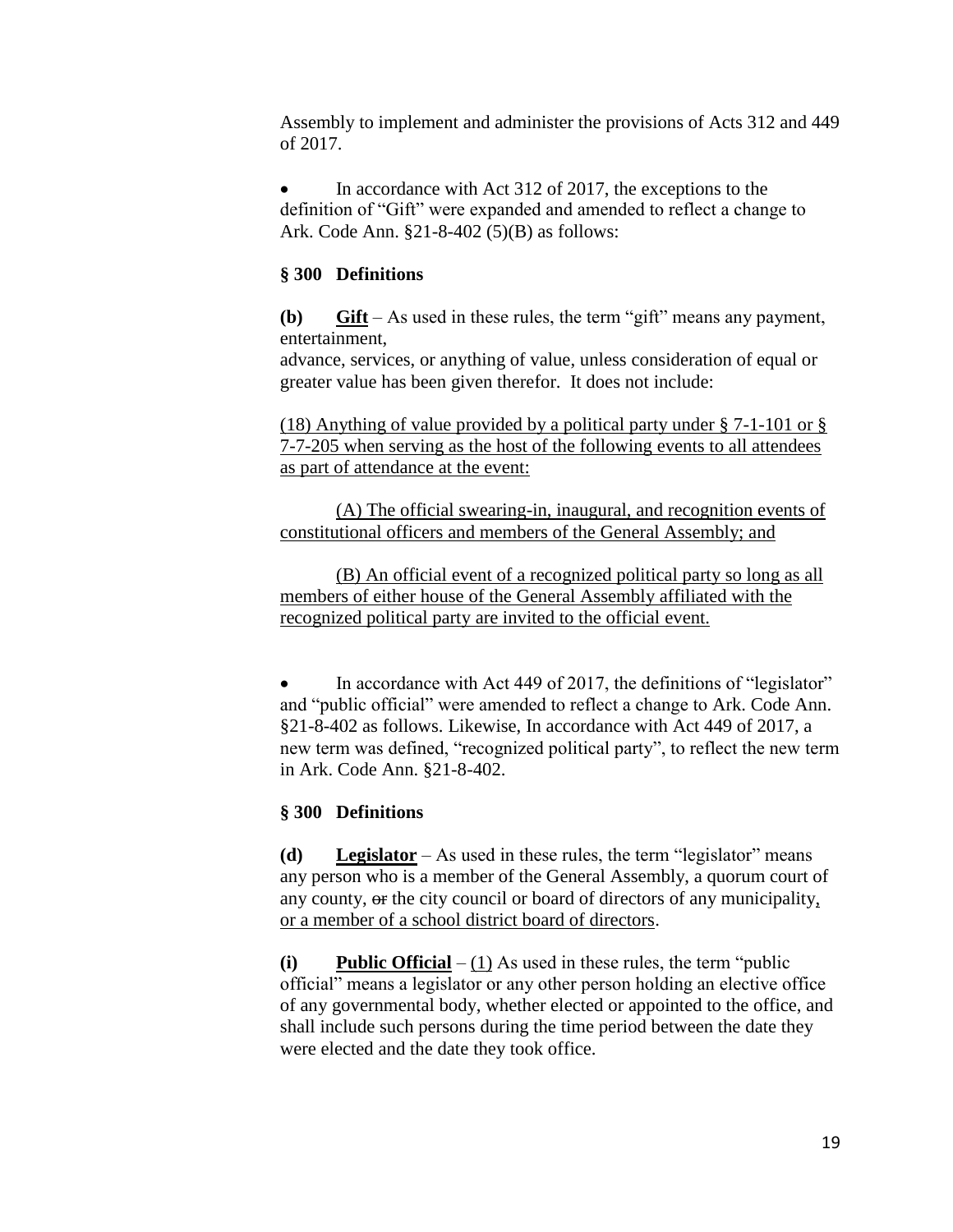Assembly to implement and administer the provisions of Acts 312 and 449 of 2017.

- In accordance with Act 312 of 2017, the exceptions to the definition of "Gift" were expanded and amended to reflect a change to Ark. Code Ann. §21-8-402 (5)(B) as follows:

**§ 300 Definitions**

**(b)** **Gift** – As used in these rules, the term "gift" means any payment, entertainment,
advance, services, or anything of value, unless consideration of equal or greater value has been given therefor. It does not include:

<u>(18) Anything of value provided by a political party under § 7-1-101 or § 7-7-205 when serving as the host of the following events to all attendees as part of attendance at the event:</u>

<u>(A) The official swearing-in, inaugural, and recognition events of constitutional officers and members of the General Assembly; and</u>

<u>(B) An official event of a recognized political party so long as all members of either house of the General Assembly affiliated with the recognized political party are invited to the official event.</u>

- In accordance with Act 449 of 2017, the definitions of "legislator" and "public official" were amended to reflect a change to Ark. Code Ann. §21-8-402 as follows. Likewise, In accordance with Act 449 of 2017, a new term was defined, "recognized political party", to reflect the new term in Ark. Code Ann. §21-8-402.

**§ 300 Definitions**

**(d)** **Legislator** – As used in these rules, the term "legislator" means any person who is a member of the General Assembly, a quorum court of any county, ~~or~~ the city council or board of directors of any municipality<u>, or a member of a school district board of directors</u>.

**(i)** **Public Official** – <u>(1)</u> As used in these rules, the term "public official" means a legislator or any other person holding an elective office of any governmental body, whether elected or appointed to the office, and shall include such persons during the time period between the date they were elected and the date they took office.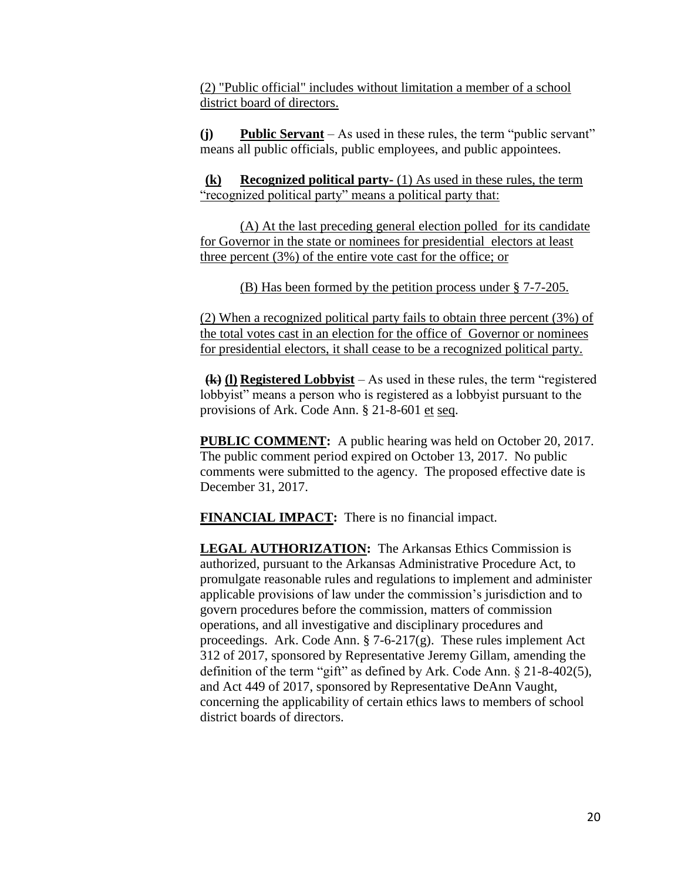<u>(2) "Public official" includes without limitation a member of a school district board of directors.</u>

**(j)** **<u>Public Servant</u>** – As used in these rules, the term "public servant" means all public officials, public employees, and public appointees.

**<u>(k)</u>** **<u>Recognized political party-</u>** <u>(1) As used in these rules, the term "recognized political party" means a political party that:</u>

<u>(A) At the last preceding general election polled for its candidate for Governor in the state or nominees for presidential electors at least three percent (3%) of the entire vote cast for the office; or</u>

<u>(B) Has been formed by the petition process under § 7-7-205.</u>

<u>(2) When a recognized political party fails to obtain three percent (3%) of the total votes cast in an election for the office of Governor or nominees for presidential electors, it shall cease to be a recognized political party.</u>

**~~(k)~~** **<u>(l)</u>** **<u>Registered Lobbyist</u>** – As used in these rules, the term "registered lobbyist" means a person who is registered as a lobbyist pursuant to the provisions of Ark. Code Ann. § 21-8-601 <u>et</u> <u>seq</u>.

**<u>PUBLIC COMMENT</u>:** A public hearing was held on October 20, 2017. The public comment period expired on October 13, 2017. No public comments were submitted to the agency. The proposed effective date is December 31, 2017.

**<u>FINANCIAL IMPACT</u>:** There is no financial impact.

**<u>LEGAL AUTHORIZATION</u>:** The Arkansas Ethics Commission is authorized, pursuant to the Arkansas Administrative Procedure Act, to promulgate reasonable rules and regulations to implement and administer applicable provisions of law under the commission's jurisdiction and to govern procedures before the commission, matters of commission operations, and all investigative and disciplinary procedures and proceedings. Ark. Code Ann. § 7-6-217(g). These rules implement Act 312 of 2017, sponsored by Representative Jeremy Gillam, amending the definition of the term "gift" as defined by Ark. Code Ann. § 21-8-402(5), and Act 449 of 2017, sponsored by Representative DeAnn Vaught, concerning the applicability of certain ethics laws to members of school district boards of directors.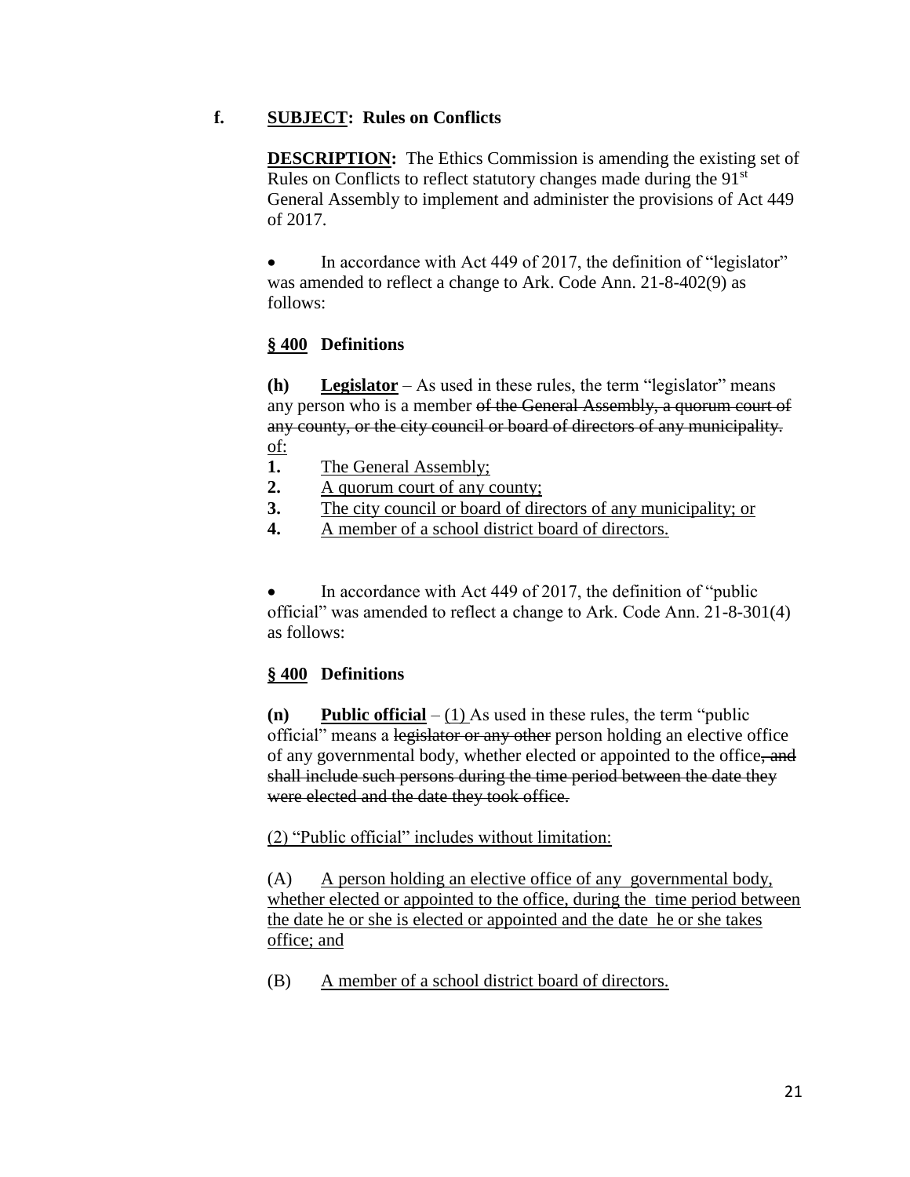**f. SUBJECT: Rules on Conflicts**

**DESCRIPTION:** The Ethics Commission is amending the existing set of Rules on Conflicts to reflect statutory changes made during the 91st General Assembly to implement and administer the provisions of Act 449 of 2017.

- In accordance with Act 449 of 2017, the definition of "legislator" was amended to reflect a change to Ark. Code Ann. 21-8-402(9) as follows:

**§ 400 Definitions**

**(h) Legislator** – As used in these rules, the term "legislator" means any person who is a member ~~of the General Assembly, a quorum court of any county, or the city council or board of directors of any municipality.~~ <u>of:</u>

**1.** <u>The General Assembly;</u>
**2.** <u>A quorum court of any county;</u>
**3.** <u>The city council or board of directors of any municipality; or</u>
**4.** <u>A member of a school district board of directors.</u>

- In accordance with Act 449 of 2017, the definition of "public official" was amended to reflect a change to Ark. Code Ann. 21-8-301(4) as follows:

**§ 400 Definitions**

**(n) Public official** – <u>(1)</u> As used in these rules, the term "public official" means a ~~legislator or any other~~ person holding an elective office of any governmental body, whether elected or appointed to the office~~, and shall include such persons during the time period between the date they were elected and the date they took office.~~

<u>(2) "Public official" includes without limitation:</u>

(A) <u>A person holding an elective office of any governmental body, whether elected or appointed to the office, during the time period between the date he or she is elected or appointed and the date he or she takes office; and</u>

(B) <u>A member of a school district board of directors.</u>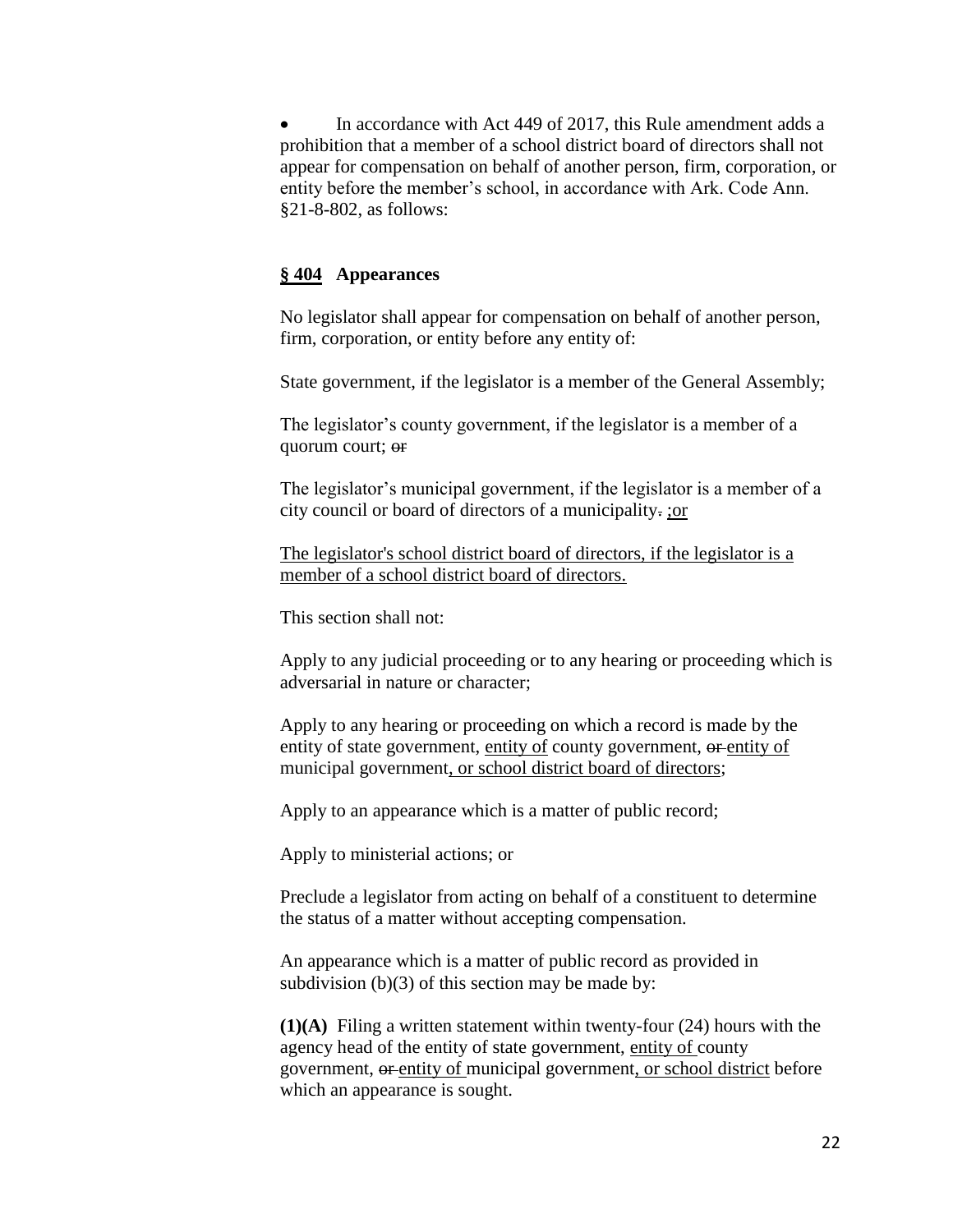- In accordance with Act 449 of 2017, this Rule amendment adds a prohibition that a member of a school district board of directors shall not appear for compensation on behalf of another person, firm, corporation, or entity before the member's school, in accordance with Ark. Code Ann. §21-8-802, as follows:

### <u>§ 404</u> Appearances

No legislator shall appear for compensation on behalf of another person, firm, corporation, or entity before any entity of:

State government, if the legislator is a member of the General Assembly;

The legislator's county government, if the legislator is a member of a quorum court; ~~or~~

The legislator's municipal government, if the legislator is a member of a city council or board of directors of a municipality~~.~~ <u>;or</u>

<u>The legislator's school district board of directors, if the legislator is a member of a school district board of directors.</u>

This section shall not:

Apply to any judicial proceeding or to any hearing or proceeding which is adversarial in nature or character;

Apply to any hearing or proceeding on which a record is made by the entity of state government, <u>entity of</u> county government, ~~or~~ <u>entity of</u> municipal government<u>, or school district board of directors</u>;

Apply to an appearance which is a matter of public record;

Apply to ministerial actions; or

Preclude a legislator from acting on behalf of a constituent to determine the status of a matter without accepting compensation.

An appearance which is a matter of public record as provided in subdivision (b)(3) of this section may be made by:

**(1)(A)** Filing a written statement within twenty-four (24) hours with the agency head of the entity of state government, <u>entity of</u> county government, ~~or~~ <u>entity of</u> municipal government<u>, or school district</u> before which an appearance is sought.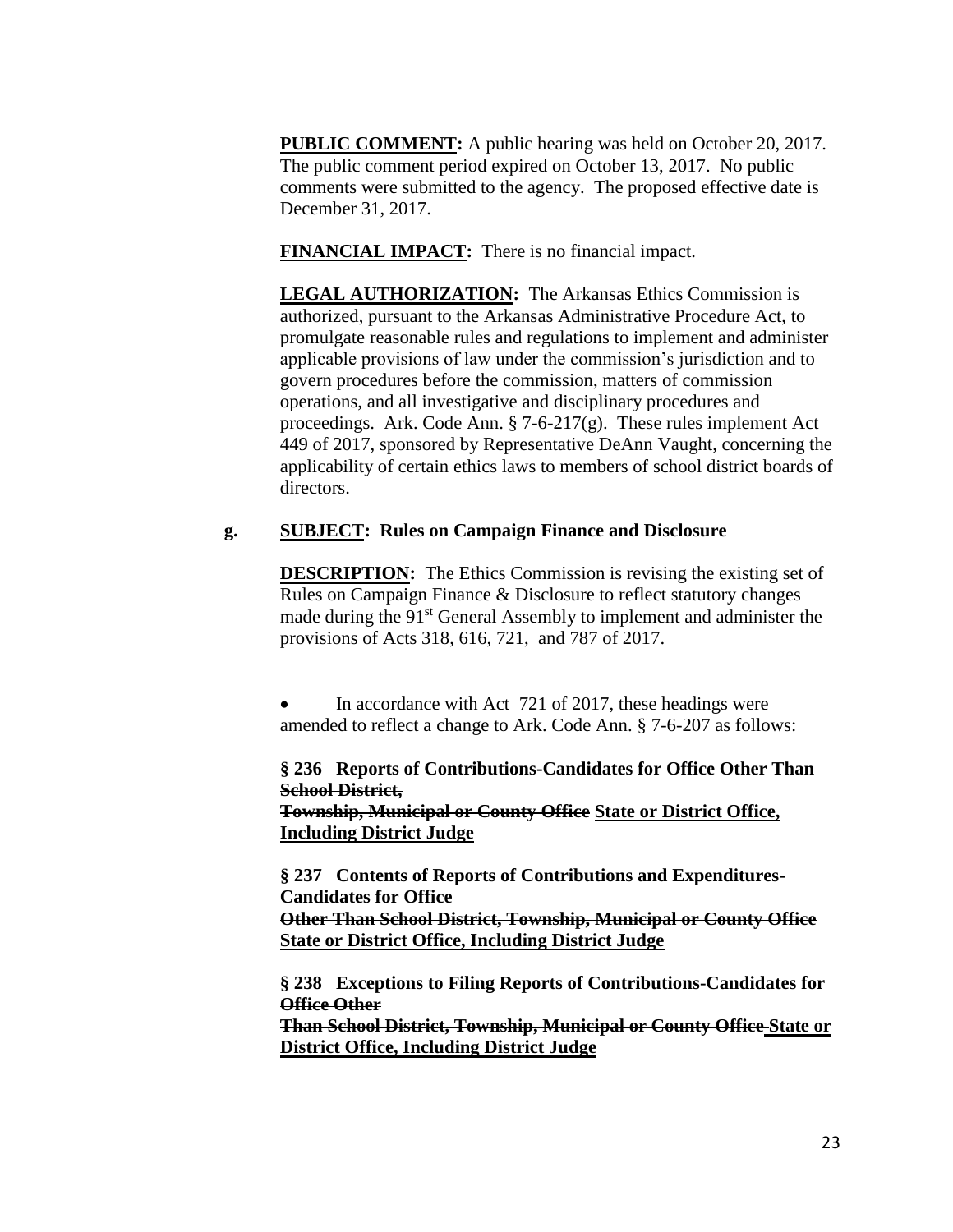**PUBLIC COMMENT:** A public hearing was held on October 20, 2017. The public comment period expired on October 13, 2017. No public comments were submitted to the agency. The proposed effective date is December 31, 2017.

**FINANCIAL IMPACT:** There is no financial impact.

**LEGAL AUTHORIZATION:** The Arkansas Ethics Commission is authorized, pursuant to the Arkansas Administrative Procedure Act, to promulgate reasonable rules and regulations to implement and administer applicable provisions of law under the commission's jurisdiction and to govern procedures before the commission, matters of commission operations, and all investigative and disciplinary procedures and proceedings. Ark. Code Ann. § 7-6-217(g). These rules implement Act 449 of 2017, sponsored by Representative DeAnn Vaught, concerning the applicability of certain ethics laws to members of school district boards of directors.

**g. SUBJECT: Rules on Campaign Finance and Disclosure**

**DESCRIPTION:** The Ethics Commission is revising the existing set of Rules on Campaign Finance & Disclosure to reflect statutory changes made during the 91st General Assembly to implement and administer the provisions of Acts 318, 616, 721, and 787 of 2017.

- In accordance with Act 721 of 2017, these headings were amended to reflect a change to Ark. Code Ann. § 7-6-207 as follows:

**§ 236 Reports of Contributions-Candidates for ~~Office Other Than School District, Township, Municipal or County Office~~ State or District Office, Including District Judge**

**§ 237 Contents of Reports of Contributions and Expenditures-Candidates for ~~Office Other Than School District, Township, Municipal or County Office~~ State or District Office, Including District Judge**

**§ 238 Exceptions to Filing Reports of Contributions-Candidates for ~~Office Other Than School District, Township, Municipal or County Office~~ State or District Office, Including District Judge**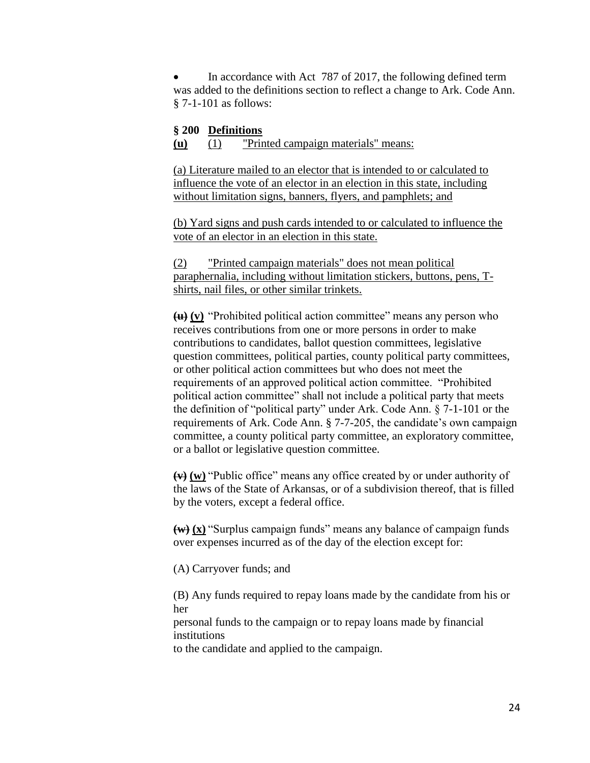- In accordance with Act 787 of 2017, the following defined term was added to the definitions section to reflect a change to Ark. Code Ann. § 7-1-101 as follows:

**§ 200 Definitions**

**(u)** (1) "Printed campaign materials" means:

(a) Literature mailed to an elector that is intended to or calculated to influence the vote of an elector in an election in this state, including without limitation signs, banners, flyers, and pamphlets; and

(b) Yard signs and push cards intended to or calculated to influence the vote of an elector in an election in this state.

(2) "Printed campaign materials" does not mean political paraphernalia, including without limitation stickers, buttons, pens, T-shirts, nail files, or other similar trinkets.

~~**(u)**~~ **(v)** "Prohibited political action committee" means any person who receives contributions from one or more persons in order to make contributions to candidates, ballot question committees, legislative question committees, political parties, county political party committees, or other political action committees but who does not meet the requirements of an approved political action committee. "Prohibited political action committee" shall not include a political party that meets the definition of "political party" under Ark. Code Ann. § 7-1-101 or the requirements of Ark. Code Ann. § 7-7-205, the candidate's own campaign committee, a county political party committee, an exploratory committee, or a ballot or legislative question committee.

~~**(v)**~~ **(w)** "Public office" means any office created by or under authority of the laws of the State of Arkansas, or of a subdivision thereof, that is filled by the voters, except a federal office.

~~**(w)**~~ **(x)** "Surplus campaign funds" means any balance of campaign funds over expenses incurred as of the day of the election except for:

(A) Carryover funds; and

(B) Any funds required to repay loans made by the candidate from his or her personal funds to the campaign or to repay loans made by financial institutions to the candidate and applied to the campaign.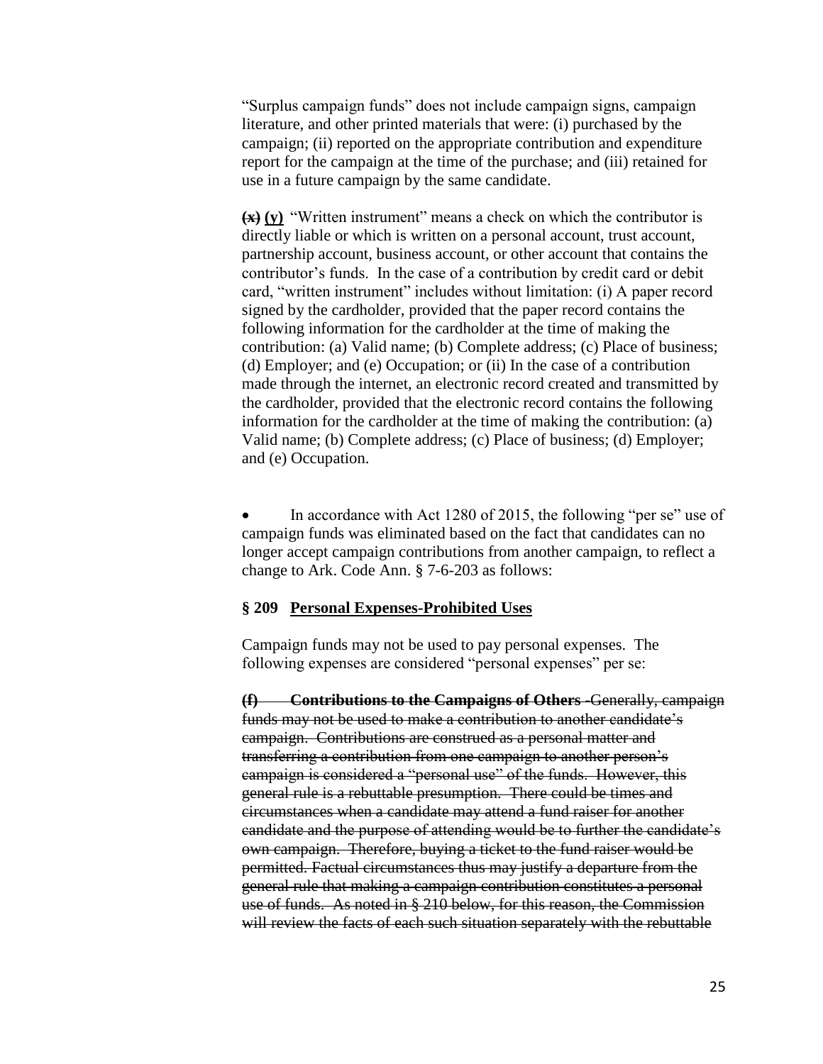"Surplus campaign funds" does not include campaign signs, campaign literature, and other printed materials that were: (i) purchased by the campaign; (ii) reported on the appropriate contribution and expenditure report for the campaign at the time of the purchase; and (iii) retained for use in a future campaign by the same candidate.

**~~(x)~~ <u>(y)</u>** "Written instrument" means a check on which the contributor is directly liable or which is written on a personal account, trust account, partnership account, business account, or other account that contains the contributor's funds. In the case of a contribution by credit card or debit card, "written instrument" includes without limitation: (i) A paper record signed by the cardholder, provided that the paper record contains the following information for the cardholder at the time of making the contribution: (a) Valid name; (b) Complete address; (c) Place of business; (d) Employer; and (e) Occupation; or (ii) In the case of a contribution made through the internet, an electronic record created and transmitted by the cardholder, provided that the electronic record contains the following information for the cardholder at the time of making the contribution: (a) Valid name; (b) Complete address; (c) Place of business; (d) Employer; and (e) Occupation.

- In accordance with Act 1280 of 2015, the following "per se" use of campaign funds was eliminated based on the fact that candidates can no longer accept campaign contributions from another campaign, to reflect a change to Ark. Code Ann. § 7-6-203 as follows:

**§ 209 <u>Personal Expenses-Prohibited Uses</u>**

Campaign funds may not be used to pay personal expenses. The following expenses are considered "personal expenses" per se:

~~**(f) Contributions to the Campaigns of Others** -Generally, campaign funds may not be used to make a contribution to another candidate's campaign. Contributions are construed as a personal matter and transferring a contribution from one campaign to another person's campaign is considered a "personal use" of the funds. However, this general rule is a rebuttable presumption. There could be times and circumstances when a candidate may attend a fund raiser for another candidate and the purpose of attending would be to further the candidate's own campaign. Therefore, buying a ticket to the fund raiser would be permitted. Factual circumstances thus may justify a departure from the general rule that making a campaign contribution constitutes a personal use of funds. As noted in § 210 below, for this reason, the Commission will review the facts of each such situation separately with the rebuttable~~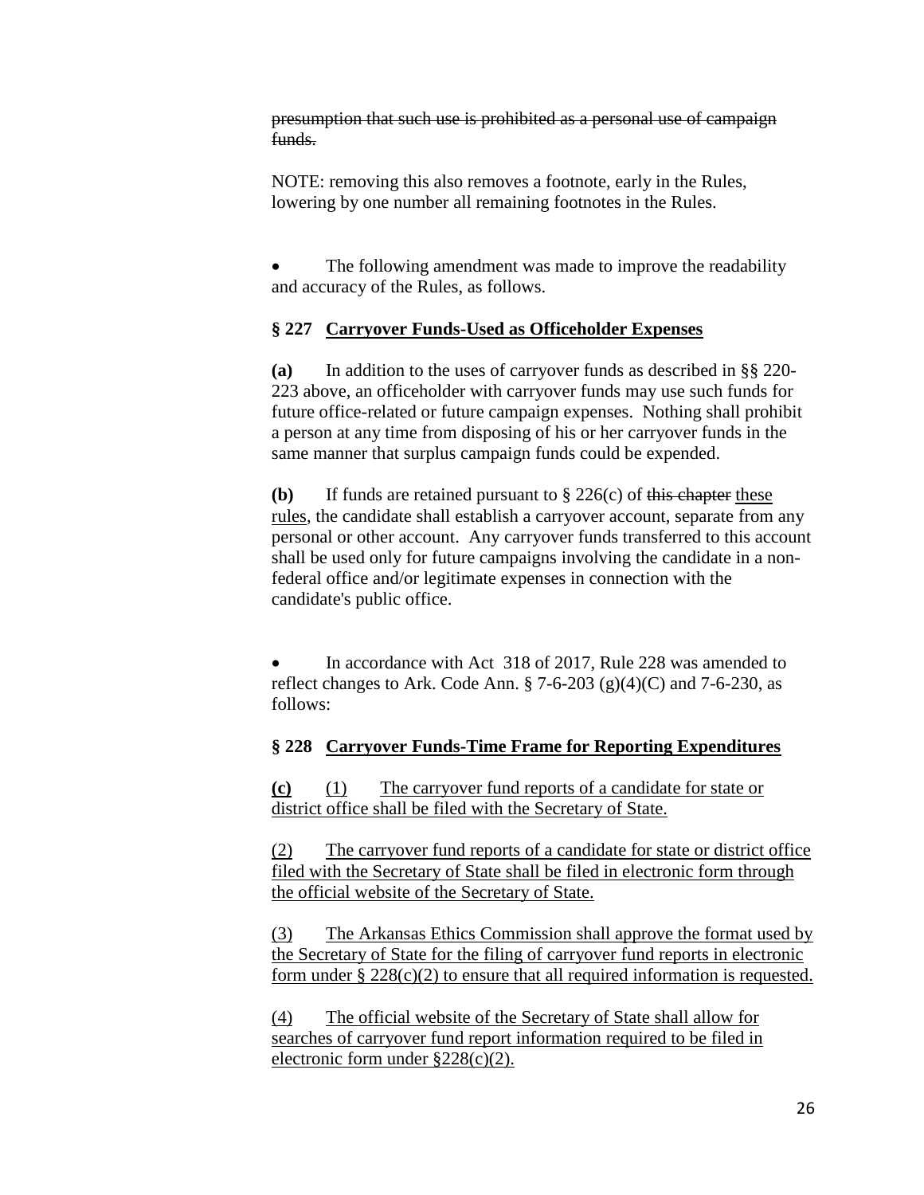~~presumption that such use is prohibited as a personal use of campaign funds.~~

NOTE: removing this also removes a footnote, early in the Rules, lowering by one number all remaining footnotes in the Rules.

- The following amendment was made to improve the readability and accuracy of the Rules, as follows.

**§ 227 <u>Carryover Funds-Used as Officeholder Expenses</u>**

**(a)** In addition to the uses of carryover funds as described in §§ 220-223 above, an officeholder with carryover funds may use such funds for future office-related or future campaign expenses. Nothing shall prohibit a person at any time from disposing of his or her carryover funds in the same manner that surplus campaign funds could be expended.

**(b)** If funds are retained pursuant to § 226(c) of ~~this chapter~~ <u>these rules</u>, the candidate shall establish a carryover account, separate from any personal or other account. Any carryover funds transferred to this account shall be used only for future campaigns involving the candidate in a non-federal office and/or legitimate expenses in connection with the candidate's public office.

- In accordance with Act 318 of 2017, Rule 228 was amended to reflect changes to Ark. Code Ann. § 7-6-203 (g)(4)(C) and 7-6-230, as follows:

**§ 228 <u>Carryover Funds-Time Frame for Reporting Expenditures</u>**

**<u>(c)</u>** <u>(1) The carryover fund reports of a candidate for state or district office shall be filed with the Secretary of State.</u>

<u>(2) The carryover fund reports of a candidate for state or district office filed with the Secretary of State shall be filed in electronic form through the official website of the Secretary of State.</u>

<u>(3) The Arkansas Ethics Commission shall approve the format used by the Secretary of State for the filing of carryover fund reports in electronic form under § 228(c)(2) to ensure that all required information is requested.</u>

<u>(4) The official website of the Secretary of State shall allow for searches of carryover fund report information required to be filed in electronic form under §228(c)(2).</u>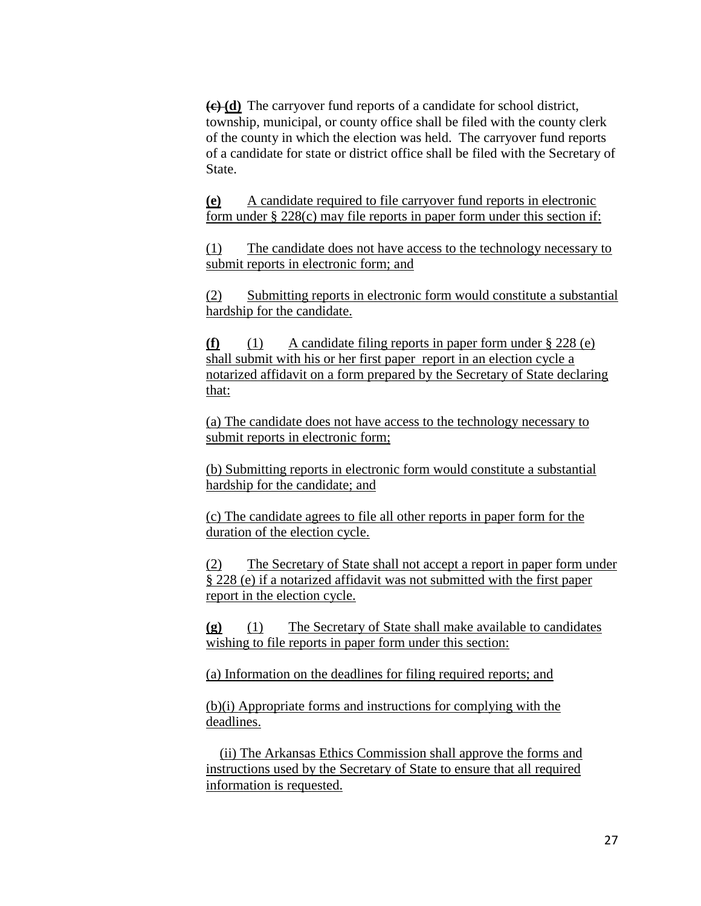~~(c)~~ **(d)** The carryover fund reports of a candidate for school district, township, municipal, or county office shall be filed with the county clerk of the county in which the election was held. The carryover fund reports of a candidate for state or district office shall be filed with the Secretary of State.

**(e)** <u>A candidate required to file carryover fund reports in electronic form under § 228(c) may file reports in paper form under this section if:</u>

<u>(1) The candidate does not have access to the technology necessary to submit reports in electronic form; and</u>

<u>(2) Submitting reports in electronic form would constitute a substantial hardship for the candidate.</u>

**(f)** <u>(1) A candidate filing reports in paper form under § 228 (e) shall submit with his or her first paper report in an election cycle a notarized affidavit on a form prepared by the Secretary of State declaring that:</u>

<u>(a) The candidate does not have access to the technology necessary to submit reports in electronic form;</u>

<u>(b) Submitting reports in electronic form would constitute a substantial hardship for the candidate; and</u>

<u>(c) The candidate agrees to file all other reports in paper form for the duration of the election cycle.</u>

<u>(2) The Secretary of State shall not accept a report in paper form under § 228 (e) if a notarized affidavit was not submitted with the first paper report in the election cycle.</u>

**(g)** <u>(1) The Secretary of State shall make available to candidates wishing to file reports in paper form under this section:</u>

<u>(a) Information on the deadlines for filing required reports; and</u>

<u>(b)(i) Appropriate forms and instructions for complying with the deadlines.</u>

<u>(ii) The Arkansas Ethics Commission shall approve the forms and instructions used by the Secretary of State to ensure that all required information is requested.</u>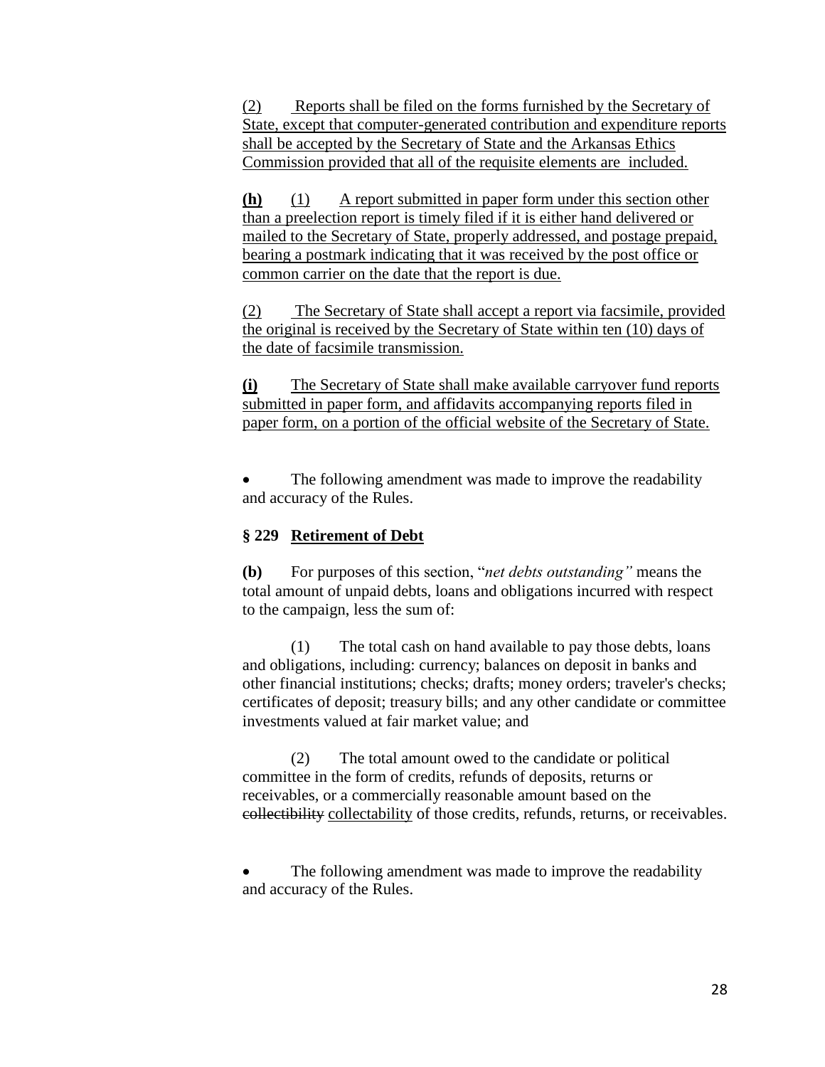<u>(2) Reports shall be filed on the forms furnished by the Secretary of State, except that computer-generated contribution and expenditure reports shall be accepted by the Secretary of State and the Arkansas Ethics Commission provided that all of the requisite elements are included.</u>

**<u>(h)</u>** <u>(1) A report submitted in paper form under this section other than a preelection report is timely filed if it is either hand delivered or mailed to the Secretary of State, properly addressed, and postage prepaid, bearing a postmark indicating that it was received by the post office or common carrier on the date that the report is due.</u>

<u>(2) The Secretary of State shall accept a report via facsimile, provided the original is received by the Secretary of State within ten (10) days of the date of facsimile transmission.</u>

**<u>(i)</u>** <u>The Secretary of State shall make available carryover fund reports submitted in paper form, and affidavits accompanying reports filed in paper form, on a portion of the official website of the Secretary of State.</u>

- The following amendment was made to improve the readability and accuracy of the Rules.

**§ 229 <u>Retirement of Debt</u>**

**(b)** For purposes of this section, "*net debts outstanding"* means the total amount of unpaid debts, loans and obligations incurred with respect to the campaign, less the sum of:

(1) The total cash on hand available to pay those debts, loans and obligations, including: currency; balances on deposit in banks and other financial institutions; checks; drafts; money orders; traveler's checks; certificates of deposit; treasury bills; and any other candidate or committee investments valued at fair market value; and

(2) The total amount owed to the candidate or political committee in the form of credits, refunds of deposits, returns or receivables, or a commercially reasonable amount based on the ~~collectibility~~ <u>collectability</u> of those credits, refunds, returns, or receivables.

- The following amendment was made to improve the readability and accuracy of the Rules.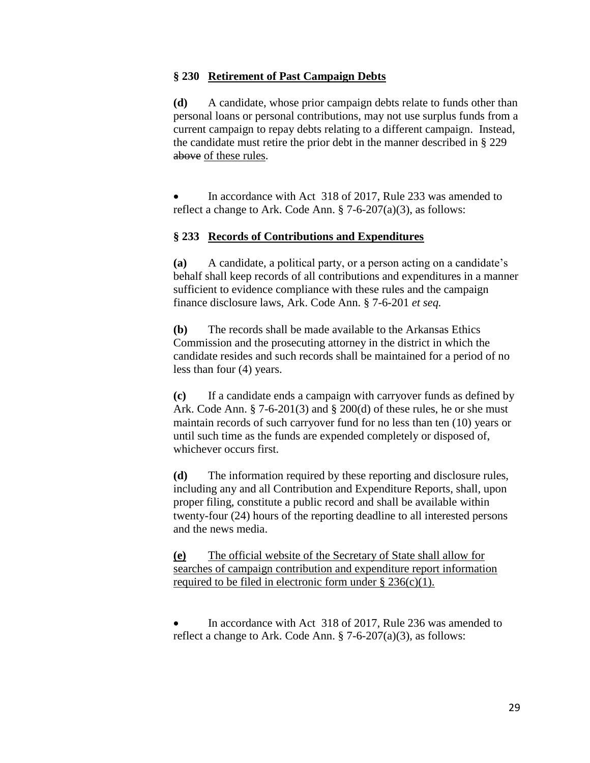**§ 230 Retirement of Past Campaign Debts**

**(d)** A candidate, whose prior campaign debts relate to funds other than personal loans or personal contributions, may not use surplus funds from a current campaign to repay debts relating to a different campaign. Instead, the candidate must retire the prior debt in the manner described in § 229 ~~above~~ of these rules.

- In accordance with Act 318 of 2017, Rule 233 was amended to reflect a change to Ark. Code Ann. § 7-6-207(a)(3), as follows:

**§ 233 Records of Contributions and Expenditures**

**(a)** A candidate, a political party, or a person acting on a candidate's behalf shall keep records of all contributions and expenditures in a manner sufficient to evidence compliance with these rules and the campaign finance disclosure laws, Ark. Code Ann. § 7-6-201 *et seq.*

**(b)** The records shall be made available to the Arkansas Ethics Commission and the prosecuting attorney in the district in which the candidate resides and such records shall be maintained for a period of no less than four (4) years.

**(c)** If a candidate ends a campaign with carryover funds as defined by Ark. Code Ann. § 7-6-201(3) and § 200(d) of these rules, he or she must maintain records of such carryover fund for no less than ten (10) years or until such time as the funds are expended completely or disposed of, whichever occurs first.

**(d)** The information required by these reporting and disclosure rules, including any and all Contribution and Expenditure Reports, shall, upon proper filing, constitute a public record and shall be available within twenty-four (24) hours of the reporting deadline to all interested persons and the news media.

**(e)** The official website of the Secretary of State shall allow for searches of campaign contribution and expenditure report information required to be filed in electronic form under § 236(c)(1).

- In accordance with Act 318 of 2017, Rule 236 was amended to reflect a change to Ark. Code Ann. § 7-6-207(a)(3), as follows: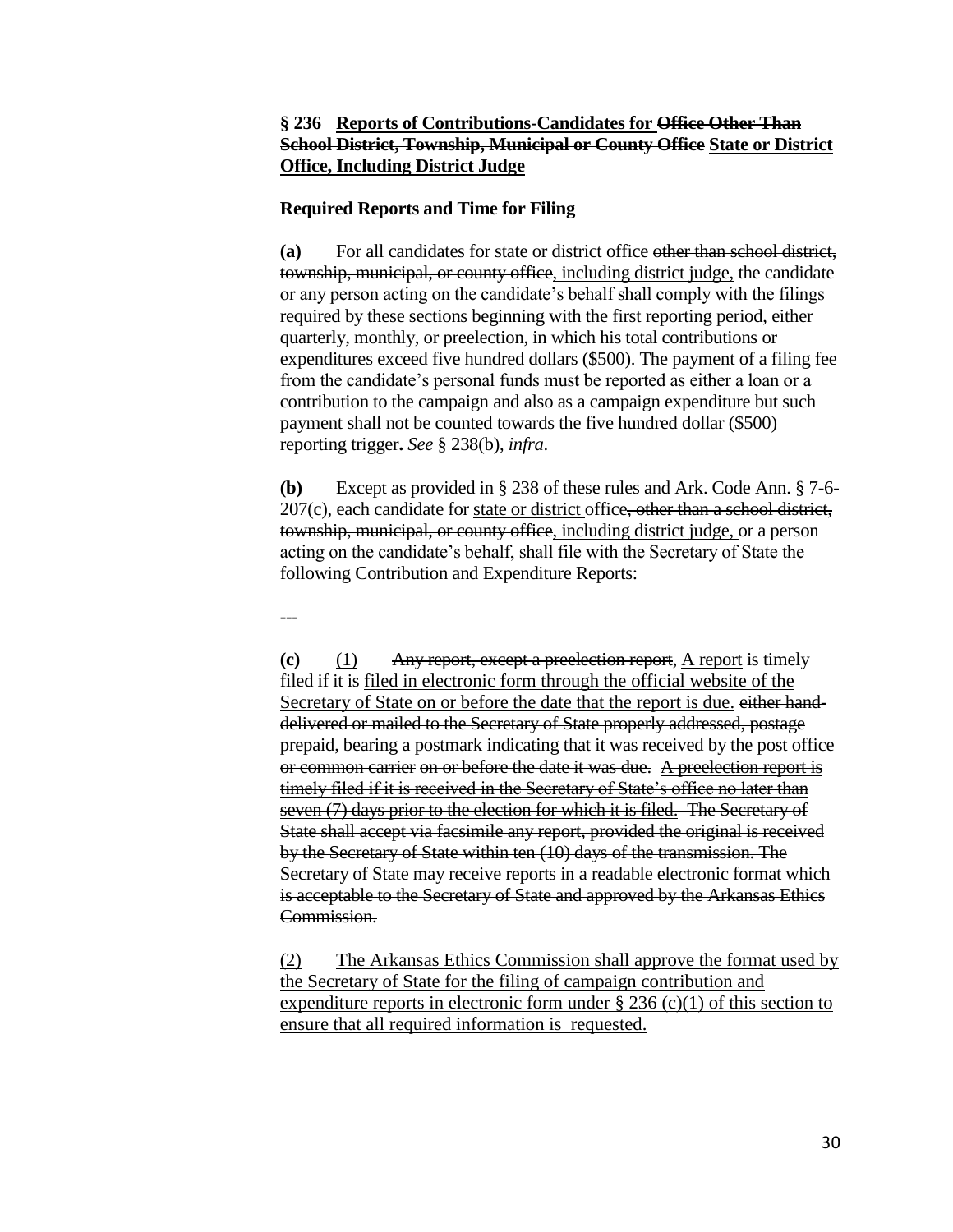**§ 236 Reports of Contributions-Candidates for ~~Office Other Than School District, Township, Municipal or County Office~~ <u>State or District Office, Including District Judge</u>**

**Required Reports and Time for Filing**

**(a)** For all candidates for <u>state or district</u> office ~~other than school district, township, municipal, or county office~~<u>, including district judge,</u> the candidate or any person acting on the candidate's behalf shall comply with the filings required by these sections beginning with the first reporting period, either quarterly, monthly, or preelection, in which his total contributions or expenditures exceed five hundred dollars ($500). The payment of a filing fee from the candidate's personal funds must be reported as either a loan or a contribution to the campaign and also as a campaign expenditure but such payment shall not be counted towards the five hundred dollar ($500) reporting trigger**.** *See* § 238(b), *infra*.

**(b)** Except as provided in § 238 of these rules and Ark. Code Ann. § 7-6-207(c), each candidate for <u>state or district</u> office~~, other than a school district, township, municipal, or county office~~<u>, including district judge,</u> or a person acting on the candidate's behalf, shall file with the Secretary of State the following Contribution and Expenditure Reports:

---

**(c)** <u>(1)</u> ~~Any report, except a preelection report,~~ <u>A report</u> is timely filed if it is <u>filed in electronic form through the official website of the Secretary of State on or before the date that the report is due.</u> ~~either hand-delivered or mailed to the Secretary of State properly addressed, postage prepaid, bearing a postmark indicating that it was received by the post office or common carrier on or before the date it was due. A preelection report is timely filed if it is received in the Secretary of State's office no later than seven (7) days prior to the election for which it is filed. The Secretary of State shall accept via facsimile any report, provided the original is received by the Secretary of State within ten (10) days of the transmission. The Secretary of State may receive reports in a readable electronic format which is acceptable to the Secretary of State and approved by the Arkansas Ethics Commission.~~

<u>(2) The Arkansas Ethics Commission shall approve the format used by the Secretary of State for the filing of campaign contribution and expenditure reports in electronic form under § 236 (c)(1) of this section to ensure that all required information is requested.</u>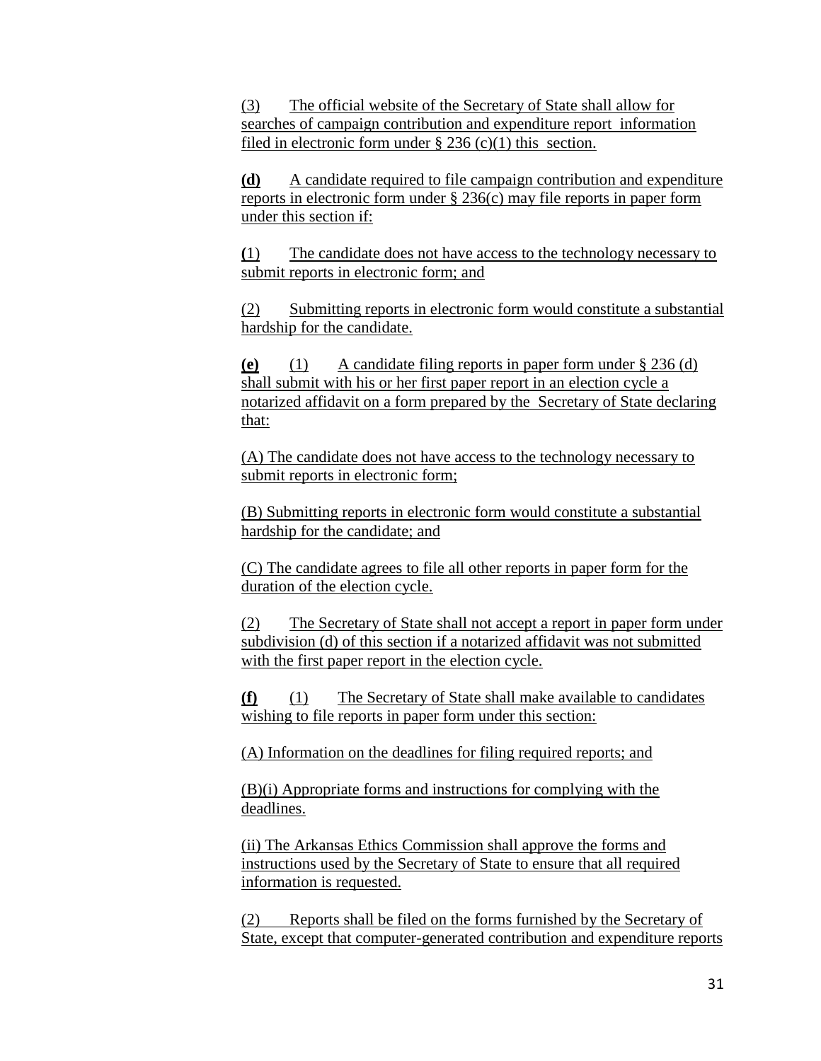(3) The official website of the Secretary of State shall allow for searches of campaign contribution and expenditure report information filed in electronic form under § 236 (c)(1) this section.

**(d)** A candidate required to file campaign contribution and expenditure reports in electronic form under § 236(c) may file reports in paper form under this section if:

**(**1) The candidate does not have access to the technology necessary to submit reports in electronic form; and

(2) Submitting reports in electronic form would constitute a substantial hardship for the candidate.

**(e)** (1) A candidate filing reports in paper form under § 236 (d) shall submit with his or her first paper report in an election cycle a notarized affidavit on a form prepared by the Secretary of State declaring that:

(A) The candidate does not have access to the technology necessary to submit reports in electronic form;

(B) Submitting reports in electronic form would constitute a substantial hardship for the candidate; and

(C) The candidate agrees to file all other reports in paper form for the duration of the election cycle.

(2) The Secretary of State shall not accept a report in paper form under subdivision (d) of this section if a notarized affidavit was not submitted with the first paper report in the election cycle.

**(f)** (1) The Secretary of State shall make available to candidates wishing to file reports in paper form under this section:

(A) Information on the deadlines for filing required reports; and

(B)(i) Appropriate forms and instructions for complying with the deadlines.

(ii) The Arkansas Ethics Commission shall approve the forms and instructions used by the Secretary of State to ensure that all required information is requested.

(2) Reports shall be filed on the forms furnished by the Secretary of State, except that computer-generated contribution and expenditure reports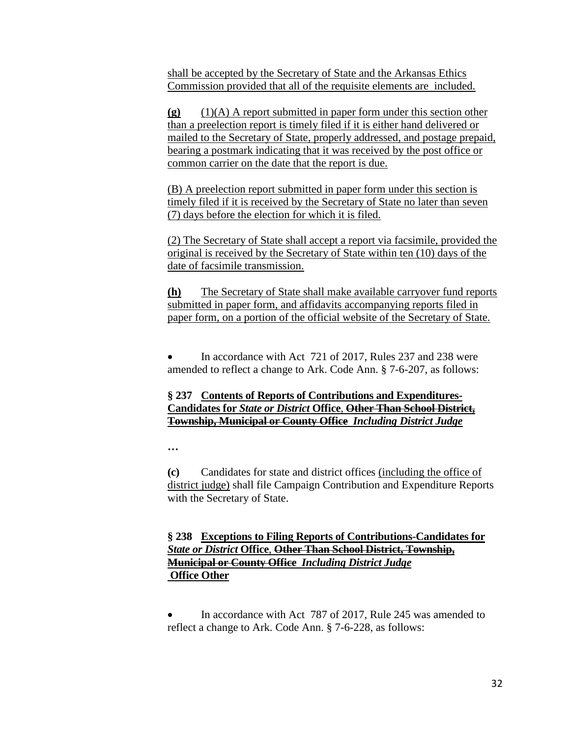shall be accepted by the Secretary of State and the Arkansas Ethics Commission provided that all of the requisite elements are included.

**(g)** (1)(A) A report submitted in paper form under this section other than a preelection report is timely filed if it is either hand delivered or mailed to the Secretary of State, properly addressed, and postage prepaid, bearing a postmark indicating that it was received by the post office or common carrier on the date that the report is due.

(B) A preelection report submitted in paper form under this section is timely filed if it is received by the Secretary of State no later than seven (7) days before the election for which it is filed.

(2) The Secretary of State shall accept a report via facsimile, provided the original is received by the Secretary of State within ten (10) days of the date of facsimile transmission.

**(h)** The Secretary of State shall make available carryover fund reports submitted in paper form, and affidavits accompanying reports filed in paper form, on a portion of the official website of the Secretary of State.

- In accordance with Act 721 of 2017, Rules 237 and 238 were amended to reflect a change to Ark. Code Ann. § 7-6-207, as follows:

**§ 237 Contents of Reports of Contributions and Expenditures-Candidates for *State or District* Office, ~~Other Than School District, Township, Municipal or County Office~~ *Including District Judge***

…

**(c)** Candidates for state and district offices (including the office of district judge) shall file Campaign Contribution and Expenditure Reports with the Secretary of State.

**§ 238 Exceptions to Filing Reports of Contributions-Candidates for *State or District* Office, ~~Other Than School District, Township, Municipal or County Office~~ *Including District Judge* Office Other**

- In accordance with Act 787 of 2017, Rule 245 was amended to reflect a change to Ark. Code Ann. § 7-6-228, as follows: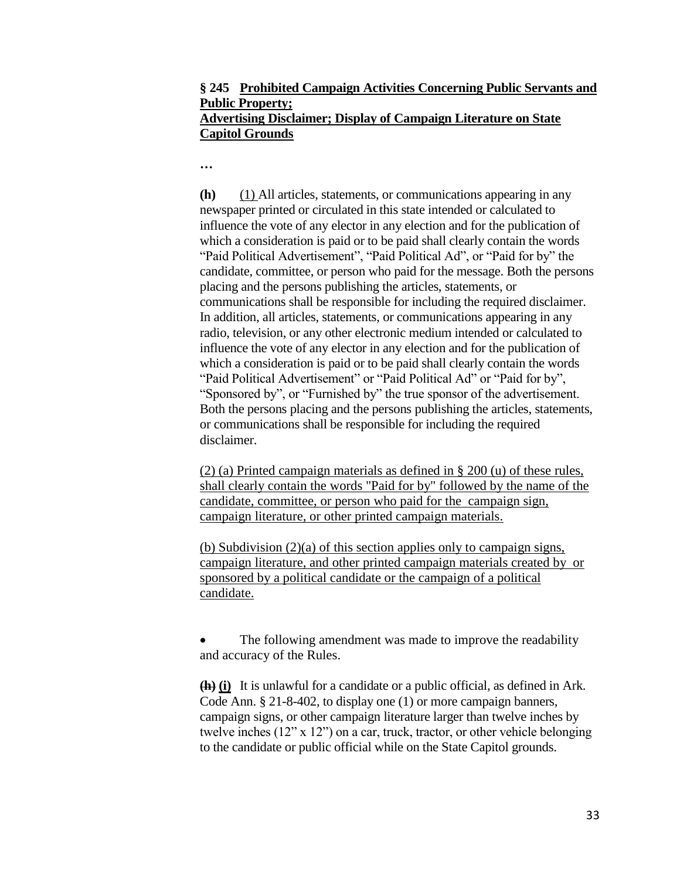**§ 245 Prohibited Campaign Activities Concerning Public Servants and Public Property; Advertising Disclaimer; Display of Campaign Literature on State Capitol Grounds**

…

**(h)** (1) All articles, statements, or communications appearing in any newspaper printed or circulated in this state intended or calculated to influence the vote of any elector in any election and for the publication of which a consideration is paid or to be paid shall clearly contain the words "Paid Political Advertisement", "Paid Political Ad", or "Paid for by" the candidate, committee, or person who paid for the message. Both the persons placing and the persons publishing the articles, statements, or communications shall be responsible for including the required disclaimer. In addition, all articles, statements, or communications appearing in any radio, television, or any other electronic medium intended or calculated to influence the vote of any elector in any election and for the publication of which a consideration is paid or to be paid shall clearly contain the words "Paid Political Advertisement" or "Paid Political Ad" or "Paid for by", "Sponsored by", or "Furnished by" the true sponsor of the advertisement. Both the persons placing and the persons publishing the articles, statements, or communications shall be responsible for including the required disclaimer.

(2) (a) Printed campaign materials as defined in § 200 (u) of these rules, shall clearly contain the words "Paid for by" followed by the name of the candidate, committee, or person who paid for the campaign sign, campaign literature, or other printed campaign materials.

(b) Subdivision (2)(a) of this section applies only to campaign signs, campaign literature, and other printed campaign materials created by or sponsored by a political candidate or the campaign of a political candidate.

- The following amendment was made to improve the readability and accuracy of the Rules.

~~**(h)**~~ **(i)** It is unlawful for a candidate or a public official, as defined in Ark. Code Ann. § 21-8-402, to display one (1) or more campaign banners, campaign signs, or other campaign literature larger than twelve inches by twelve inches (12" x 12") on a car, truck, tractor, or other vehicle belonging to the candidate or public official while on the State Capitol grounds.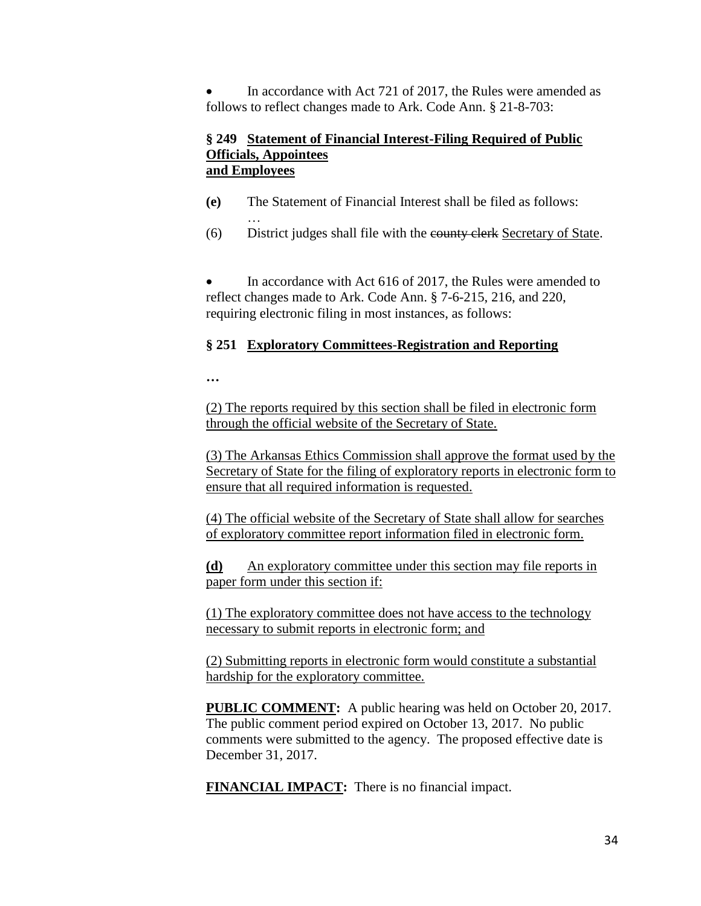- In accordance with Act 721 of 2017, the Rules were amended as follows to reflect changes made to Ark. Code Ann. § 21-8-703:

**§ 249 <u>Statement of Financial Interest-Filing Required of Public Officials, Appointees and Employees</u>**

**(e)** The Statement of Financial Interest shall be filed as follows:

…

(6) District judges shall file with the ~~county clerk~~ <u>Secretary of State</u>.

- In accordance with Act 616 of 2017, the Rules were amended to reflect changes made to Ark. Code Ann. § 7-6-215, 216, and 220, requiring electronic filing in most instances, as follows:

**§ 251 <u>Exploratory Committees-Registration and Reporting</u>**

**…**

<u>(2) The reports required by this section shall be filed in electronic form through the official website of the Secretary of State.</u>

<u>(3) The Arkansas Ethics Commission shall approve the format used by the Secretary of State for the filing of exploratory reports in electronic form to ensure that all required information is requested.</u>

<u>(4) The official website of the Secretary of State shall allow for searches of exploratory committee report information filed in electronic form.</u>

<u>**(d)** An exploratory committee under this section may file reports in paper form under this section if:</u>

<u>(1) The exploratory committee does not have access to the technology necessary to submit reports in electronic form; and</u>

<u>(2) Submitting reports in electronic form would constitute a substantial hardship for the exploratory committee.</u>

**<u>PUBLIC COMMENT</u>:** A public hearing was held on October 20, 2017. The public comment period expired on October 13, 2017. No public comments were submitted to the agency. The proposed effective date is December 31, 2017.

**<u>FINANCIAL IMPACT</u>:** There is no financial impact.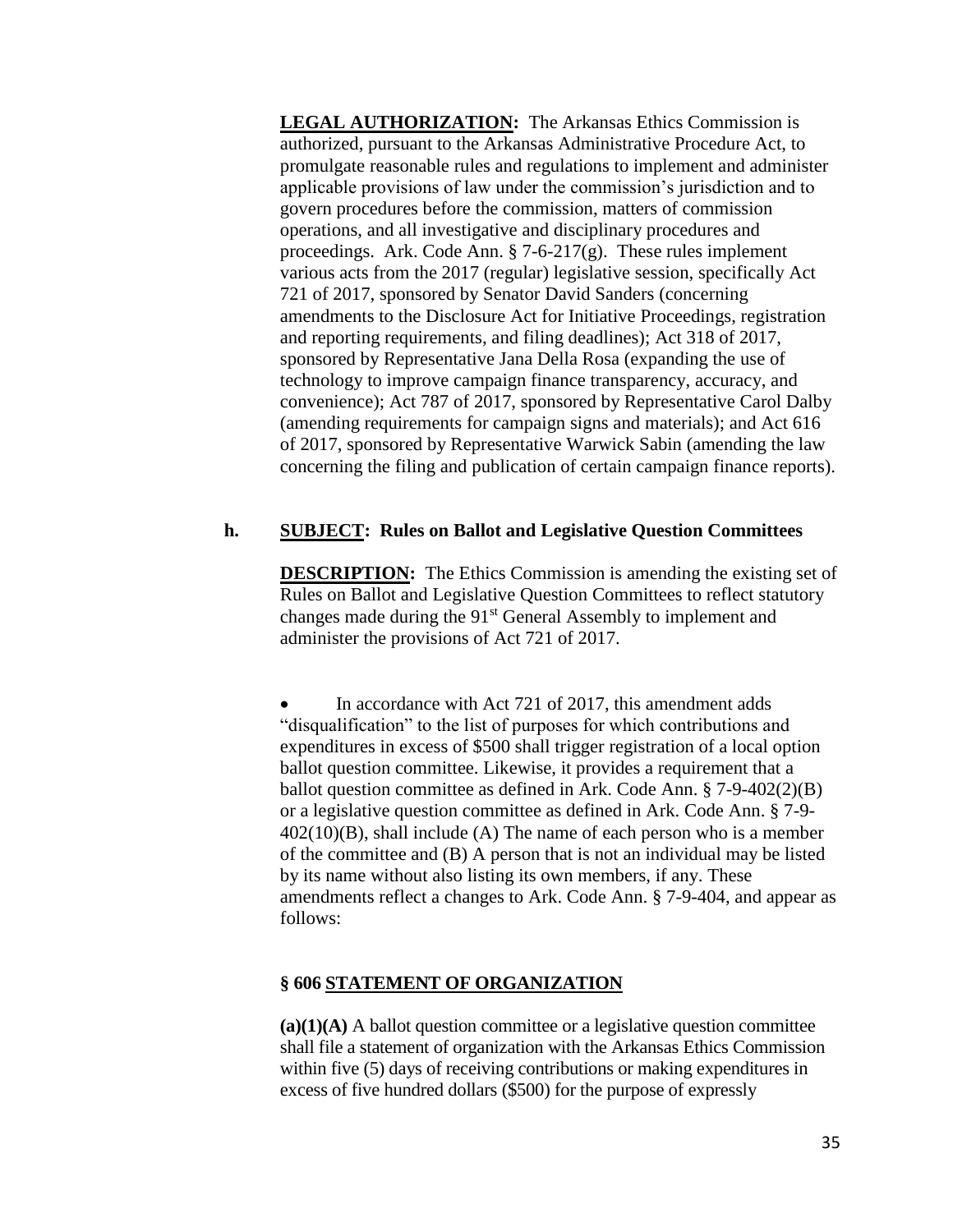**LEGAL AUTHORIZATION:** The Arkansas Ethics Commission is authorized, pursuant to the Arkansas Administrative Procedure Act, to promulgate reasonable rules and regulations to implement and administer applicable provisions of law under the commission's jurisdiction and to govern procedures before the commission, matters of commission operations, and all investigative and disciplinary procedures and proceedings. Ark. Code Ann. § 7-6-217(g). These rules implement various acts from the 2017 (regular) legislative session, specifically Act 721 of 2017, sponsored by Senator David Sanders (concerning amendments to the Disclosure Act for Initiative Proceedings, registration and reporting requirements, and filing deadlines); Act 318 of 2017, sponsored by Representative Jana Della Rosa (expanding the use of technology to improve campaign finance transparency, accuracy, and convenience); Act 787 of 2017, sponsored by Representative Carol Dalby (amending requirements for campaign signs and materials); and Act 616 of 2017, sponsored by Representative Warwick Sabin (amending the law concerning the filing and publication of certain campaign finance reports).

**h. SUBJECT: Rules on Ballot and Legislative Question Committees**

**DESCRIPTION:** The Ethics Commission is amending the existing set of Rules on Ballot and Legislative Question Committees to reflect statutory changes made during the 91st General Assembly to implement and administer the provisions of Act 721 of 2017.

- In accordance with Act 721 of 2017, this amendment adds "disqualification" to the list of purposes for which contributions and expenditures in excess of $500 shall trigger registration of a local option ballot question committee. Likewise, it provides a requirement that a ballot question committee as defined in Ark. Code Ann. § 7-9-402(2)(B) or a legislative question committee as defined in Ark. Code Ann. § 7-9-402(10)(B), shall include (A) The name of each person who is a member of the committee and (B) A person that is not an individual may be listed by its name without also listing its own members, if any. These amendments reflect a changes to Ark. Code Ann. § 7-9-404, and appear as follows:

**§ 606 STATEMENT OF ORGANIZATION**

**(a)(1)(A)** A ballot question committee or a legislative question committee shall file a statement of organization with the Arkansas Ethics Commission within five (5) days of receiving contributions or making expenditures in excess of five hundred dollars ($500) for the purpose of expressly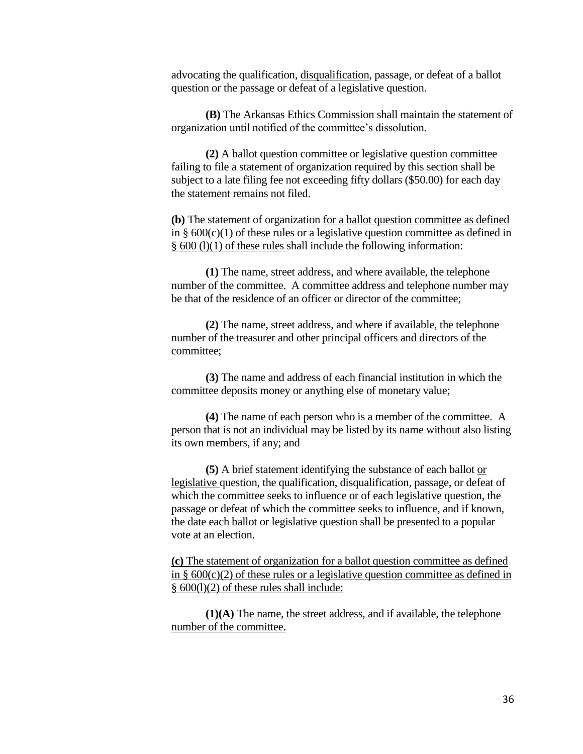advocating the qualification, <u>disqualification</u>, passage, or defeat of a ballot question or the passage or defeat of a legislative question.

**(B)** The Arkansas Ethics Commission shall maintain the statement of organization until notified of the committee's dissolution.

**(2)** A ballot question committee or legislative question committee failing to file a statement of organization required by this section shall be subject to a late filing fee not exceeding fifty dollars ($50.00) for each day the statement remains not filed.

**(b)** The statement of organization <u>for a ballot question committee as defined in § 600(c)(1) of these rules or a legislative question committee as defined in § 600 (l)(1) of these rules</u> shall include the following information:

**(1)** The name, street address, and where available, the telephone number of the committee. A committee address and telephone number may be that of the residence of an officer or director of the committee;

**(2)** The name, street address, and ~~where~~ <u>if</u> available, the telephone number of the treasurer and other principal officers and directors of the committee;

**(3)** The name and address of each financial institution in which the committee deposits money or anything else of monetary value;

**(4)** The name of each person who is a member of the committee. A person that is not an individual may be listed by its name without also listing its own members, if any; and

**(5)** A brief statement identifying the substance of each ballot <u>or legislative</u> question, the qualification, disqualification, passage, or defeat of which the committee seeks to influence or of each legislative question, the passage or defeat of which the committee seeks to influence, and if known, the date each ballot or legislative question shall be presented to a popular vote at an election.

<u>**(c)** The statement of organization for a ballot question committee as defined in § 600(c)(2) of these rules or a legislative question committee as defined in § 600(l)(2) of these rules shall include:</u>

<u>**(1)(A)** The name, the street address, and if available, the telephone number of the committee.</u>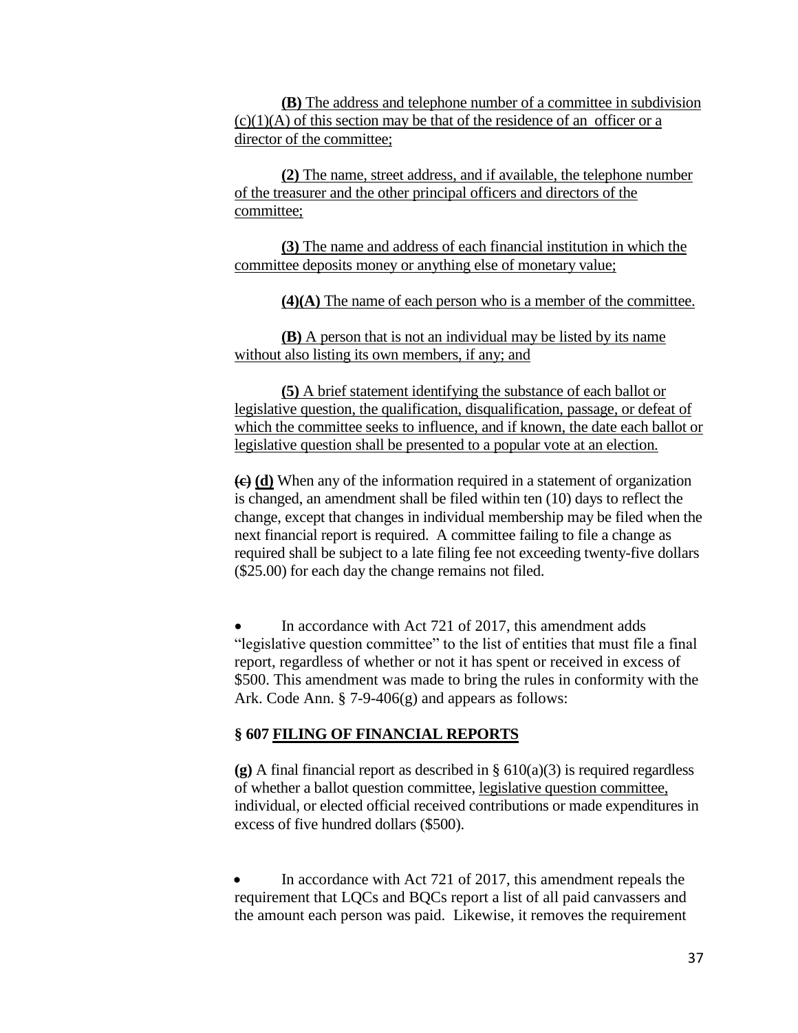**(B)** <u>The address and telephone number of a committee in subdivision (c)(1)(A) of this section may be that of the residence of an officer or a director of the committee;</u>

**(2)** <u>The name, street address, and if available, the telephone number of the treasurer and the other principal officers and directors of the committee;</u>

**(3)** <u>The name and address of each financial institution in which the committee deposits money or anything else of monetary value;</u>

**(4)(A)** <u>The name of each person who is a member of the committee.</u>

**(B)** <u>A person that is not an individual may be listed by its name without also listing its own members, if any; and</u>

**(5)** <u>A brief statement identifying the substance of each ballot or legislative question, the qualification, disqualification, passage, or defeat of which the committee seeks to influence, and if known, the date each ballot or legislative question shall be presented to a popular vote at an election.</u>

~~**(c)**~~ <u>**(d)**</u> When any of the information required in a statement of organization is changed, an amendment shall be filed within ten (10) days to reflect the change, except that changes in individual membership may be filed when the next financial report is required. A committee failing to file a change as required shall be subject to a late filing fee not exceeding twenty-five dollars ($25.00) for each day the change remains not filed.

- In accordance with Act 721 of 2017, this amendment adds "legislative question committee" to the list of entities that must file a final report, regardless of whether or not it has spent or received in excess of $500. This amendment was made to bring the rules in conformity with the Ark. Code Ann. § 7-9-406(g) and appears as follows:

**§ 607 <u>FILING OF FINANCIAL REPORTS</u>**

**(g)** A final financial report as described in § 610(a)(3) is required regardless of whether a ballot question committee, <u>legislative question committee,</u> individual, or elected official received contributions or made expenditures in excess of five hundred dollars ($500).

- In accordance with Act 721 of 2017, this amendment repeals the requirement that LQCs and BQCs report a list of all paid canvassers and the amount each person was paid. Likewise, it removes the requirement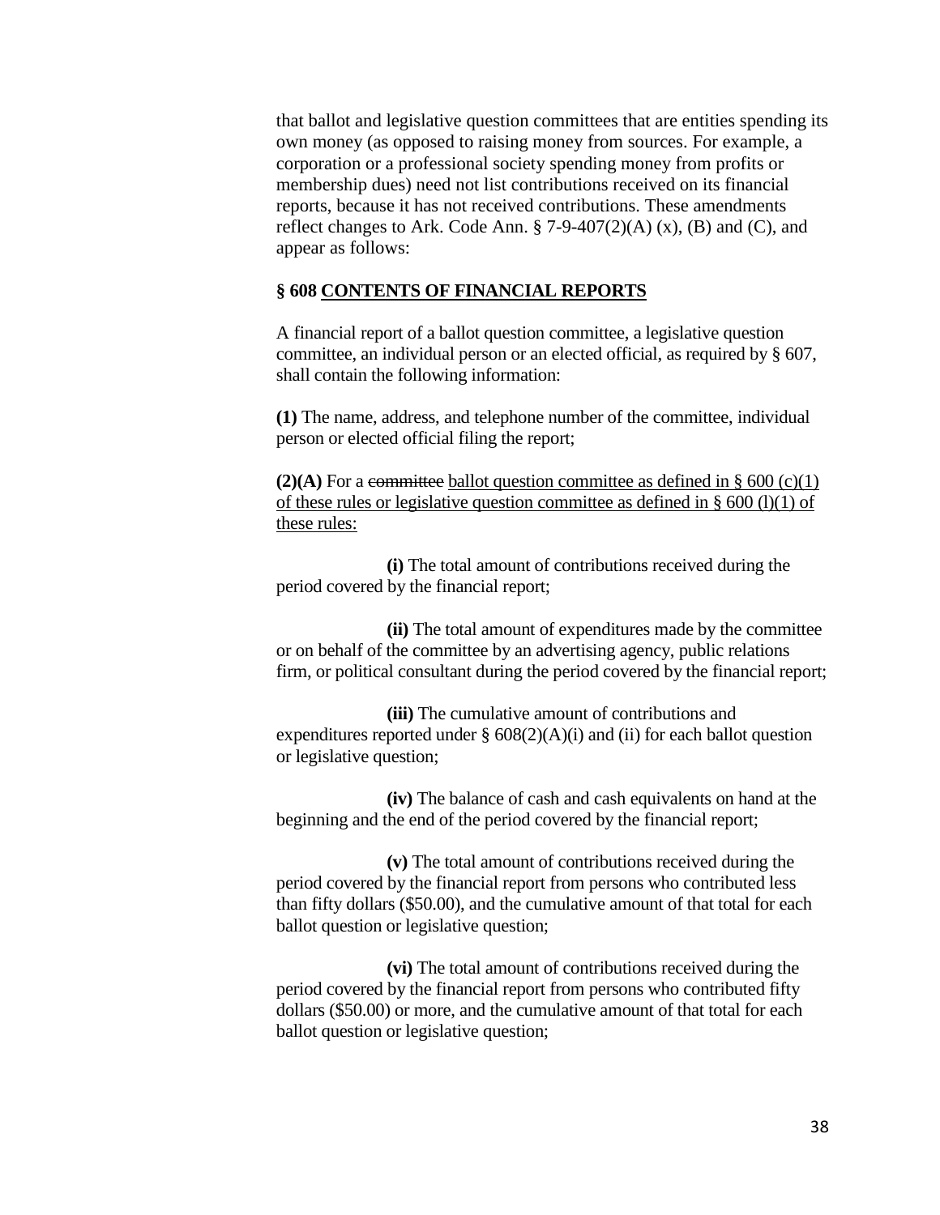that ballot and legislative question committees that are entities spending its own money (as opposed to raising money from sources. For example, a corporation or a professional society spending money from profits or membership dues) need not list contributions received on its financial reports, because it has not received contributions. These amendments reflect changes to Ark. Code Ann. § 7-9-407(2)(A) (x), (B) and (C), and appear as follows:

**§ 608 CONTENTS OF FINANCIAL REPORTS**

A financial report of a ballot question committee, a legislative question committee, an individual person or an elected official, as required by § 607, shall contain the following information:

**(1)** The name, address, and telephone number of the committee, individual person or elected official filing the report;

**(2)(A)** For a ~~committee~~ ballot question committee as defined in § 600 (c)(1) of these rules or legislative question committee as defined in § 600 (l)(1) of these rules:

**(i)** The total amount of contributions received during the period covered by the financial report;

**(ii)** The total amount of expenditures made by the committee or on behalf of the committee by an advertising agency, public relations firm, or political consultant during the period covered by the financial report;

**(iii)** The cumulative amount of contributions and expenditures reported under § 608(2)(A)(i) and (ii) for each ballot question or legislative question;

**(iv)** The balance of cash and cash equivalents on hand at the beginning and the end of the period covered by the financial report;

**(v)** The total amount of contributions received during the period covered by the financial report from persons who contributed less than fifty dollars ($50.00), and the cumulative amount of that total for each ballot question or legislative question;

**(vi)** The total amount of contributions received during the period covered by the financial report from persons who contributed fifty dollars ($50.00) or more, and the cumulative amount of that total for each ballot question or legislative question;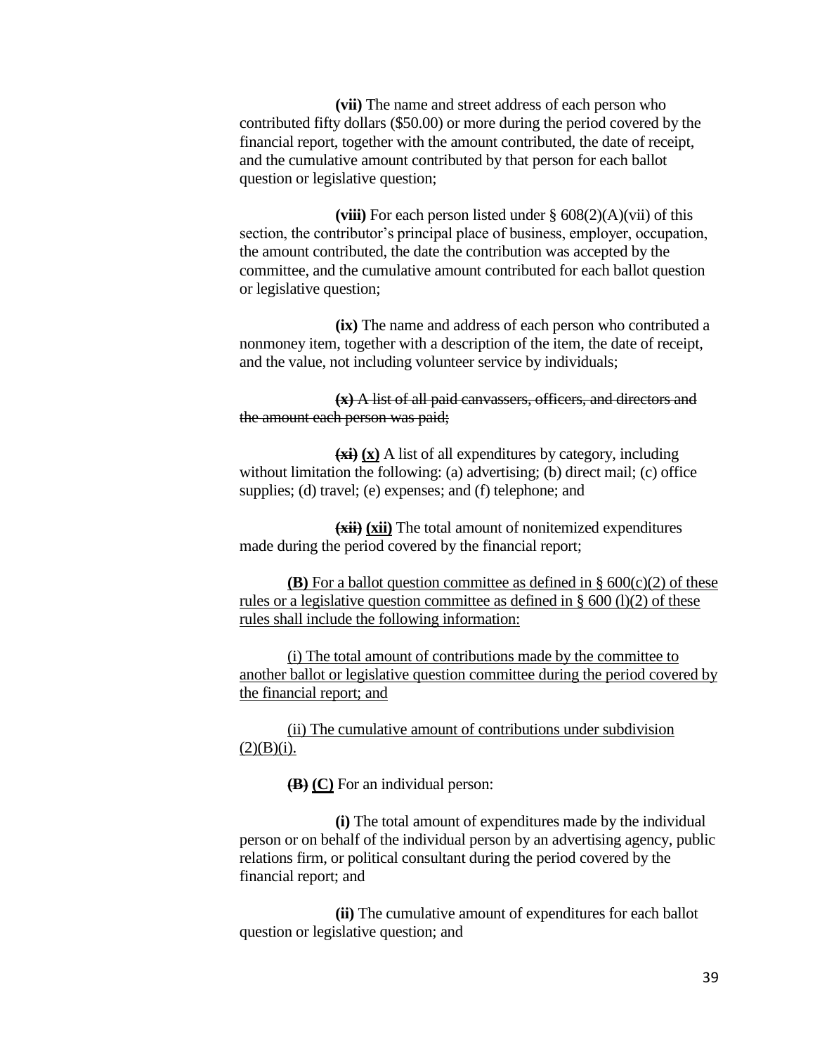**(vii)** The name and street address of each person who contributed fifty dollars ($50.00) or more during the period covered by the financial report, together with the amount contributed, the date of receipt, and the cumulative amount contributed by that person for each ballot question or legislative question;

**(viii)** For each person listed under § 608(2)(A)(vii) of this section, the contributor's principal place of business, employer, occupation, the amount contributed, the date the contribution was accepted by the committee, and the cumulative amount contributed for each ballot question or legislative question;

**(ix)** The name and address of each person who contributed a nonmoney item, together with a description of the item, the date of receipt, and the value, not including volunteer service by individuals;

~~**(x)** A list of all paid canvassers, officers, and directors and the amount each person was paid;~~

~~**(xi)**~~ <u>**(x)**</u> A list of all expenditures by category, including without limitation the following: (a) advertising; (b) direct mail; (c) office supplies; (d) travel; (e) expenses; and (f) telephone; and

~~**(xii)**~~ <u>**(xii)**</u> The total amount of nonitemized expenditures made during the period covered by the financial report;

<u>**(B)** For a ballot question committee as defined in § 600(c)(2) of these rules or a legislative question committee as defined in § 600 (l)(2) of these rules shall include the following information:</u>

<u>(i) The total amount of contributions made by the committee to another ballot or legislative question committee during the period covered by the financial report; and</u>

<u>(ii) The cumulative amount of contributions under subdivision (2)(B)(i).</u>

~~**(B)**~~ <u>**(C)**</u> For an individual person:

**(i)** The total amount of expenditures made by the individual person or on behalf of the individual person by an advertising agency, public relations firm, or political consultant during the period covered by the financial report; and

**(ii)** The cumulative amount of expenditures for each ballot question or legislative question; and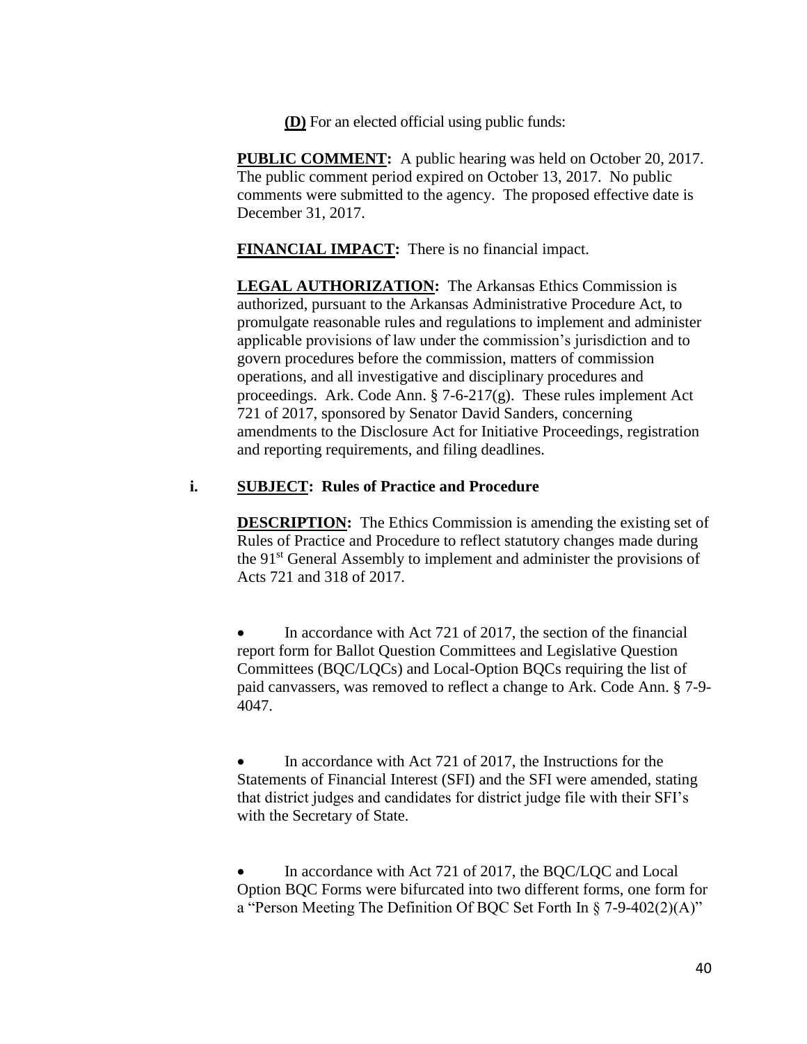**(D)** For an elected official using public funds:

**PUBLIC COMMENT:** A public hearing was held on October 20, 2017. The public comment period expired on October 13, 2017. No public comments were submitted to the agency. The proposed effective date is December 31, 2017.

**FINANCIAL IMPACT:** There is no financial impact.

**LEGAL AUTHORIZATION:** The Arkansas Ethics Commission is authorized, pursuant to the Arkansas Administrative Procedure Act, to promulgate reasonable rules and regulations to implement and administer applicable provisions of law under the commission's jurisdiction and to govern procedures before the commission, matters of commission operations, and all investigative and disciplinary procedures and proceedings. Ark. Code Ann. § 7-6-217(g). These rules implement Act 721 of 2017, sponsored by Senator David Sanders, concerning amendments to the Disclosure Act for Initiative Proceedings, registration and reporting requirements, and filing deadlines.

**i. SUBJECT: Rules of Practice and Procedure**

**DESCRIPTION:** The Ethics Commission is amending the existing set of Rules of Practice and Procedure to reflect statutory changes made during the 91st General Assembly to implement and administer the provisions of Acts 721 and 318 of 2017.

- In accordance with Act 721 of 2017, the section of the financial report form for Ballot Question Committees and Legislative Question Committees (BQC/LQCs) and Local-Option BQCs requiring the list of paid canvassers, was removed to reflect a change to Ark. Code Ann. § 7-9-4047.

- In accordance with Act 721 of 2017, the Instructions for the Statements of Financial Interest (SFI) and the SFI were amended, stating that district judges and candidates for district judge file with their SFI's with the Secretary of State.

- In accordance with Act 721 of 2017, the BQC/LQC and Local Option BQC Forms were bifurcated into two different forms, one form for a "Person Meeting The Definition Of BQC Set Forth In § 7-9-402(2)(A)"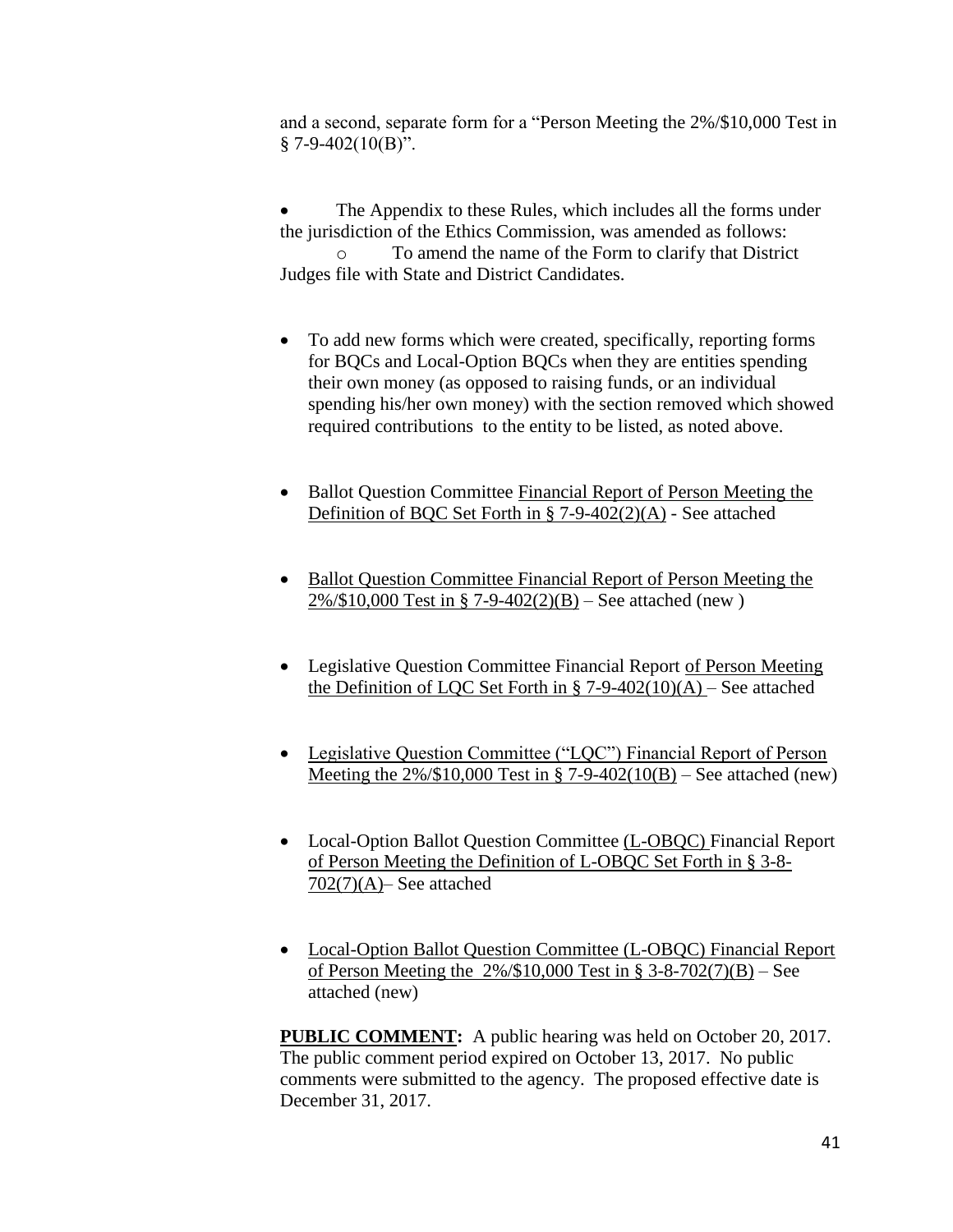and a second, separate form for a "Person Meeting the 2%/$10,000 Test in § 7-9-402(10(B)".

- The Appendix to these Rules, which includes all the forms under the jurisdiction of the Ethics Commission, was amended as follows:
  - To amend the name of the Form to clarify that District Judges file with State and District Candidates.

- To add new forms which were created, specifically, reporting forms for BQCs and Local-Option BQCs when they are entities spending their own money (as opposed to raising funds, or an individual spending his/her own money) with the section removed which showed required contributions to the entity to be listed, as noted above.

- Ballot Question Committee <u>Financial Report of Person Meeting the Definition of BQC Set Forth in § 7-9-402(2)(A)</u> - See attached

- <u>Ballot Question Committee Financial Report of Person Meeting the 2%/$10,000 Test in § 7-9-402(2)(B)</u> – See attached (new )

- Legislative Question Committee Financial Report <u>of Person Meeting the Definition of LQC Set Forth in § 7-9-402(10)(A)</u> – See attached

- <u>Legislative Question Committee ("LQC") Financial Report of Person Meeting the 2%/$10,000 Test in § 7-9-402(10(B)</u> – See attached (new)

- Local-Option Ballot Question Committee <u>(L-OBQC)</u> Financial Report <u>of Person Meeting the Definition of L-OBQC Set Forth in § 3-8-702(7)(A)</u>– See attached

- <u>Local-Option Ballot Question Committee (L-OBQC) Financial Report of Person Meeting the 2%/$10,000 Test in § 3-8-702(7)(B)</u> – See attached (new)

<u>**PUBLIC COMMENT**</u>**:** A public hearing was held on October 20, 2017. The public comment period expired on October 13, 2017. No public comments were submitted to the agency. The proposed effective date is December 31, 2017.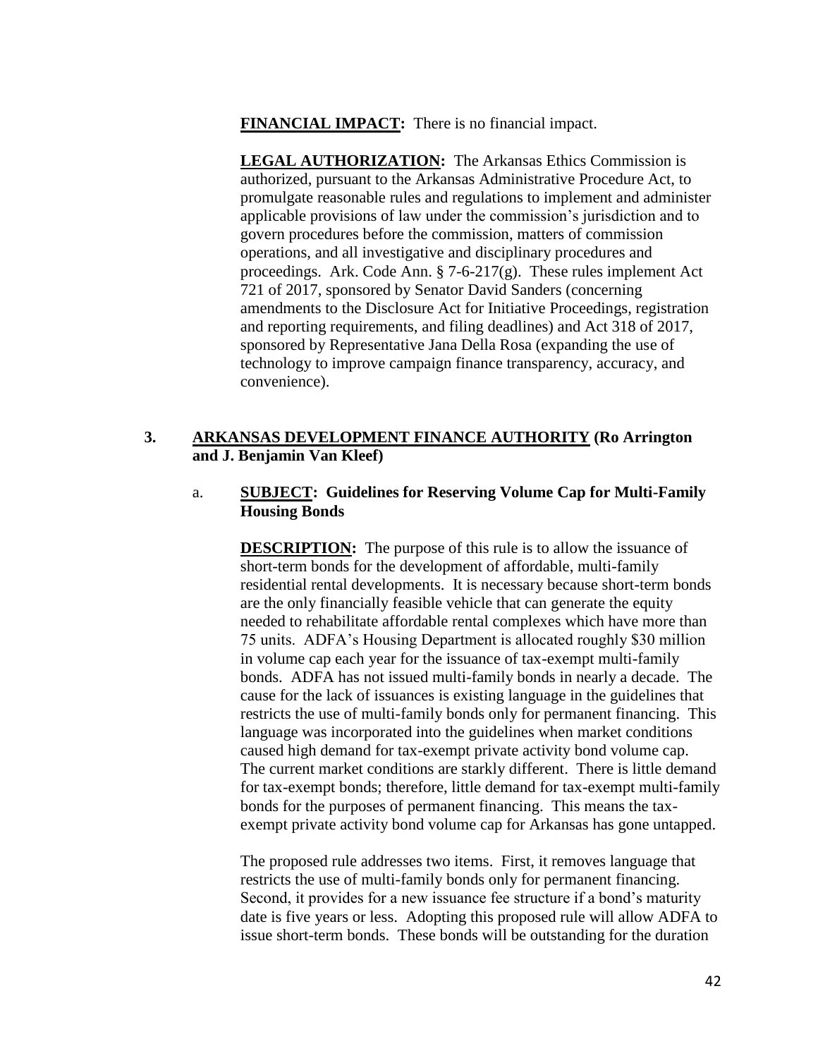**FINANCIAL IMPACT:** There is no financial impact.

**LEGAL AUTHORIZATION:** The Arkansas Ethics Commission is authorized, pursuant to the Arkansas Administrative Procedure Act, to promulgate reasonable rules and regulations to implement and administer applicable provisions of law under the commission's jurisdiction and to govern procedures before the commission, matters of commission operations, and all investigative and disciplinary procedures and proceedings. Ark. Code Ann. § 7-6-217(g). These rules implement Act 721 of 2017, sponsored by Senator David Sanders (concerning amendments to the Disclosure Act for Initiative Proceedings, registration and reporting requirements, and filing deadlines) and Act 318 of 2017, sponsored by Representative Jana Della Rosa (expanding the use of technology to improve campaign finance transparency, accuracy, and convenience).

**3. ARKANSAS DEVELOPMENT FINANCE AUTHORITY (Ro Arrington and J. Benjamin Van Kleef)**

a. **SUBJECT: Guidelines for Reserving Volume Cap for Multi-Family Housing Bonds**

**DESCRIPTION:** The purpose of this rule is to allow the issuance of short-term bonds for the development of affordable, multi-family residential rental developments. It is necessary because short-term bonds are the only financially feasible vehicle that can generate the equity needed to rehabilitate affordable rental complexes which have more than 75 units. ADFA's Housing Department is allocated roughly $30 million in volume cap each year for the issuance of tax-exempt multi-family bonds. ADFA has not issued multi-family bonds in nearly a decade. The cause for the lack of issuances is existing language in the guidelines that restricts the use of multi-family bonds only for permanent financing. This language was incorporated into the guidelines when market conditions caused high demand for tax-exempt private activity bond volume cap. The current market conditions are starkly different. There is little demand for tax-exempt bonds; therefore, little demand for tax-exempt multi-family bonds for the purposes of permanent financing. This means the tax-exempt private activity bond volume cap for Arkansas has gone untapped.

The proposed rule addresses two items. First, it removes language that restricts the use of multi-family bonds only for permanent financing. Second, it provides for a new issuance fee structure if a bond's maturity date is five years or less. Adopting this proposed rule will allow ADFA to issue short-term bonds. These bonds will be outstanding for the duration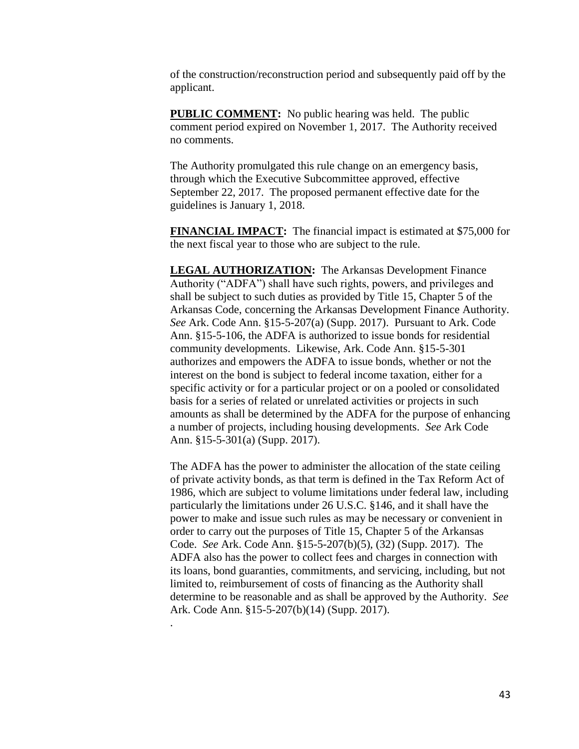of the construction/reconstruction period and subsequently paid off by the applicant.

**PUBLIC COMMENT:** No public hearing was held. The public comment period expired on November 1, 2017. The Authority received no comments.

The Authority promulgated this rule change on an emergency basis, through which the Executive Subcommittee approved, effective September 22, 2017. The proposed permanent effective date for the guidelines is January 1, 2018.

**FINANCIAL IMPACT:** The financial impact is estimated at $75,000 for the next fiscal year to those who are subject to the rule.

**LEGAL AUTHORIZATION:** The Arkansas Development Finance Authority ("ADFA") shall have such rights, powers, and privileges and shall be subject to such duties as provided by Title 15, Chapter 5 of the Arkansas Code, concerning the Arkansas Development Finance Authority. *See* Ark. Code Ann. §15-5-207(a) (Supp. 2017). Pursuant to Ark. Code Ann. §15-5-106, the ADFA is authorized to issue bonds for residential community developments. Likewise, Ark. Code Ann. §15-5-301 authorizes and empowers the ADFA to issue bonds, whether or not the interest on the bond is subject to federal income taxation, either for a specific activity or for a particular project or on a pooled or consolidated basis for a series of related or unrelated activities or projects in such amounts as shall be determined by the ADFA for the purpose of enhancing a number of projects, including housing developments. *See* Ark Code Ann. §15-5-301(a) (Supp. 2017).

The ADFA has the power to administer the allocation of the state ceiling of private activity bonds, as that term is defined in the Tax Reform Act of 1986, which are subject to volume limitations under federal law, including particularly the limitations under 26 U.S.C. §146, and it shall have the power to make and issue such rules as may be necessary or convenient in order to carry out the purposes of Title 15, Chapter 5 of the Arkansas Code. *See* Ark. Code Ann. §15-5-207(b)(5), (32) (Supp. 2017). The ADFA also has the power to collect fees and charges in connection with its loans, bond guaranties, commitments, and servicing, including, but not limited to, reimbursement of costs of financing as the Authority shall determine to be reasonable and as shall be approved by the Authority. *See* Ark. Code Ann. §15-5-207(b)(14) (Supp. 2017).

.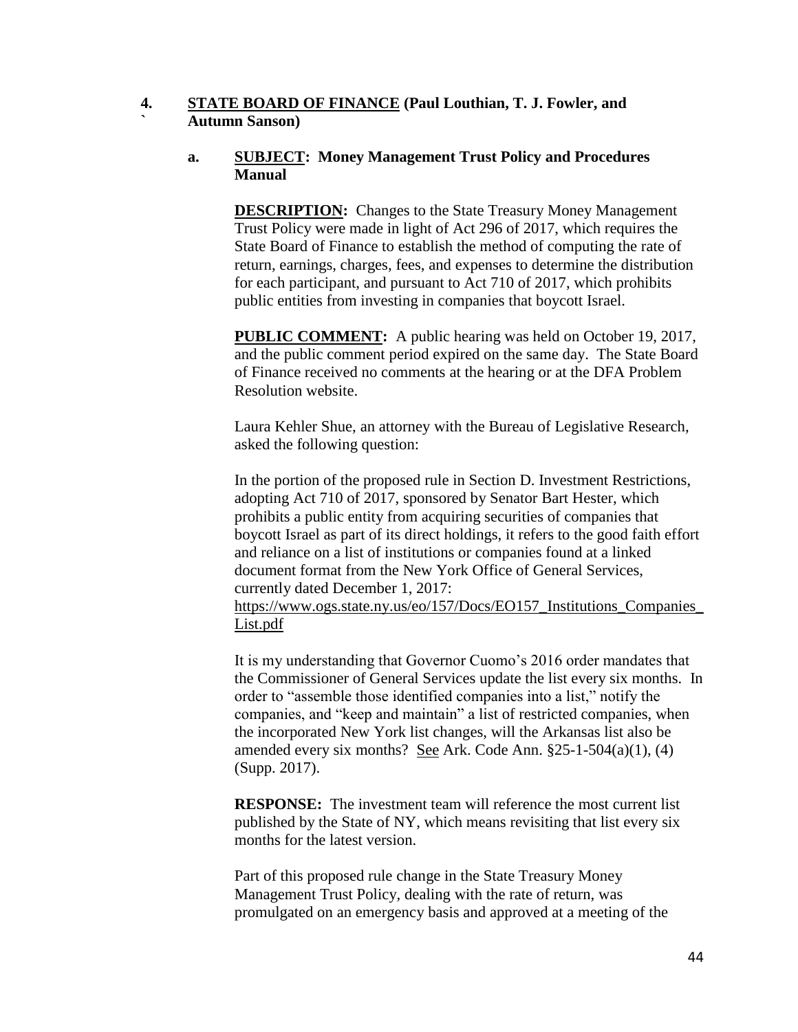**4. STATE BOARD OF FINANCE (Paul Louthian, T. J. Fowler, and Autumn Sanson)**

**a. SUBJECT: Money Management Trust Policy and Procedures Manual**

**DESCRIPTION:** Changes to the State Treasury Money Management Trust Policy were made in light of Act 296 of 2017, which requires the State Board of Finance to establish the method of computing the rate of return, earnings, charges, fees, and expenses to determine the distribution for each participant, and pursuant to Act 710 of 2017, which prohibits public entities from investing in companies that boycott Israel.

**PUBLIC COMMENT:** A public hearing was held on October 19, 2017, and the public comment period expired on the same day. The State Board of Finance received no comments at the hearing or at the DFA Problem Resolution website.

Laura Kehler Shue, an attorney with the Bureau of Legislative Research, asked the following question:

In the portion of the proposed rule in Section D. Investment Restrictions, adopting Act 710 of 2017, sponsored by Senator Bart Hester, which prohibits a public entity from acquiring securities of companies that boycott Israel as part of its direct holdings, it refers to the good faith effort and reliance on a list of institutions or companies found at a linked document format from the New York Office of General Services, currently dated December 1, 2017: https://www.ogs.state.ny.us/eo/157/Docs/EO157_Institutions_Companies_List.pdf

It is my understanding that Governor Cuomo's 2016 order mandates that the Commissioner of General Services update the list every six months. In order to "assemble those identified companies into a list," notify the companies, and "keep and maintain" a list of restricted companies, when the incorporated New York list changes, will the Arkansas list also be amended every six months? See Ark. Code Ann. §25-1-504(a)(1), (4) (Supp. 2017).

**RESPONSE:** The investment team will reference the most current list published by the State of NY, which means revisiting that list every six months for the latest version.

Part of this proposed rule change in the State Treasury Money Management Trust Policy, dealing with the rate of return, was promulgated on an emergency basis and approved at a meeting of the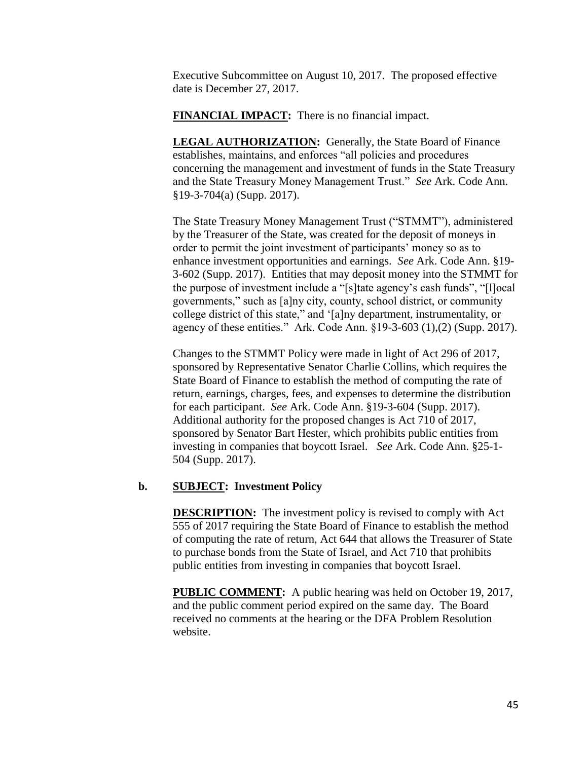Executive Subcommittee on August 10, 2017. The proposed effective date is December 27, 2017.

**FINANCIAL IMPACT:** There is no financial impact.

**LEGAL AUTHORIZATION:** Generally, the State Board of Finance establishes, maintains, and enforces "all policies and procedures concerning the management and investment of funds in the State Treasury and the State Treasury Money Management Trust." *See* Ark. Code Ann. §19-3-704(a) (Supp. 2017).

The State Treasury Money Management Trust ("STMMT"), administered by the Treasurer of the State, was created for the deposit of moneys in order to permit the joint investment of participants' money so as to enhance investment opportunities and earnings. *See* Ark. Code Ann. §19-3-602 (Supp. 2017). Entities that may deposit money into the STMMT for the purpose of investment include a "[s]tate agency's cash funds", "[l]ocal governments," such as [a]ny city, county, school district, or community college district of this state," and '[a]ny department, instrumentality, or agency of these entities." Ark. Code Ann. §19-3-603 (1),(2) (Supp. 2017).

Changes to the STMMT Policy were made in light of Act 296 of 2017, sponsored by Representative Senator Charlie Collins, which requires the State Board of Finance to establish the method of computing the rate of return, earnings, charges, fees, and expenses to determine the distribution for each participant. *See* Ark. Code Ann. §19-3-604 (Supp. 2017). Additional authority for the proposed changes is Act 710 of 2017, sponsored by Senator Bart Hester, which prohibits public entities from investing in companies that boycott Israel. *See* Ark. Code Ann. §25-1-504 (Supp. 2017).

**b. SUBJECT: Investment Policy**

**DESCRIPTION:** The investment policy is revised to comply with Act 555 of 2017 requiring the State Board of Finance to establish the method of computing the rate of return, Act 644 that allows the Treasurer of State to purchase bonds from the State of Israel, and Act 710 that prohibits public entities from investing in companies that boycott Israel.

**PUBLIC COMMENT:** A public hearing was held on October 19, 2017, and the public comment period expired on the same day. The Board received no comments at the hearing or the DFA Problem Resolution website.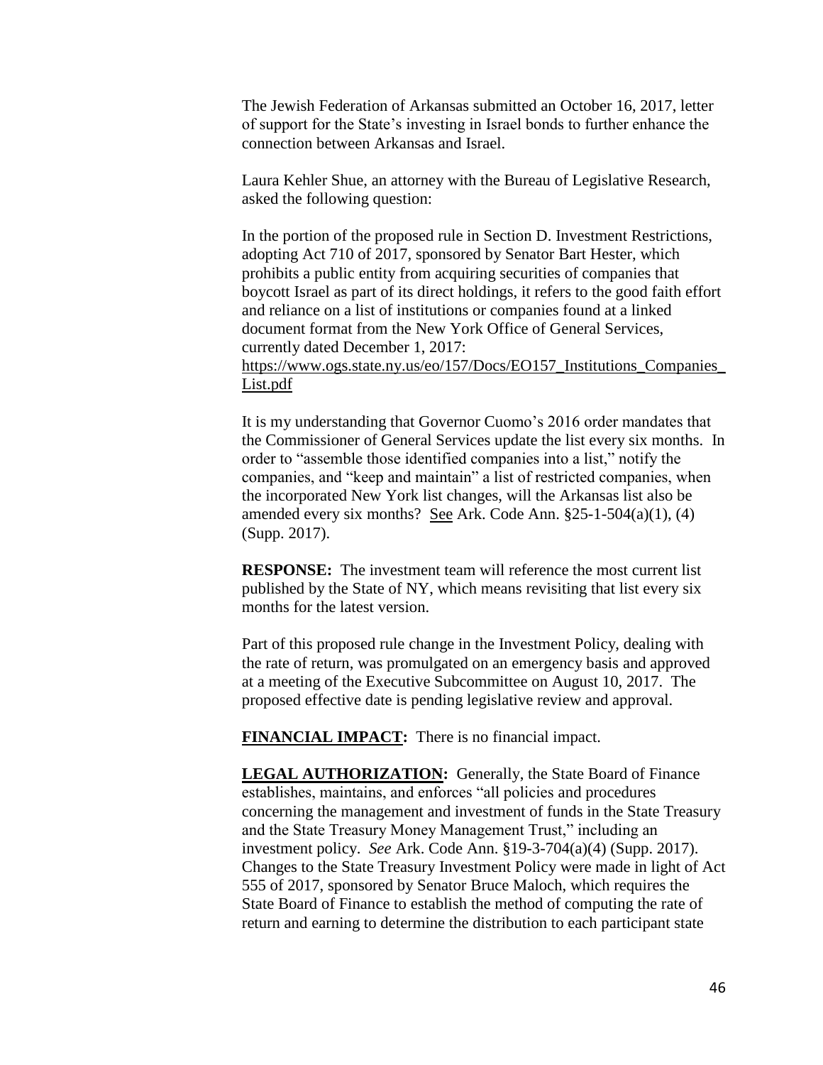The Jewish Federation of Arkansas submitted an October 16, 2017, letter of support for the State's investing in Israel bonds to further enhance the connection between Arkansas and Israel.

Laura Kehler Shue, an attorney with the Bureau of Legislative Research, asked the following question:

In the portion of the proposed rule in Section D. Investment Restrictions, adopting Act 710 of 2017, sponsored by Senator Bart Hester, which prohibits a public entity from acquiring securities of companies that boycott Israel as part of its direct holdings, it refers to the good faith effort and reliance on a list of institutions or companies found at a linked document format from the New York Office of General Services, currently dated December 1, 2017: https://www.ogs.state.ny.us/eo/157/Docs/EO157_Institutions_Companies_List.pdf

It is my understanding that Governor Cuomo's 2016 order mandates that the Commissioner of General Services update the list every six months. In order to "assemble those identified companies into a list," notify the companies, and "keep and maintain" a list of restricted companies, when the incorporated New York list changes, will the Arkansas list also be amended every six months? See Ark. Code Ann. §25-1-504(a)(1), (4) (Supp. 2017).

**RESPONSE:** The investment team will reference the most current list published by the State of NY, which means revisiting that list every six months for the latest version.

Part of this proposed rule change in the Investment Policy, dealing with the rate of return, was promulgated on an emergency basis and approved at a meeting of the Executive Subcommittee on August 10, 2017. The proposed effective date is pending legislative review and approval.

**FINANCIAL IMPACT:** There is no financial impact.

**LEGAL AUTHORIZATION:** Generally, the State Board of Finance establishes, maintains, and enforces "all policies and procedures concerning the management and investment of funds in the State Treasury and the State Treasury Money Management Trust," including an investment policy. *See* Ark. Code Ann. §19-3-704(a)(4) (Supp. 2017). Changes to the State Treasury Investment Policy were made in light of Act 555 of 2017, sponsored by Senator Bruce Maloch, which requires the State Board of Finance to establish the method of computing the rate of return and earning to determine the distribution to each participant state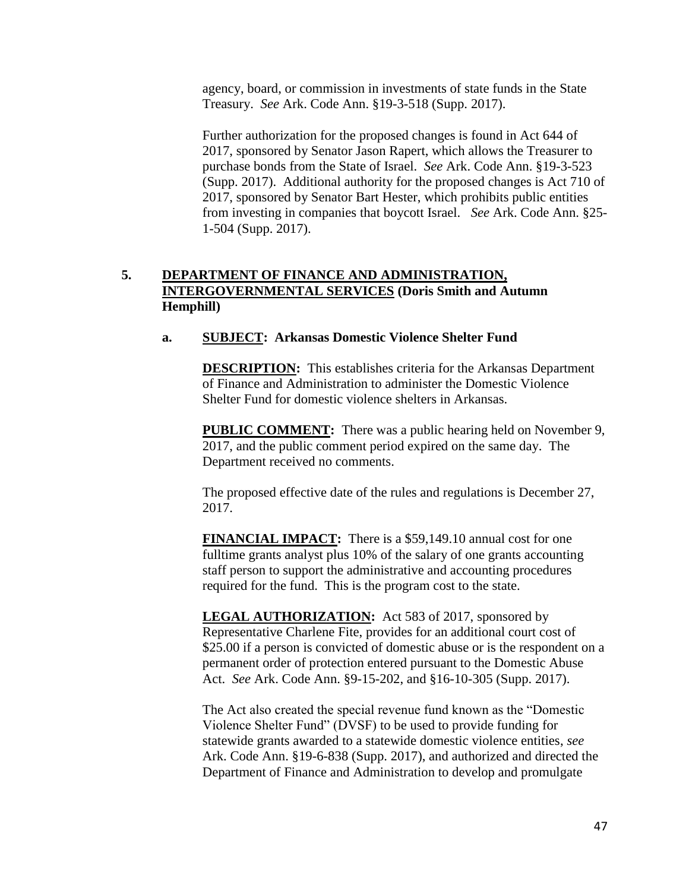agency, board, or commission in investments of state funds in the State Treasury. *See* Ark. Code Ann. §19-3-518 (Supp. 2017).

Further authorization for the proposed changes is found in Act 644 of 2017, sponsored by Senator Jason Rapert, which allows the Treasurer to purchase bonds from the State of Israel. *See* Ark. Code Ann. §19-3-523 (Supp. 2017). Additional authority for the proposed changes is Act 710 of 2017, sponsored by Senator Bart Hester, which prohibits public entities from investing in companies that boycott Israel. *See* Ark. Code Ann. §25-1-504 (Supp. 2017).

**5. DEPARTMENT OF FINANCE AND ADMINISTRATION, INTERGOVERNMENTAL SERVICES (Doris Smith and Autumn Hemphill)**

**a. SUBJECT: Arkansas Domestic Violence Shelter Fund**

**DESCRIPTION:** This establishes criteria for the Arkansas Department of Finance and Administration to administer the Domestic Violence Shelter Fund for domestic violence shelters in Arkansas.

**PUBLIC COMMENT:** There was a public hearing held on November 9, 2017, and the public comment period expired on the same day. The Department received no comments.

The proposed effective date of the rules and regulations is December 27, 2017.

**FINANCIAL IMPACT:** There is a $59,149.10 annual cost for one fulltime grants analyst plus 10% of the salary of one grants accounting staff person to support the administrative and accounting procedures required for the fund. This is the program cost to the state.

**LEGAL AUTHORIZATION:** Act 583 of 2017, sponsored by Representative Charlene Fite, provides for an additional court cost of $25.00 if a person is convicted of domestic abuse or is the respondent on a permanent order of protection entered pursuant to the Domestic Abuse Act. *See* Ark. Code Ann. §9-15-202, and §16-10-305 (Supp. 2017).

The Act also created the special revenue fund known as the "Domestic Violence Shelter Fund" (DVSF) to be used to provide funding for statewide grants awarded to a statewide domestic violence entities, *see* Ark. Code Ann. §19-6-838 (Supp. 2017), and authorized and directed the Department of Finance and Administration to develop and promulgate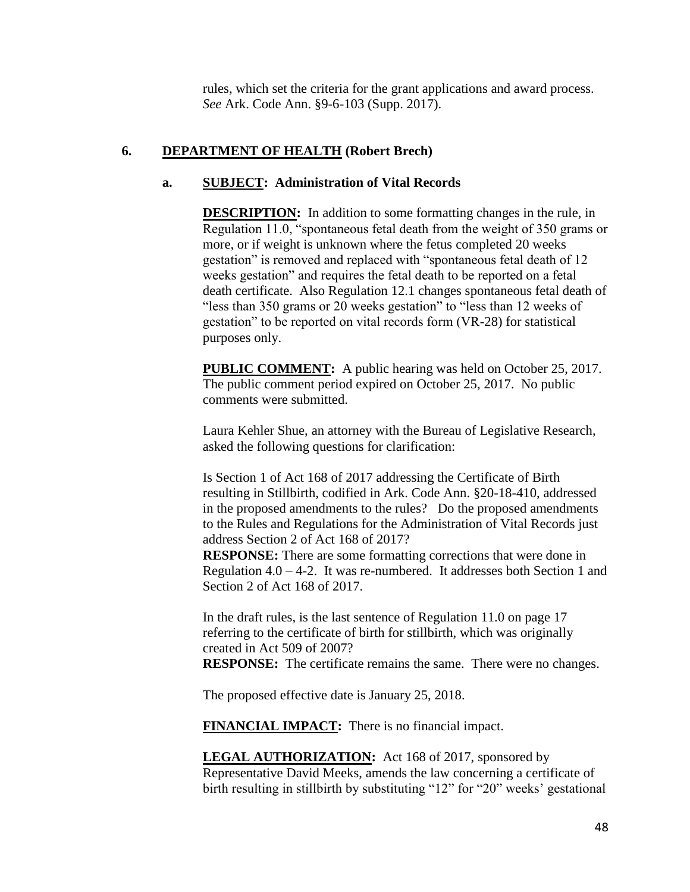rules, which set the criteria for the grant applications and award process. *See* Ark. Code Ann. §9-6-103 (Supp. 2017).

**6. DEPARTMENT OF HEALTH (Robert Brech)**

**a. SUBJECT: Administration of Vital Records**

**DESCRIPTION:** In addition to some formatting changes in the rule, in Regulation 11.0, "spontaneous fetal death from the weight of 350 grams or more, or if weight is unknown where the fetus completed 20 weeks gestation" is removed and replaced with "spontaneous fetal death of 12 weeks gestation" and requires the fetal death to be reported on a fetal death certificate. Also Regulation 12.1 changes spontaneous fetal death of "less than 350 grams or 20 weeks gestation" to "less than 12 weeks of gestation" to be reported on vital records form (VR-28) for statistical purposes only.

**PUBLIC COMMENT:** A public hearing was held on October 25, 2017. The public comment period expired on October 25, 2017. No public comments were submitted.

Laura Kehler Shue, an attorney with the Bureau of Legislative Research, asked the following questions for clarification:

Is Section 1 of Act 168 of 2017 addressing the Certificate of Birth resulting in Stillbirth, codified in Ark. Code Ann. §20-18-410, addressed in the proposed amendments to the rules? Do the proposed amendments to the Rules and Regulations for the Administration of Vital Records just address Section 2 of Act 168 of 2017?
**RESPONSE:** There are some formatting corrections that were done in Regulation 4.0 – 4-2. It was re-numbered. It addresses both Section 1 and Section 2 of Act 168 of 2017.

In the draft rules, is the last sentence of Regulation 11.0 on page 17 referring to the certificate of birth for stillbirth, which was originally created in Act 509 of 2007?
**RESPONSE:** The certificate remains the same. There were no changes.

The proposed effective date is January 25, 2018.

**FINANCIAL IMPACT:** There is no financial impact.

**LEGAL AUTHORIZATION:** Act 168 of 2017, sponsored by Representative David Meeks, amends the law concerning a certificate of birth resulting in stillbirth by substituting "12" for "20" weeks' gestational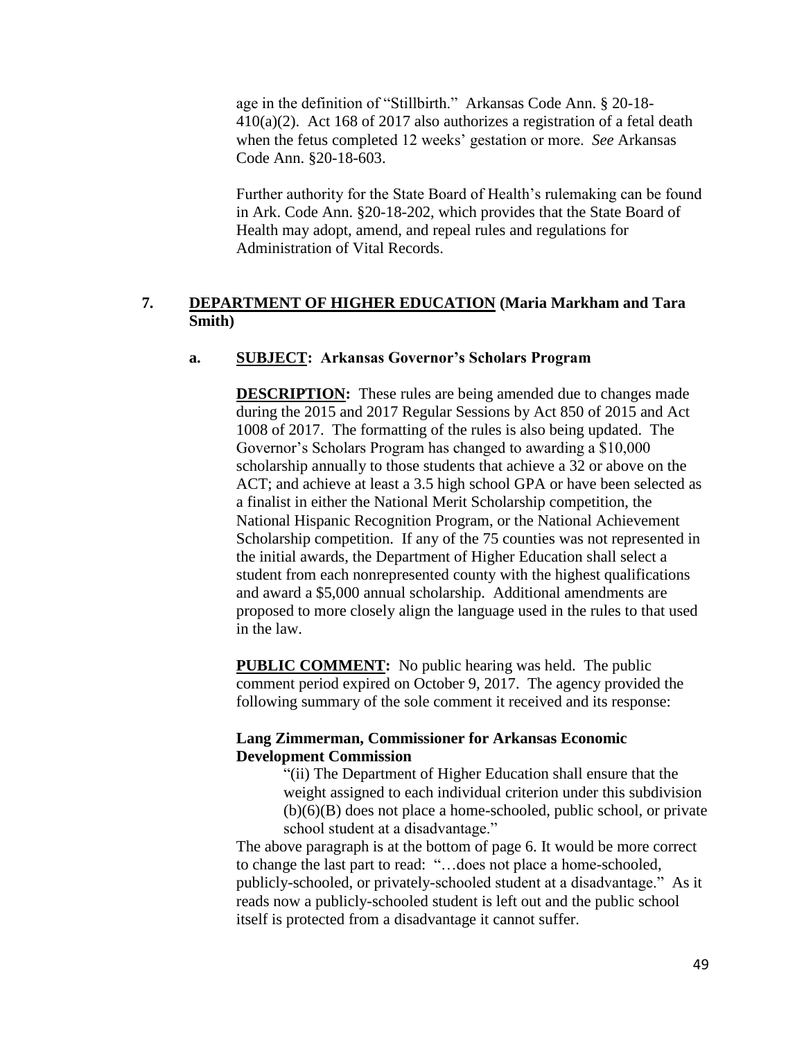age in the definition of "Stillbirth." Arkansas Code Ann. § 20-18-410(a)(2). Act 168 of 2017 also authorizes a registration of a fetal death when the fetus completed 12 weeks' gestation or more. *See* Arkansas Code Ann. §20-18-603.

Further authority for the State Board of Health's rulemaking can be found in Ark. Code Ann. §20-18-202, which provides that the State Board of Health may adopt, amend, and repeal rules and regulations for Administration of Vital Records.

## 7. DEPARTMENT OF HIGHER EDUCATION (Maria Markham and Tara Smith)

### a. SUBJECT: Arkansas Governor's Scholars Program

**DESCRIPTION:** These rules are being amended due to changes made during the 2015 and 2017 Regular Sessions by Act 850 of 2015 and Act 1008 of 2017. The formatting of the rules is also being updated. The Governor's Scholars Program has changed to awarding a $10,000 scholarship annually to those students that achieve a 32 or above on the ACT; and achieve at least a 3.5 high school GPA or have been selected as a finalist in either the National Merit Scholarship competition, the National Hispanic Recognition Program, or the National Achievement Scholarship competition. If any of the 75 counties was not represented in the initial awards, the Department of Higher Education shall select a student from each nonrepresented county with the highest qualifications and award a $5,000 annual scholarship. Additional amendments are proposed to more closely align the language used in the rules to that used in the law.

**PUBLIC COMMENT:** No public hearing was held. The public comment period expired on October 9, 2017. The agency provided the following summary of the sole comment it received and its response:

**Lang Zimmerman, Commissioner for Arkansas Economic Development Commission**

> "(ii) The Department of Higher Education shall ensure that the weight assigned to each individual criterion under this subdivision (b)(6)(B) does not place a home-schooled, public school, or private school student at a disadvantage."

The above paragraph is at the bottom of page 6. It would be more correct to change the last part to read: "…does not place a home-schooled, publicly-schooled, or privately-schooled student at a disadvantage." As it reads now a publicly-schooled student is left out and the public school itself is protected from a disadvantage it cannot suffer.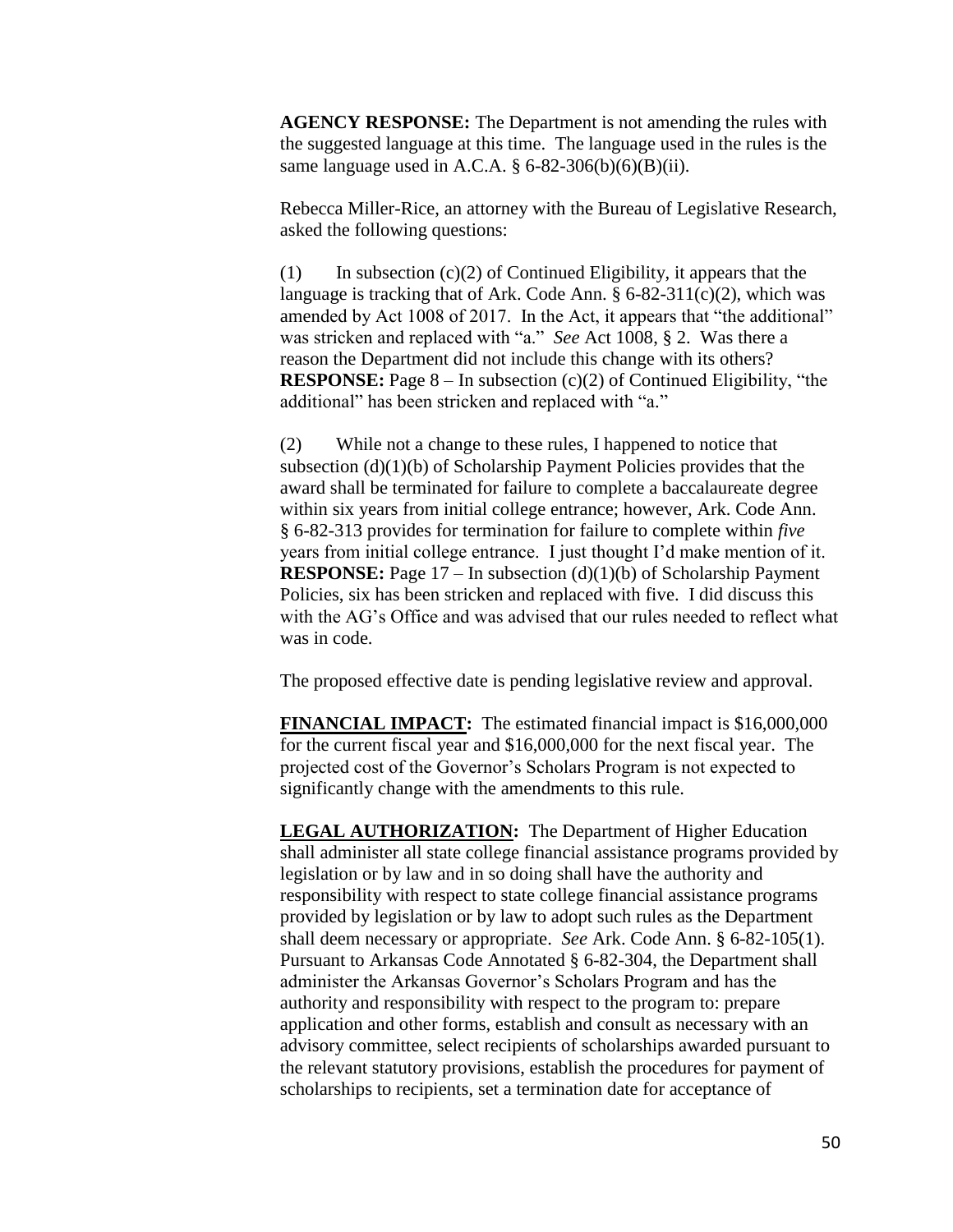**AGENCY RESPONSE:** The Department is not amending the rules with the suggested language at this time. The language used in the rules is the same language used in A.C.A. § 6-82-306(b)(6)(B)(ii).

Rebecca Miller-Rice, an attorney with the Bureau of Legislative Research, asked the following questions:

(1) In subsection (c)(2) of Continued Eligibility, it appears that the language is tracking that of Ark. Code Ann. § 6-82-311(c)(2), which was amended by Act 1008 of 2017. In the Act, it appears that "the additional" was stricken and replaced with "a." *See* Act 1008, § 2. Was there a reason the Department did not include this change with its others? **RESPONSE:** Page 8 – In subsection (c)(2) of Continued Eligibility, "the additional" has been stricken and replaced with "a."

(2) While not a change to these rules, I happened to notice that subsection (d)(1)(b) of Scholarship Payment Policies provides that the award shall be terminated for failure to complete a baccalaureate degree within six years from initial college entrance; however, Ark. Code Ann. § 6-82-313 provides for termination for failure to complete within *five* years from initial college entrance. I just thought I'd make mention of it. **RESPONSE:** Page 17 – In subsection (d)(1)(b) of Scholarship Payment Policies, six has been stricken and replaced with five. I did discuss this with the AG's Office and was advised that our rules needed to reflect what was in code.

The proposed effective date is pending legislative review and approval.

**FINANCIAL IMPACT:** The estimated financial impact is $16,000,000 for the current fiscal year and $16,000,000 for the next fiscal year. The projected cost of the Governor's Scholars Program is not expected to significantly change with the amendments to this rule.

**LEGAL AUTHORIZATION:** The Department of Higher Education shall administer all state college financial assistance programs provided by legislation or by law and in so doing shall have the authority and responsibility with respect to state college financial assistance programs provided by legislation or by law to adopt such rules as the Department shall deem necessary or appropriate. *See* Ark. Code Ann. § 6-82-105(1). Pursuant to Arkansas Code Annotated § 6-82-304, the Department shall administer the Arkansas Governor's Scholars Program and has the authority and responsibility with respect to the program to: prepare application and other forms, establish and consult as necessary with an advisory committee, select recipients of scholarships awarded pursuant to the relevant statutory provisions, establish the procedures for payment of scholarships to recipients, set a termination date for acceptance of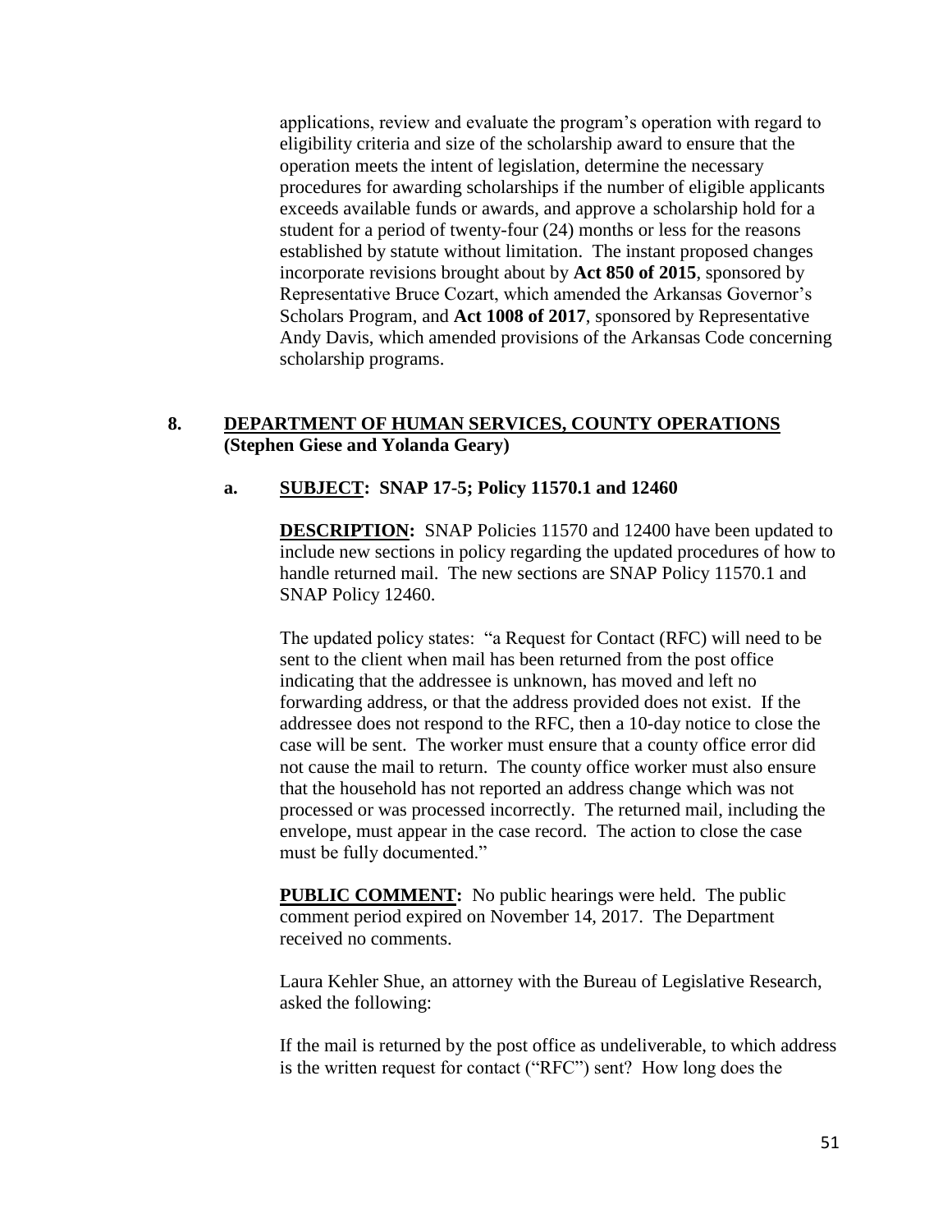applications, review and evaluate the program's operation with regard to eligibility criteria and size of the scholarship award to ensure that the operation meets the intent of legislation, determine the necessary procedures for awarding scholarships if the number of eligible applicants exceeds available funds or awards, and approve a scholarship hold for a student for a period of twenty-four (24) months or less for the reasons established by statute without limitation. The instant proposed changes incorporate revisions brought about by **Act 850 of 2015**, sponsored by Representative Bruce Cozart, which amended the Arkansas Governor's Scholars Program, and **Act 1008 of 2017**, sponsored by Representative Andy Davis, which amended provisions of the Arkansas Code concerning scholarship programs.

**8. DEPARTMENT OF HUMAN SERVICES, COUNTY OPERATIONS (Stephen Giese and Yolanda Geary)**

**a. SUBJECT: SNAP 17-5; Policy 11570.1 and 12460**

**DESCRIPTION:** SNAP Policies 11570 and 12400 have been updated to include new sections in policy regarding the updated procedures of how to handle returned mail. The new sections are SNAP Policy 11570.1 and SNAP Policy 12460.

The updated policy states: "a Request for Contact (RFC) will need to be sent to the client when mail has been returned from the post office indicating that the addressee is unknown, has moved and left no forwarding address, or that the address provided does not exist. If the addressee does not respond to the RFC, then a 10-day notice to close the case will be sent. The worker must ensure that a county office error did not cause the mail to return. The county office worker must also ensure that the household has not reported an address change which was not processed or was processed incorrectly. The returned mail, including the envelope, must appear in the case record. The action to close the case must be fully documented."

**PUBLIC COMMENT:** No public hearings were held. The public comment period expired on November 14, 2017. The Department received no comments.

Laura Kehler Shue, an attorney with the Bureau of Legislative Research, asked the following:

If the mail is returned by the post office as undeliverable, to which address is the written request for contact ("RFC") sent? How long does the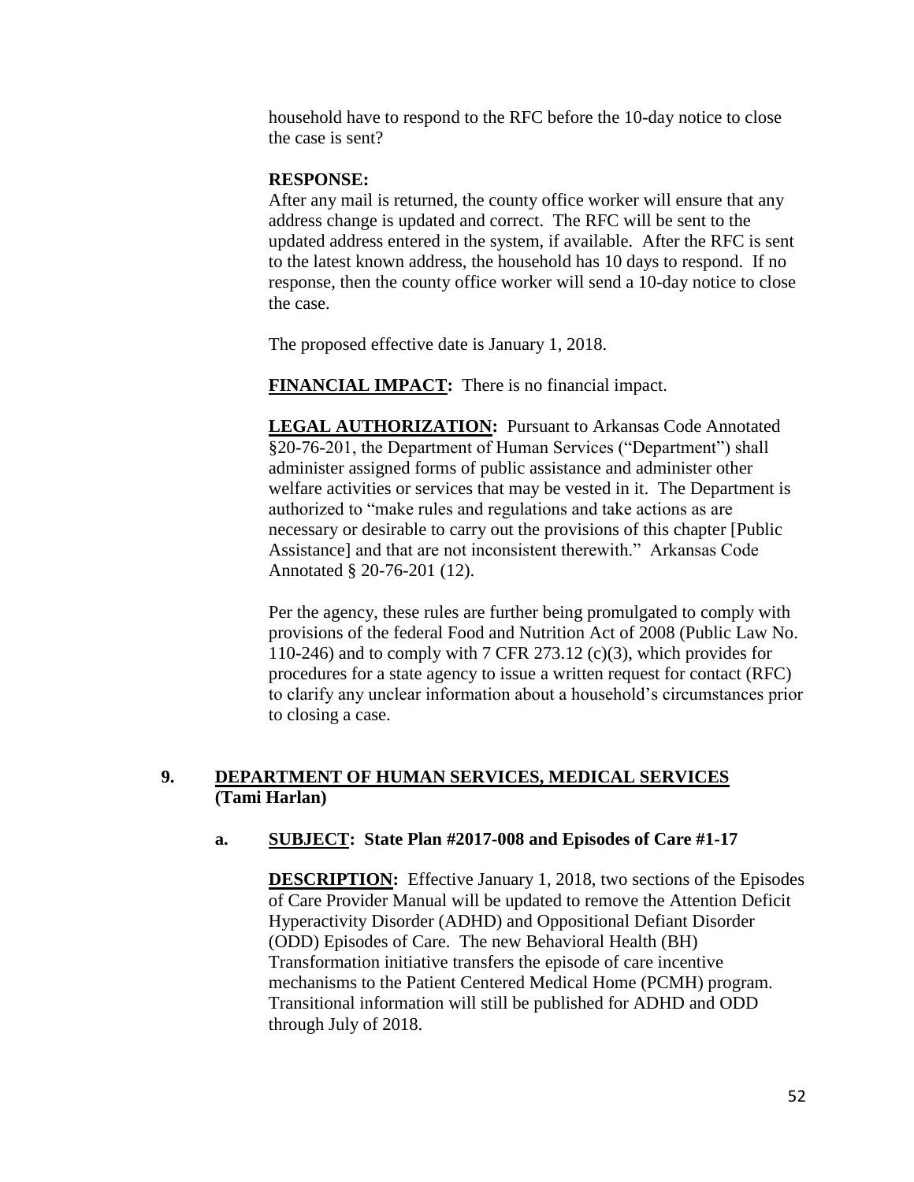household have to respond to the RFC before the 10-day notice to close the case is sent?

**RESPONSE:**
After any mail is returned, the county office worker will ensure that any address change is updated and correct. The RFC will be sent to the updated address entered in the system, if available. After the RFC is sent to the latest known address, the household has 10 days to respond. If no response, then the county office worker will send a 10-day notice to close the case.

The proposed effective date is January 1, 2018.

**FINANCIAL IMPACT:** There is no financial impact.

**LEGAL AUTHORIZATION:** Pursuant to Arkansas Code Annotated §20-76-201, the Department of Human Services ("Department") shall administer assigned forms of public assistance and administer other welfare activities or services that may be vested in it. The Department is authorized to "make rules and regulations and take actions as are necessary or desirable to carry out the provisions of this chapter [Public Assistance] and that are not inconsistent therewith." Arkansas Code Annotated § 20-76-201 (12).

Per the agency, these rules are further being promulgated to comply with provisions of the federal Food and Nutrition Act of 2008 (Public Law No. 110-246) and to comply with 7 CFR 273.12 (c)(3), which provides for procedures for a state agency to issue a written request for contact (RFC) to clarify any unclear information about a household's circumstances prior to closing a case.

## 9. DEPARTMENT OF HUMAN SERVICES, MEDICAL SERVICES (Tami Harlan)

### a. SUBJECT: State Plan #2017-008 and Episodes of Care #1-17

**DESCRIPTION:** Effective January 1, 2018, two sections of the Episodes of Care Provider Manual will be updated to remove the Attention Deficit Hyperactivity Disorder (ADHD) and Oppositional Defiant Disorder (ODD) Episodes of Care. The new Behavioral Health (BH) Transformation initiative transfers the episode of care incentive mechanisms to the Patient Centered Medical Home (PCMH) program. Transitional information will still be published for ADHD and ODD through July of 2018.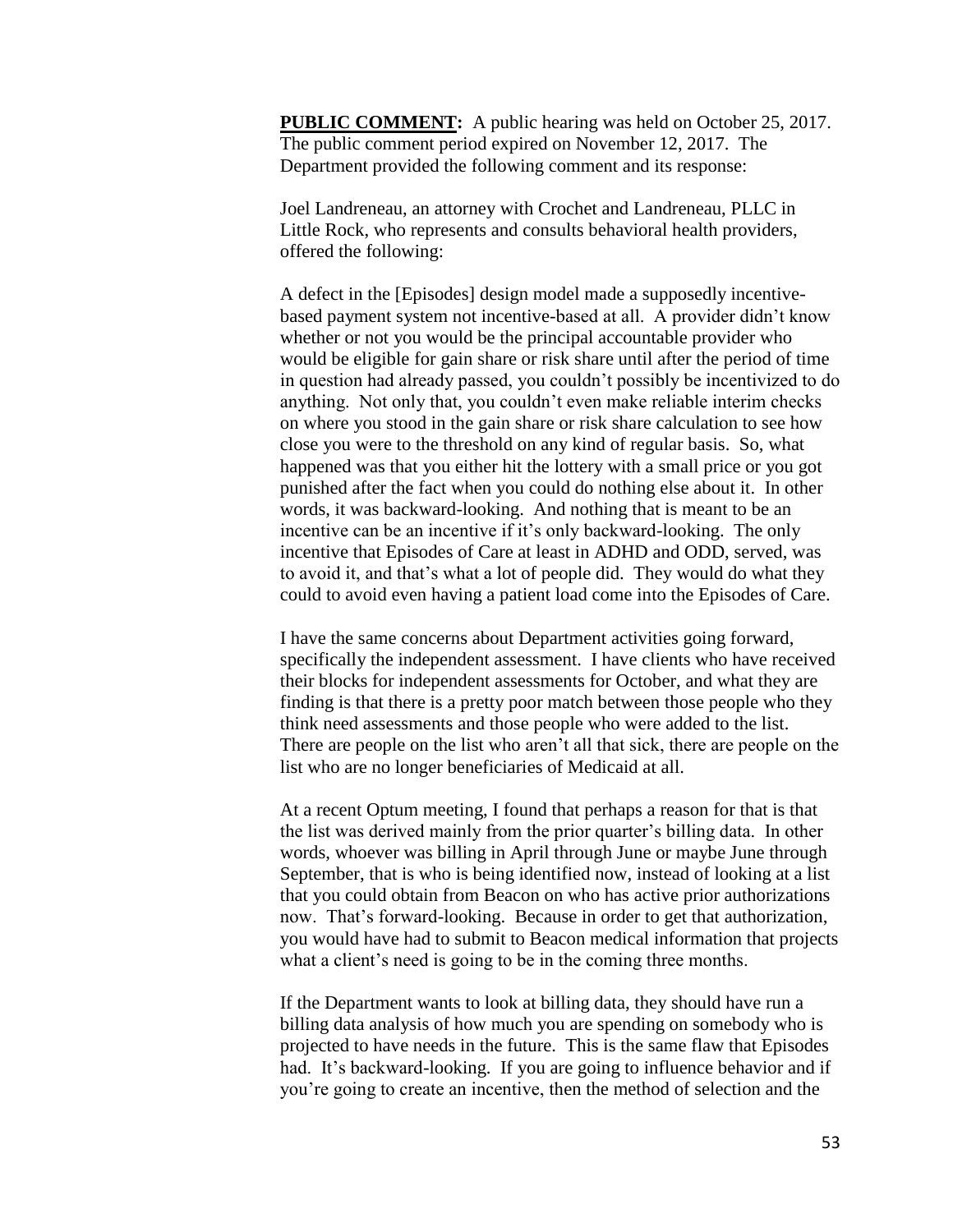**PUBLIC COMMENT:** A public hearing was held on October 25, 2017. The public comment period expired on November 12, 2017. The Department provided the following comment and its response:

Joel Landreneau, an attorney with Crochet and Landreneau, PLLC in Little Rock, who represents and consults behavioral health providers, offered the following:

A defect in the [Episodes] design model made a supposedly incentive-based payment system not incentive-based at all. A provider didn't know whether or not you would be the principal accountable provider who would be eligible for gain share or risk share until after the period of time in question had already passed, you couldn't possibly be incentivized to do anything. Not only that, you couldn't even make reliable interim checks on where you stood in the gain share or risk share calculation to see how close you were to the threshold on any kind of regular basis. So, what happened was that you either hit the lottery with a small price or you got punished after the fact when you could do nothing else about it. In other words, it was backward-looking. And nothing that is meant to be an incentive can be an incentive if it's only backward-looking. The only incentive that Episodes of Care at least in ADHD and ODD, served, was to avoid it, and that's what a lot of people did. They would do what they could to avoid even having a patient load come into the Episodes of Care.

I have the same concerns about Department activities going forward, specifically the independent assessment. I have clients who have received their blocks for independent assessments for October, and what they are finding is that there is a pretty poor match between those people who they think need assessments and those people who were added to the list. There are people on the list who aren't all that sick, there are people on the list who are no longer beneficiaries of Medicaid at all.

At a recent Optum meeting, I found that perhaps a reason for that is that the list was derived mainly from the prior quarter's billing data. In other words, whoever was billing in April through June or maybe June through September, that is who is being identified now, instead of looking at a list that you could obtain from Beacon on who has active prior authorizations now. That's forward-looking. Because in order to get that authorization, you would have had to submit to Beacon medical information that projects what a client's need is going to be in the coming three months.

If the Department wants to look at billing data, they should have run a billing data analysis of how much you are spending on somebody who is projected to have needs in the future. This is the same flaw that Episodes had. It's backward-looking. If you are going to influence behavior and if you're going to create an incentive, then the method of selection and the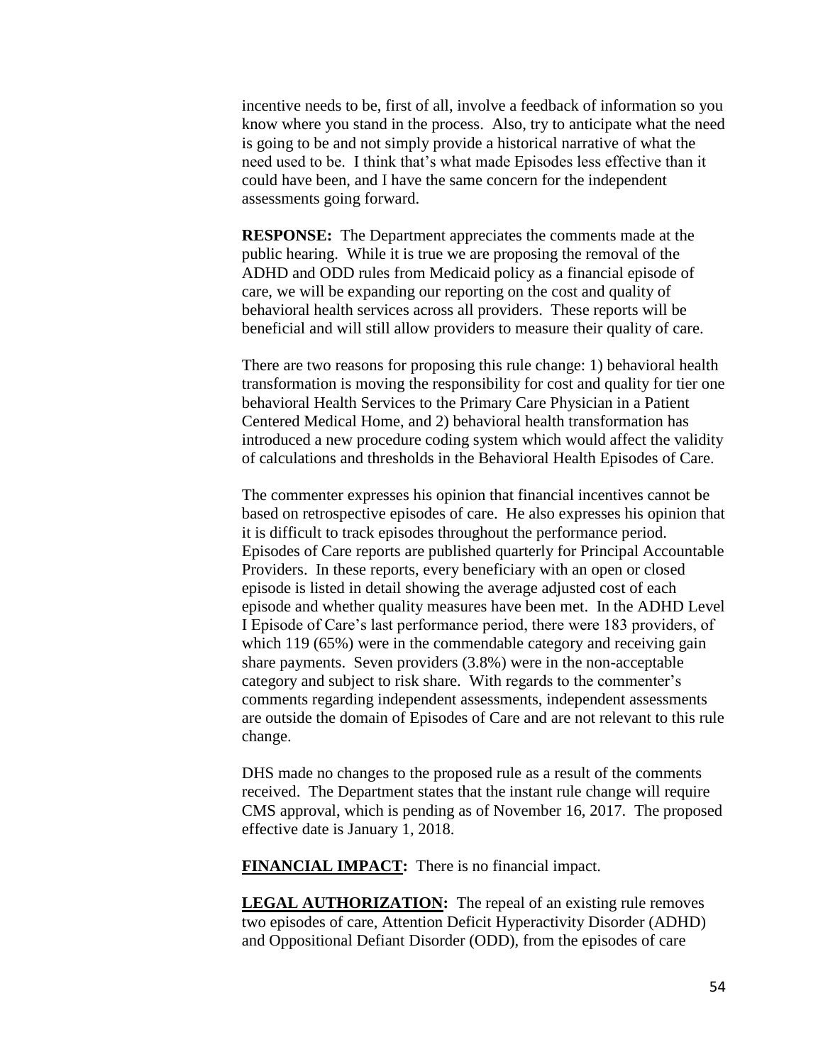incentive needs to be, first of all, involve a feedback of information so you know where you stand in the process. Also, try to anticipate what the need is going to be and not simply provide a historical narrative of what the need used to be. I think that's what made Episodes less effective than it could have been, and I have the same concern for the independent assessments going forward.

**RESPONSE:** The Department appreciates the comments made at the public hearing. While it is true we are proposing the removal of the ADHD and ODD rules from Medicaid policy as a financial episode of care, we will be expanding our reporting on the cost and quality of behavioral health services across all providers. These reports will be beneficial and will still allow providers to measure their quality of care.

There are two reasons for proposing this rule change: 1) behavioral health transformation is moving the responsibility for cost and quality for tier one behavioral Health Services to the Primary Care Physician in a Patient Centered Medical Home, and 2) behavioral health transformation has introduced a new procedure coding system which would affect the validity of calculations and thresholds in the Behavioral Health Episodes of Care.

The commenter expresses his opinion that financial incentives cannot be based on retrospective episodes of care. He also expresses his opinion that it is difficult to track episodes throughout the performance period. Episodes of Care reports are published quarterly for Principal Accountable Providers. In these reports, every beneficiary with an open or closed episode is listed in detail showing the average adjusted cost of each episode and whether quality measures have been met. In the ADHD Level I Episode of Care's last performance period, there were 183 providers, of which 119 (65%) were in the commendable category and receiving gain share payments. Seven providers (3.8%) were in the non-acceptable category and subject to risk share. With regards to the commenter's comments regarding independent assessments, independent assessments are outside the domain of Episodes of Care and are not relevant to this rule change.

DHS made no changes to the proposed rule as a result of the comments received. The Department states that the instant rule change will require CMS approval, which is pending as of November 16, 2017. The proposed effective date is January 1, 2018.

**FINANCIAL IMPACT:** There is no financial impact.

**LEGAL AUTHORIZATION:** The repeal of an existing rule removes two episodes of care, Attention Deficit Hyperactivity Disorder (ADHD) and Oppositional Defiant Disorder (ODD), from the episodes of care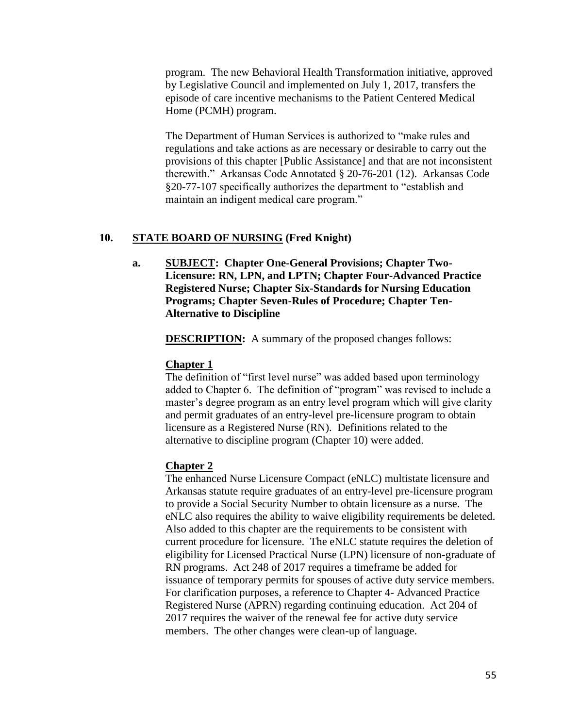program. The new Behavioral Health Transformation initiative, approved by Legislative Council and implemented on July 1, 2017, transfers the episode of care incentive mechanisms to the Patient Centered Medical Home (PCMH) program.

The Department of Human Services is authorized to "make rules and regulations and take actions as are necessary or desirable to carry out the provisions of this chapter [Public Assistance] and that are not inconsistent therewith." Arkansas Code Annotated § 20-76-201 (12). Arkansas Code §20-77-107 specifically authorizes the department to "establish and maintain an indigent medical care program."

**10. STATE BOARD OF NURSING (Fred Knight)**

**a. SUBJECT: Chapter One-General Provisions; Chapter Two-Licensure: RN, LPN, and LPTN; Chapter Four-Advanced Practice Registered Nurse; Chapter Six-Standards for Nursing Education Programs; Chapter Seven-Rules of Procedure; Chapter Ten-Alternative to Discipline**

**DESCRIPTION:** A summary of the proposed changes follows:

**Chapter 1**

The definition of "first level nurse" was added based upon terminology added to Chapter 6. The definition of "program" was revised to include a master's degree program as an entry level program which will give clarity and permit graduates of an entry-level pre-licensure program to obtain licensure as a Registered Nurse (RN). Definitions related to the alternative to discipline program (Chapter 10) were added.

**Chapter 2**

The enhanced Nurse Licensure Compact (eNLC) multistate licensure and Arkansas statute require graduates of an entry-level pre-licensure program to provide a Social Security Number to obtain licensure as a nurse. The eNLC also requires the ability to waive eligibility requirements be deleted. Also added to this chapter are the requirements to be consistent with current procedure for licensure. The eNLC statute requires the deletion of eligibility for Licensed Practical Nurse (LPN) licensure of non-graduate of RN programs. Act 248 of 2017 requires a timeframe be added for issuance of temporary permits for spouses of active duty service members. For clarification purposes, a reference to Chapter 4- Advanced Practice Registered Nurse (APRN) regarding continuing education. Act 204 of 2017 requires the waiver of the renewal fee for active duty service members. The other changes were clean-up of language.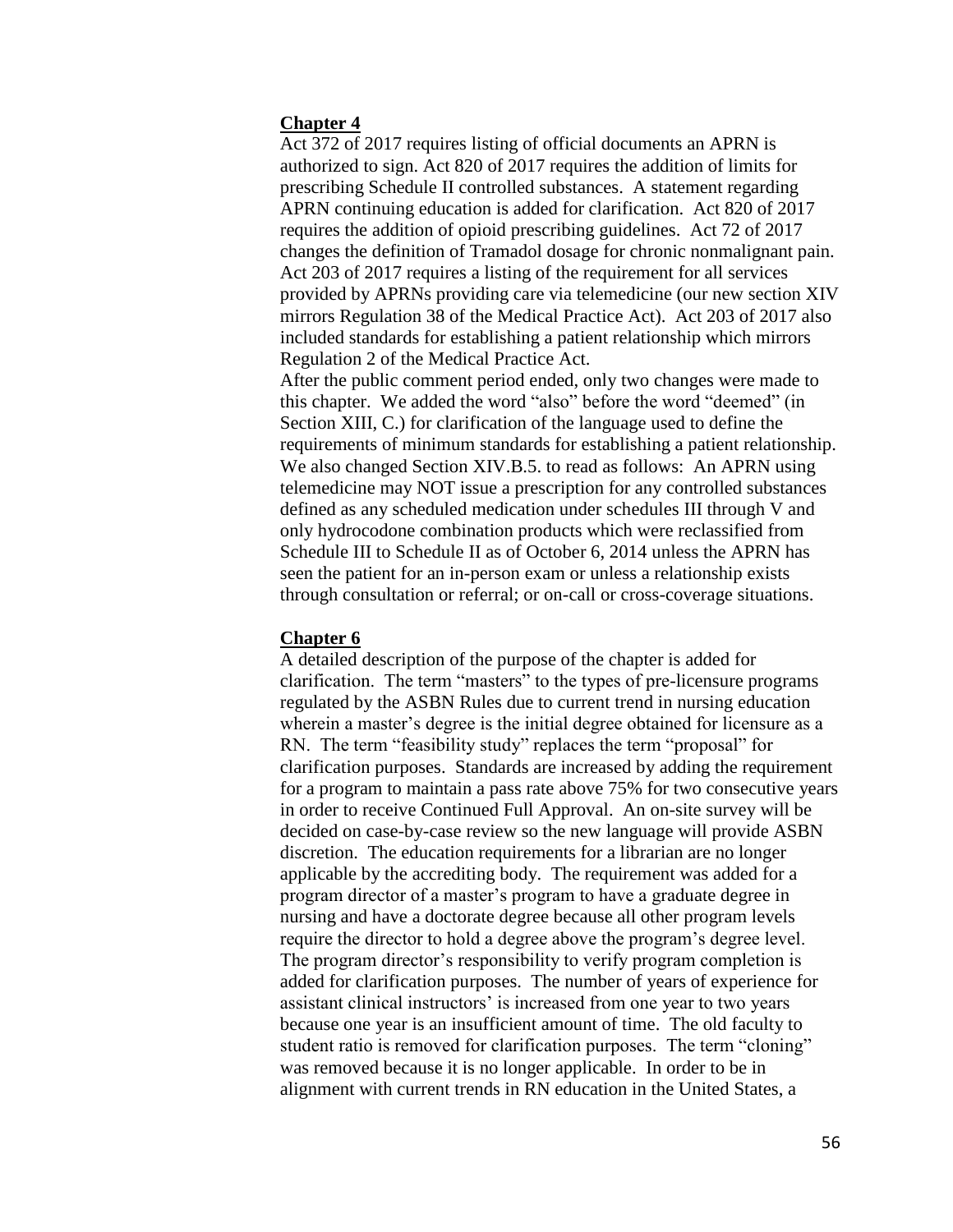**Chapter 4**

Act 372 of 2017 requires listing of official documents an APRN is authorized to sign. Act 820 of 2017 requires the addition of limits for prescribing Schedule II controlled substances. A statement regarding APRN continuing education is added for clarification. Act 820 of 2017 requires the addition of opioid prescribing guidelines. Act 72 of 2017 changes the definition of Tramadol dosage for chronic nonmalignant pain. Act 203 of 2017 requires a listing of the requirement for all services provided by APRNs providing care via telemedicine (our new section XIV mirrors Regulation 38 of the Medical Practice Act). Act 203 of 2017 also included standards for establishing a patient relationship which mirrors Regulation 2 of the Medical Practice Act.

After the public comment period ended, only two changes were made to this chapter. We added the word "also" before the word "deemed" (in Section XIII, C.) for clarification of the language used to define the requirements of minimum standards for establishing a patient relationship. We also changed Section XIV.B.5. to read as follows: An APRN using telemedicine may NOT issue a prescription for any controlled substances defined as any scheduled medication under schedules III through V and only hydrocodone combination products which were reclassified from Schedule III to Schedule II as of October 6, 2014 unless the APRN has seen the patient for an in-person exam or unless a relationship exists through consultation or referral; or on-call or cross-coverage situations.

**Chapter 6**

A detailed description of the purpose of the chapter is added for clarification. The term "masters" to the types of pre-licensure programs regulated by the ASBN Rules due to current trend in nursing education wherein a master's degree is the initial degree obtained for licensure as a RN. The term "feasibility study" replaces the term "proposal" for clarification purposes. Standards are increased by adding the requirement for a program to maintain a pass rate above 75% for two consecutive years in order to receive Continued Full Approval. An on-site survey will be decided on case-by-case review so the new language will provide ASBN discretion. The education requirements for a librarian are no longer applicable by the accrediting body. The requirement was added for a program director of a master's program to have a graduate degree in nursing and have a doctorate degree because all other program levels require the director to hold a degree above the program's degree level. The program director's responsibility to verify program completion is added for clarification purposes. The number of years of experience for assistant clinical instructors' is increased from one year to two years because one year is an insufficient amount of time. The old faculty to student ratio is removed for clarification purposes. The term "cloning" was removed because it is no longer applicable. In order to be in alignment with current trends in RN education in the United States, a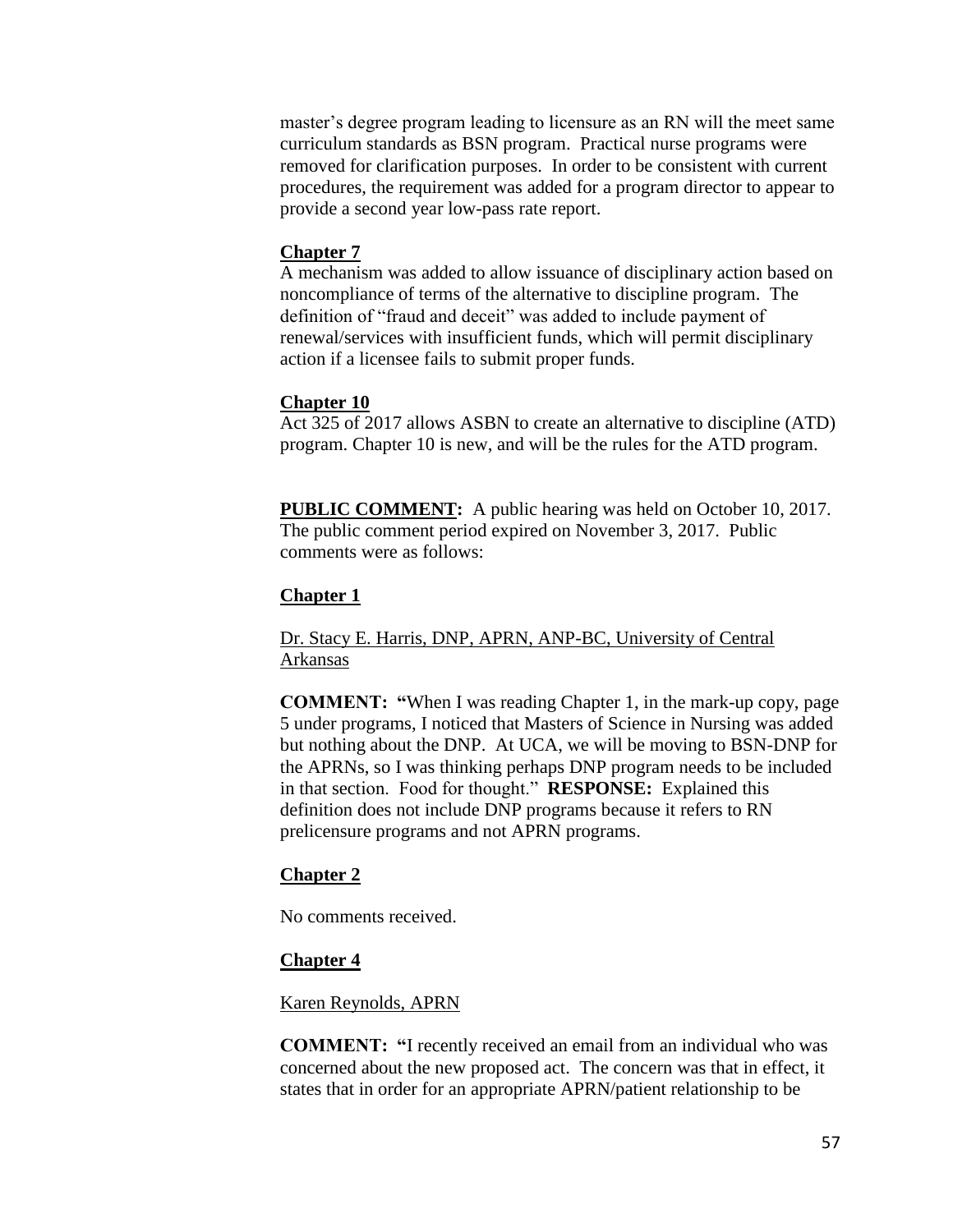master's degree program leading to licensure as an RN will the meet same curriculum standards as BSN program. Practical nurse programs were removed for clarification purposes. In order to be consistent with current procedures, the requirement was added for a program director to appear to provide a second year low-pass rate report.

**Chapter 7**

A mechanism was added to allow issuance of disciplinary action based on noncompliance of terms of the alternative to discipline program. The definition of "fraud and deceit" was added to include payment of renewal/services with insufficient funds, which will permit disciplinary action if a licensee fails to submit proper funds.

**Chapter 10**

Act 325 of 2017 allows ASBN to create an alternative to discipline (ATD) program. Chapter 10 is new, and will be the rules for the ATD program.

**PUBLIC COMMENT:** A public hearing was held on October 10, 2017. The public comment period expired on November 3, 2017. Public comments were as follows:

**Chapter 1**

Dr. Stacy E. Harris, DNP, APRN, ANP-BC, University of Central Arkansas

**COMMENT: "**When I was reading Chapter 1, in the mark-up copy, page 5 under programs, I noticed that Masters of Science in Nursing was added but nothing about the DNP. At UCA, we will be moving to BSN-DNP for the APRNs, so I was thinking perhaps DNP program needs to be included in that section. Food for thought." **RESPONSE:** Explained this definition does not include DNP programs because it refers to RN prelicensure programs and not APRN programs.

**Chapter 2**

No comments received.

**Chapter 4**

Karen Reynolds, APRN

**COMMENT: "**I recently received an email from an individual who was concerned about the new proposed act. The concern was that in effect, it states that in order for an appropriate APRN/patient relationship to be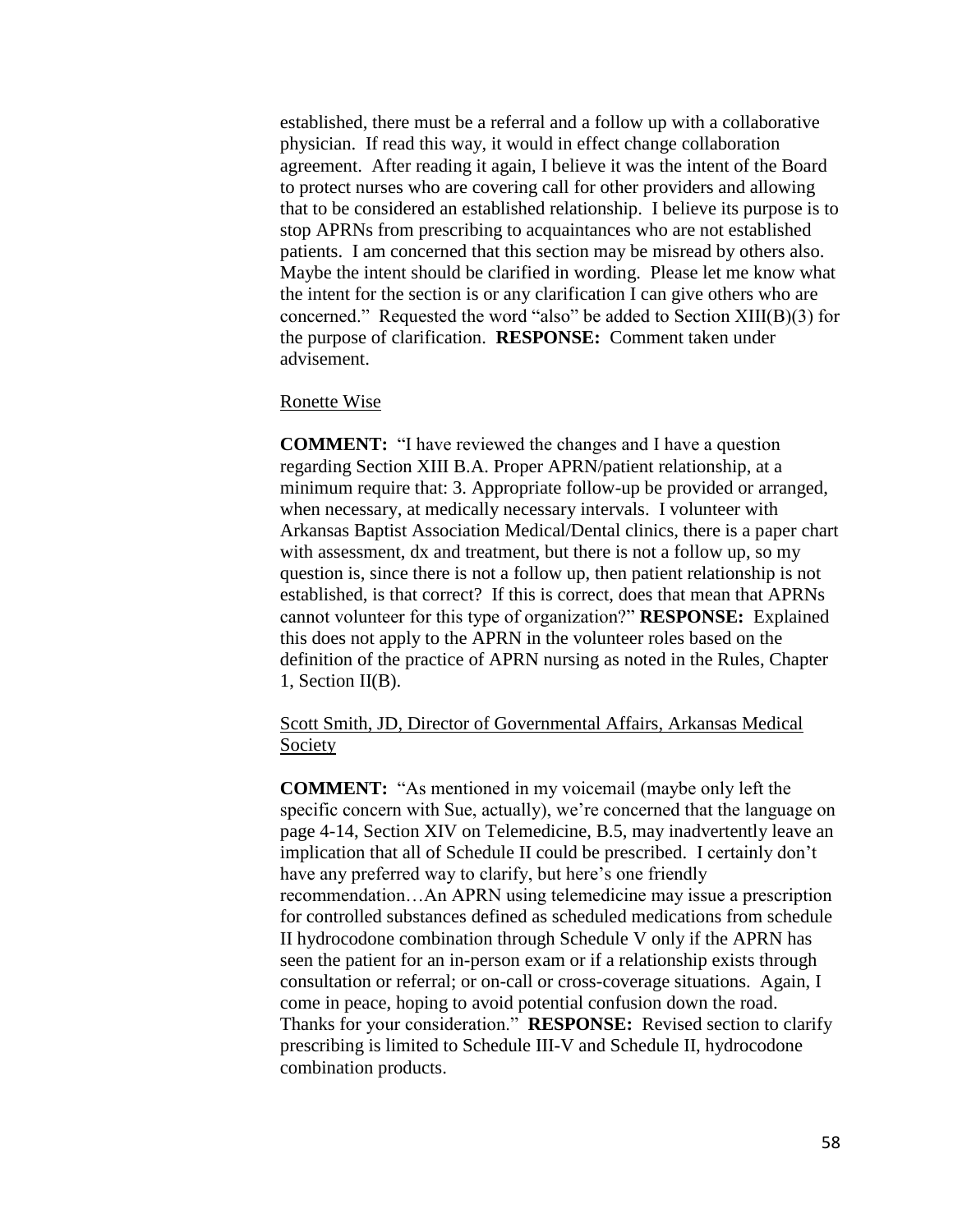established, there must be a referral and a follow up with a collaborative physician. If read this way, it would in effect change collaboration agreement. After reading it again, I believe it was the intent of the Board to protect nurses who are covering call for other providers and allowing that to be considered an established relationship. I believe its purpose is to stop APRNs from prescribing to acquaintances who are not established patients. I am concerned that this section may be misread by others also. Maybe the intent should be clarified in wording. Please let me know what the intent for the section is or any clarification I can give others who are concerned." Requested the word "also" be added to Section XIII(B)(3) for the purpose of clarification. **RESPONSE:** Comment taken under advisement.

<u>Ronette Wise</u>

**COMMENT:** "I have reviewed the changes and I have a question regarding Section XIII B.A. Proper APRN/patient relationship, at a minimum require that: 3. Appropriate follow-up be provided or arranged, when necessary, at medically necessary intervals. I volunteer with Arkansas Baptist Association Medical/Dental clinics, there is a paper chart with assessment, dx and treatment, but there is not a follow up, so my question is, since there is not a follow up, then patient relationship is not established, is that correct? If this is correct, does that mean that APRNs cannot volunteer for this type of organization?" **RESPONSE:** Explained this does not apply to the APRN in the volunteer roles based on the definition of the practice of APRN nursing as noted in the Rules, Chapter 1, Section II(B).

<u>Scott Smith, JD, Director of Governmental Affairs, Arkansas Medical Society</u>

**COMMENT:** "As mentioned in my voicemail (maybe only left the specific concern with Sue, actually), we're concerned that the language on page 4-14, Section XIV on Telemedicine, B.5, may inadvertently leave an implication that all of Schedule II could be prescribed. I certainly don't have any preferred way to clarify, but here's one friendly recommendation…An APRN using telemedicine may issue a prescription for controlled substances defined as scheduled medications from schedule II hydrocodone combination through Schedule V only if the APRN has seen the patient for an in-person exam or if a relationship exists through consultation or referral; or on-call or cross-coverage situations. Again, I come in peace, hoping to avoid potential confusion down the road. Thanks for your consideration." **RESPONSE:** Revised section to clarify prescribing is limited to Schedule III-V and Schedule II, hydrocodone combination products.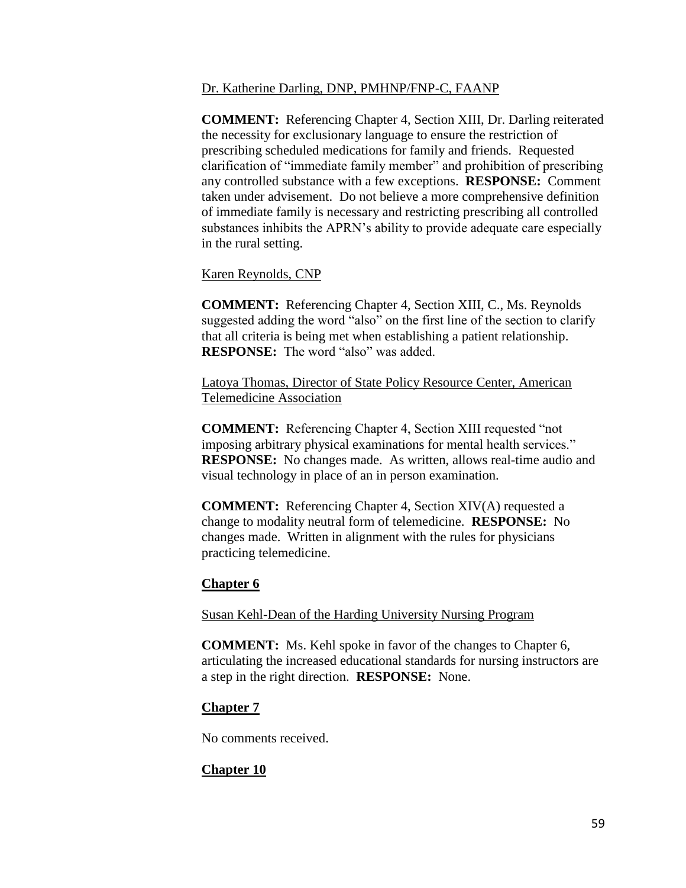Dr. Katherine Darling, DNP, PMHNP/FNP-C, FAANP

**COMMENT:** Referencing Chapter 4, Section XIII, Dr. Darling reiterated the necessity for exclusionary language to ensure the restriction of prescribing scheduled medications for family and friends. Requested clarification of "immediate family member" and prohibition of prescribing any controlled substance with a few exceptions. **RESPONSE:** Comment taken under advisement. Do not believe a more comprehensive definition of immediate family is necessary and restricting prescribing all controlled substances inhibits the APRN's ability to provide adequate care especially in the rural setting.

Karen Reynolds, CNP

**COMMENT:** Referencing Chapter 4, Section XIII, C., Ms. Reynolds suggested adding the word "also" on the first line of the section to clarify that all criteria is being met when establishing a patient relationship. **RESPONSE:** The word "also" was added.

Latoya Thomas, Director of State Policy Resource Center, American Telemedicine Association

**COMMENT:** Referencing Chapter 4, Section XIII requested "not imposing arbitrary physical examinations for mental health services." **RESPONSE:** No changes made. As written, allows real-time audio and visual technology in place of an in person examination.

**COMMENT:** Referencing Chapter 4, Section XIV(A) requested a change to modality neutral form of telemedicine. **RESPONSE:** No changes made. Written in alignment with the rules for physicians practicing telemedicine.

## Chapter 6

Susan Kehl-Dean of the Harding University Nursing Program

**COMMENT:** Ms. Kehl spoke in favor of the changes to Chapter 6, articulating the increased educational standards for nursing instructors are a step in the right direction. **RESPONSE:** None.

## Chapter 7

No comments received.

## Chapter 10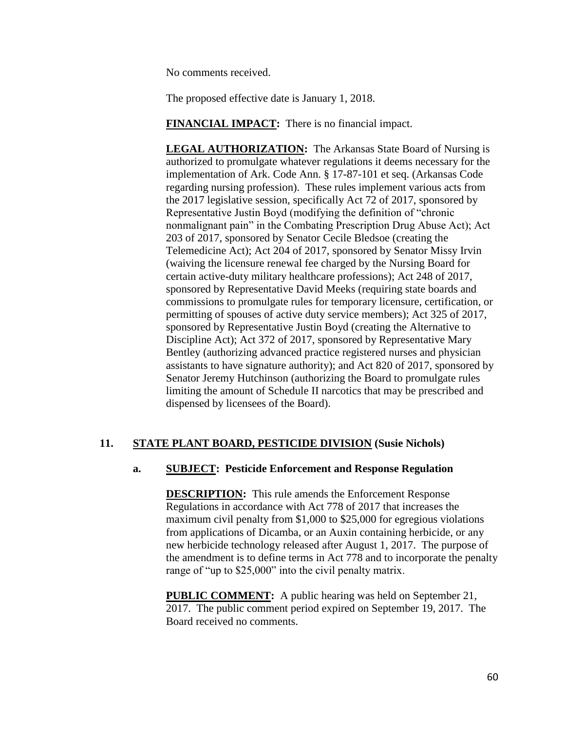No comments received.

The proposed effective date is January 1, 2018.

**FINANCIAL IMPACT:** There is no financial impact.

**LEGAL AUTHORIZATION:** The Arkansas State Board of Nursing is authorized to promulgate whatever regulations it deems necessary for the implementation of Ark. Code Ann. § 17-87-101 et seq. (Arkansas Code regarding nursing profession). These rules implement various acts from the 2017 legislative session, specifically Act 72 of 2017, sponsored by Representative Justin Boyd (modifying the definition of "chronic nonmalignant pain" in the Combating Prescription Drug Abuse Act); Act 203 of 2017, sponsored by Senator Cecile Bledsoe (creating the Telemedicine Act); Act 204 of 2017, sponsored by Senator Missy Irvin (waiving the licensure renewal fee charged by the Nursing Board for certain active-duty military healthcare professions); Act 248 of 2017, sponsored by Representative David Meeks (requiring state boards and commissions to promulgate rules for temporary licensure, certification, or permitting of spouses of active duty service members); Act 325 of 2017, sponsored by Representative Justin Boyd (creating the Alternative to Discipline Act); Act 372 of 2017, sponsored by Representative Mary Bentley (authorizing advanced practice registered nurses and physician assistants to have signature authority); and Act 820 of 2017, sponsored by Senator Jeremy Hutchinson (authorizing the Board to promulgate rules limiting the amount of Schedule II narcotics that may be prescribed and dispensed by licensees of the Board).

## 11. STATE PLANT BOARD, PESTICIDE DIVISION (Susie Nichols)

### a. SUBJECT: Pesticide Enforcement and Response Regulation

**DESCRIPTION:** This rule amends the Enforcement Response Regulations in accordance with Act 778 of 2017 that increases the maximum civil penalty from $1,000 to $25,000 for egregious violations from applications of Dicamba, or an Auxin containing herbicide, or any new herbicide technology released after August 1, 2017. The purpose of the amendment is to define terms in Act 778 and to incorporate the penalty range of "up to $25,000" into the civil penalty matrix.

**PUBLIC COMMENT:** A public hearing was held on September 21, 2017. The public comment period expired on September 19, 2017. The Board received no comments.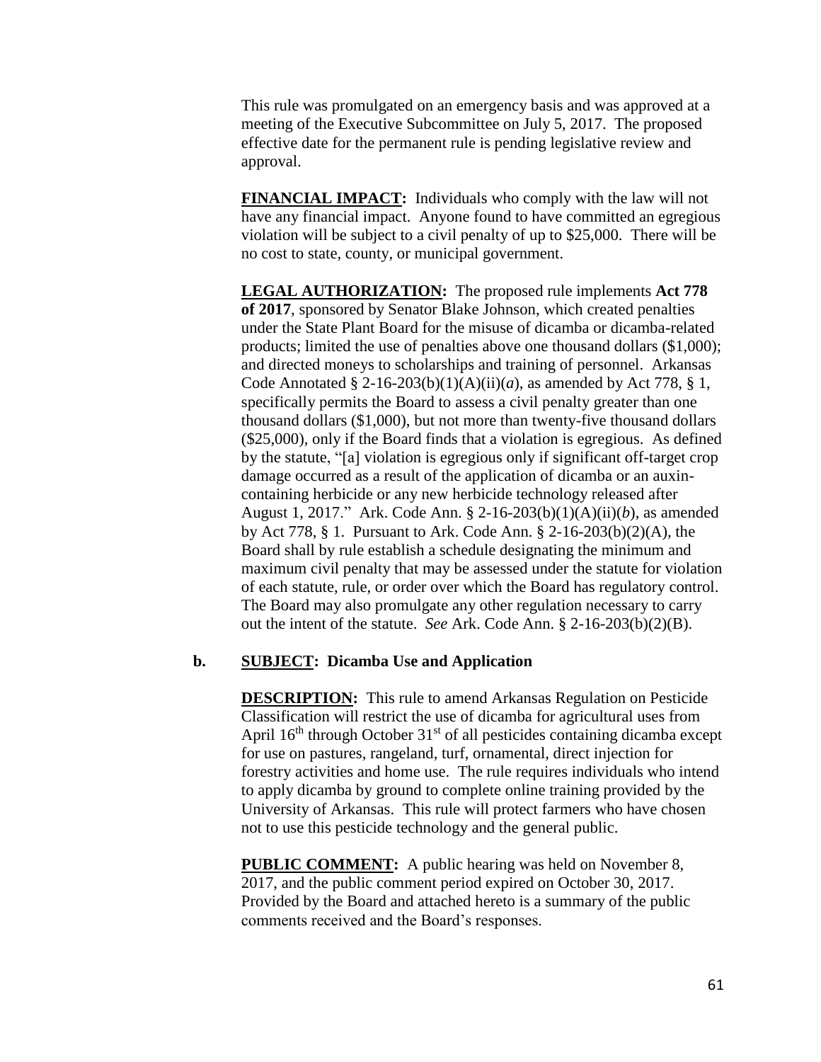This rule was promulgated on an emergency basis and was approved at a meeting of the Executive Subcommittee on July 5, 2017. The proposed effective date for the permanent rule is pending legislative review and approval.

**FINANCIAL IMPACT:** Individuals who comply with the law will not have any financial impact. Anyone found to have committed an egregious violation will be subject to a civil penalty of up to $25,000. There will be no cost to state, county, or municipal government.

**LEGAL AUTHORIZATION:** The proposed rule implements **Act 778 of 2017**, sponsored by Senator Blake Johnson, which created penalties under the State Plant Board for the misuse of dicamba or dicamba-related products; limited the use of penalties above one thousand dollars ($1,000); and directed moneys to scholarships and training of personnel. Arkansas Code Annotated § 2-16-203(b)(1)(A)(ii)(*a*), as amended by Act 778, § 1, specifically permits the Board to assess a civil penalty greater than one thousand dollars ($1,000), but not more than twenty-five thousand dollars ($25,000), only if the Board finds that a violation is egregious. As defined by the statute, "[a] violation is egregious only if significant off-target crop damage occurred as a result of the application of dicamba or an auxin-containing herbicide or any new herbicide technology released after August 1, 2017." Ark. Code Ann. § 2-16-203(b)(1)(A)(ii)(*b*), as amended by Act 778, § 1. Pursuant to Ark. Code Ann. § 2-16-203(b)(2)(A), the Board shall by rule establish a schedule designating the minimum and maximum civil penalty that may be assessed under the statute for violation of each statute, rule, or order over which the Board has regulatory control. The Board may also promulgate any other regulation necessary to carry out the intent of the statute. *See* Ark. Code Ann. § 2-16-203(b)(2)(B).

**b. SUBJECT: Dicamba Use and Application**

**DESCRIPTION:** This rule to amend Arkansas Regulation on Pesticide Classification will restrict the use of dicamba for agricultural uses from April 16th through October 31st of all pesticides containing dicamba except for use on pastures, rangeland, turf, ornamental, direct injection for forestry activities and home use. The rule requires individuals who intend to apply dicamba by ground to complete online training provided by the University of Arkansas. This rule will protect farmers who have chosen not to use this pesticide technology and the general public.

**PUBLIC COMMENT:** A public hearing was held on November 8, 2017, and the public comment period expired on October 30, 2017. Provided by the Board and attached hereto is a summary of the public comments received and the Board's responses.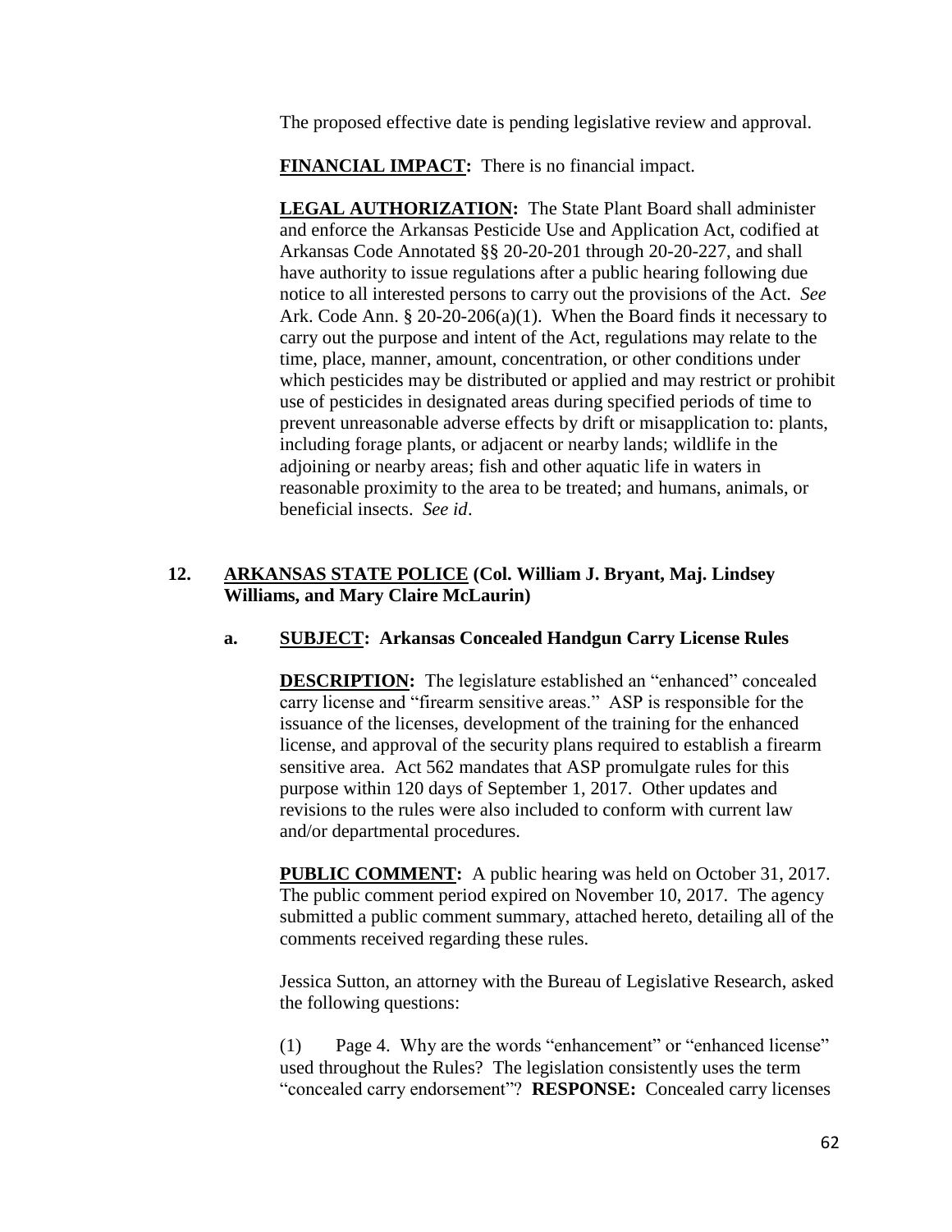The proposed effective date is pending legislative review and approval.

**FINANCIAL IMPACT:** There is no financial impact.

**LEGAL AUTHORIZATION:** The State Plant Board shall administer and enforce the Arkansas Pesticide Use and Application Act, codified at Arkansas Code Annotated §§ 20-20-201 through 20-20-227, and shall have authority to issue regulations after a public hearing following due notice to all interested persons to carry out the provisions of the Act. *See* Ark. Code Ann. § 20-20-206(a)(1). When the Board finds it necessary to carry out the purpose and intent of the Act, regulations may relate to the time, place, manner, amount, concentration, or other conditions under which pesticides may be distributed or applied and may restrict or prohibit use of pesticides in designated areas during specified periods of time to prevent unreasonable adverse effects by drift or misapplication to: plants, including forage plants, or adjacent or nearby lands; wildlife in the adjoining or nearby areas; fish and other aquatic life in waters in reasonable proximity to the area to be treated; and humans, animals, or beneficial insects. *See id*.

**12. ARKANSAS STATE POLICE (Col. William J. Bryant, Maj. Lindsey Williams, and Mary Claire McLaurin)**

**a. SUBJECT: Arkansas Concealed Handgun Carry License Rules**

**DESCRIPTION:** The legislature established an "enhanced" concealed carry license and "firearm sensitive areas." ASP is responsible for the issuance of the licenses, development of the training for the enhanced license, and approval of the security plans required to establish a firearm sensitive area. Act 562 mandates that ASP promulgate rules for this purpose within 120 days of September 1, 2017. Other updates and revisions to the rules were also included to conform with current law and/or departmental procedures.

**PUBLIC COMMENT:** A public hearing was held on October 31, 2017. The public comment period expired on November 10, 2017. The agency submitted a public comment summary, attached hereto, detailing all of the comments received regarding these rules.

Jessica Sutton, an attorney with the Bureau of Legislative Research, asked the following questions:

(1) Page 4. Why are the words "enhancement" or "enhanced license" used throughout the Rules? The legislation consistently uses the term "concealed carry endorsement"? **RESPONSE:** Concealed carry licenses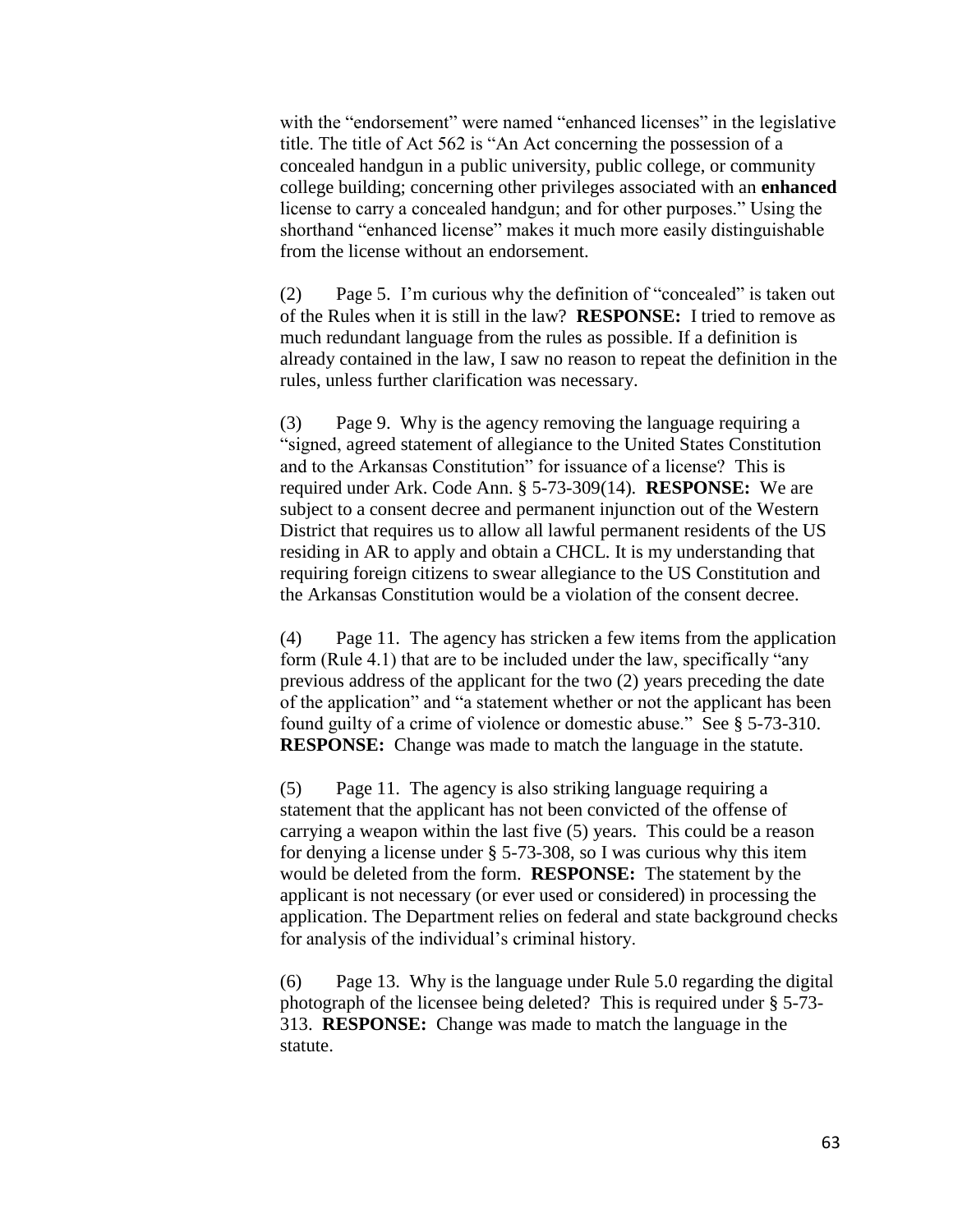with the "endorsement" were named "enhanced licenses" in the legislative title. The title of Act 562 is "An Act concerning the possession of a concealed handgun in a public university, public college, or community college building; concerning other privileges associated with an **enhanced** license to carry a concealed handgun; and for other purposes." Using the shorthand "enhanced license" makes it much more easily distinguishable from the license without an endorsement.

(2) Page 5. I'm curious why the definition of "concealed" is taken out of the Rules when it is still in the law? **RESPONSE:** I tried to remove as much redundant language from the rules as possible. If a definition is already contained in the law, I saw no reason to repeat the definition in the rules, unless further clarification was necessary.

(3) Page 9. Why is the agency removing the language requiring a "signed, agreed statement of allegiance to the United States Constitution and to the Arkansas Constitution" for issuance of a license? This is required under Ark. Code Ann. § 5-73-309(14). **RESPONSE:** We are subject to a consent decree and permanent injunction out of the Western District that requires us to allow all lawful permanent residents of the US residing in AR to apply and obtain a CHCL. It is my understanding that requiring foreign citizens to swear allegiance to the US Constitution and the Arkansas Constitution would be a violation of the consent decree.

(4) Page 11. The agency has stricken a few items from the application form (Rule 4.1) that are to be included under the law, specifically "any previous address of the applicant for the two (2) years preceding the date of the application" and "a statement whether or not the applicant has been found guilty of a crime of violence or domestic abuse." See § 5-73-310. **RESPONSE:** Change was made to match the language in the statute.

(5) Page 11. The agency is also striking language requiring a statement that the applicant has not been convicted of the offense of carrying a weapon within the last five (5) years. This could be a reason for denying a license under § 5-73-308, so I was curious why this item would be deleted from the form. **RESPONSE:** The statement by the applicant is not necessary (or ever used or considered) in processing the application. The Department relies on federal and state background checks for analysis of the individual's criminal history.

(6) Page 13. Why is the language under Rule 5.0 regarding the digital photograph of the licensee being deleted? This is required under § 5-73-313. **RESPONSE:** Change was made to match the language in the statute.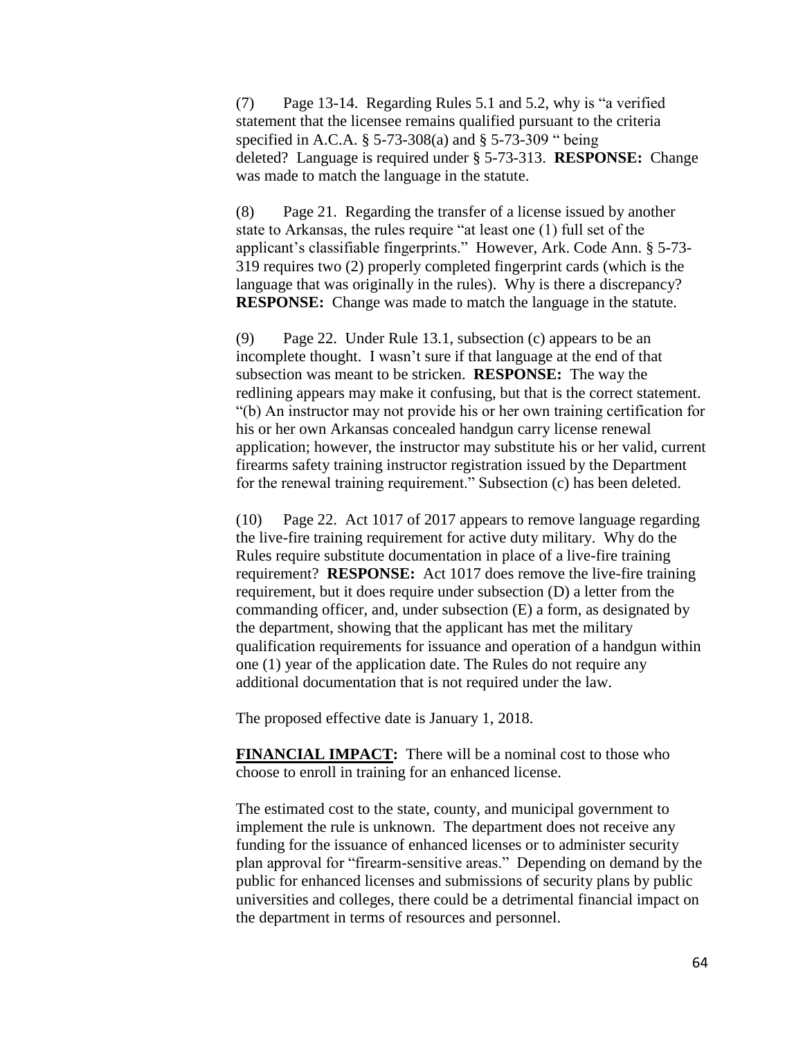(7) Page 13-14. Regarding Rules 5.1 and 5.2, why is "a verified statement that the licensee remains qualified pursuant to the criteria specified in A.C.A. § 5-73-308(a) and § 5-73-309 " being deleted? Language is required under § 5-73-313. **RESPONSE:** Change was made to match the language in the statute.

(8) Page 21. Regarding the transfer of a license issued by another state to Arkansas, the rules require "at least one (1) full set of the applicant's classifiable fingerprints." However, Ark. Code Ann. § 5-73-319 requires two (2) properly completed fingerprint cards (which is the language that was originally in the rules). Why is there a discrepancy? **RESPONSE:** Change was made to match the language in the statute.

(9) Page 22. Under Rule 13.1, subsection (c) appears to be an incomplete thought. I wasn't sure if that language at the end of that subsection was meant to be stricken. **RESPONSE:** The way the redlining appears may make it confusing, but that is the correct statement. "(b) An instructor may not provide his or her own training certification for his or her own Arkansas concealed handgun carry license renewal application; however, the instructor may substitute his or her valid, current firearms safety training instructor registration issued by the Department for the renewal training requirement." Subsection (c) has been deleted.

(10) Page 22. Act 1017 of 2017 appears to remove language regarding the live-fire training requirement for active duty military. Why do the Rules require substitute documentation in place of a live-fire training requirement? **RESPONSE:** Act 1017 does remove the live-fire training requirement, but it does require under subsection (D) a letter from the commanding officer, and, under subsection (E) a form, as designated by the department, showing that the applicant has met the military qualification requirements for issuance and operation of a handgun within one (1) year of the application date. The Rules do not require any additional documentation that is not required under the law.

The proposed effective date is January 1, 2018.

**FINANCIAL IMPACT:** There will be a nominal cost to those who choose to enroll in training for an enhanced license.

The estimated cost to the state, county, and municipal government to implement the rule is unknown. The department does not receive any funding for the issuance of enhanced licenses or to administer security plan approval for "firearm-sensitive areas." Depending on demand by the public for enhanced licenses and submissions of security plans by public universities and colleges, there could be a detrimental financial impact on the department in terms of resources and personnel.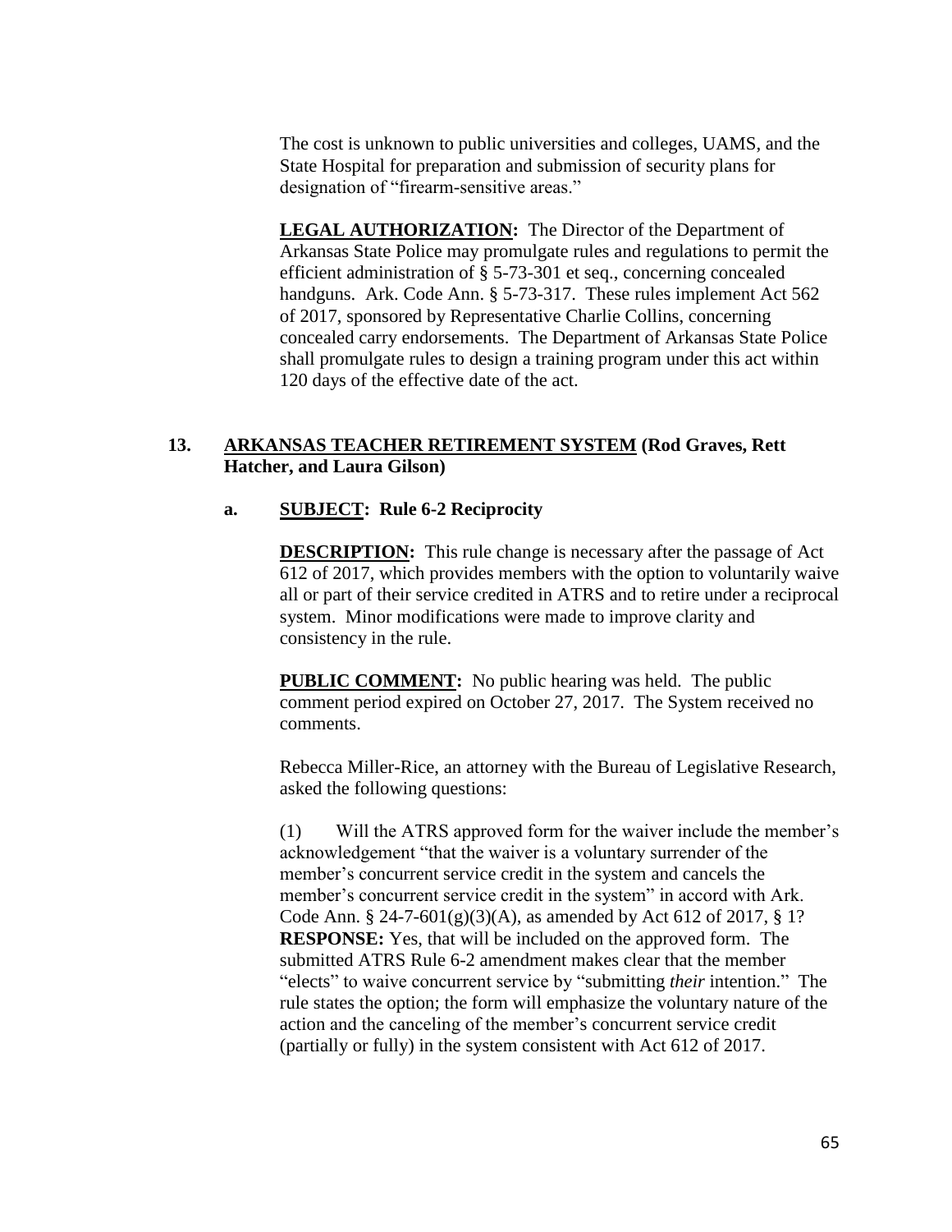The cost is unknown to public universities and colleges, UAMS, and the State Hospital for preparation and submission of security plans for designation of "firearm-sensitive areas."

**LEGAL AUTHORIZATION:** The Director of the Department of Arkansas State Police may promulgate rules and regulations to permit the efficient administration of § 5-73-301 et seq., concerning concealed handguns. Ark. Code Ann. § 5-73-317. These rules implement Act 562 of 2017, sponsored by Representative Charlie Collins, concerning concealed carry endorsements. The Department of Arkansas State Police shall promulgate rules to design a training program under this act within 120 days of the effective date of the act.

**13. ARKANSAS TEACHER RETIREMENT SYSTEM (Rod Graves, Rett Hatcher, and Laura Gilson)**

**a. SUBJECT: Rule 6-2 Reciprocity**

**DESCRIPTION:** This rule change is necessary after the passage of Act 612 of 2017, which provides members with the option to voluntarily waive all or part of their service credited in ATRS and to retire under a reciprocal system. Minor modifications were made to improve clarity and consistency in the rule.

**PUBLIC COMMENT:** No public hearing was held. The public comment period expired on October 27, 2017. The System received no comments.

Rebecca Miller-Rice, an attorney with the Bureau of Legislative Research, asked the following questions:

(1) Will the ATRS approved form for the waiver include the member's acknowledgement "that the waiver is a voluntary surrender of the member's concurrent service credit in the system and cancels the member's concurrent service credit in the system" in accord with Ark. Code Ann. § 24-7-601(g)(3)(A), as amended by Act 612 of 2017, § 1? **RESPONSE:** Yes, that will be included on the approved form. The submitted ATRS Rule 6-2 amendment makes clear that the member "elects" to waive concurrent service by "submitting *their* intention." The rule states the option; the form will emphasize the voluntary nature of the action and the canceling of the member's concurrent service credit (partially or fully) in the system consistent with Act 612 of 2017.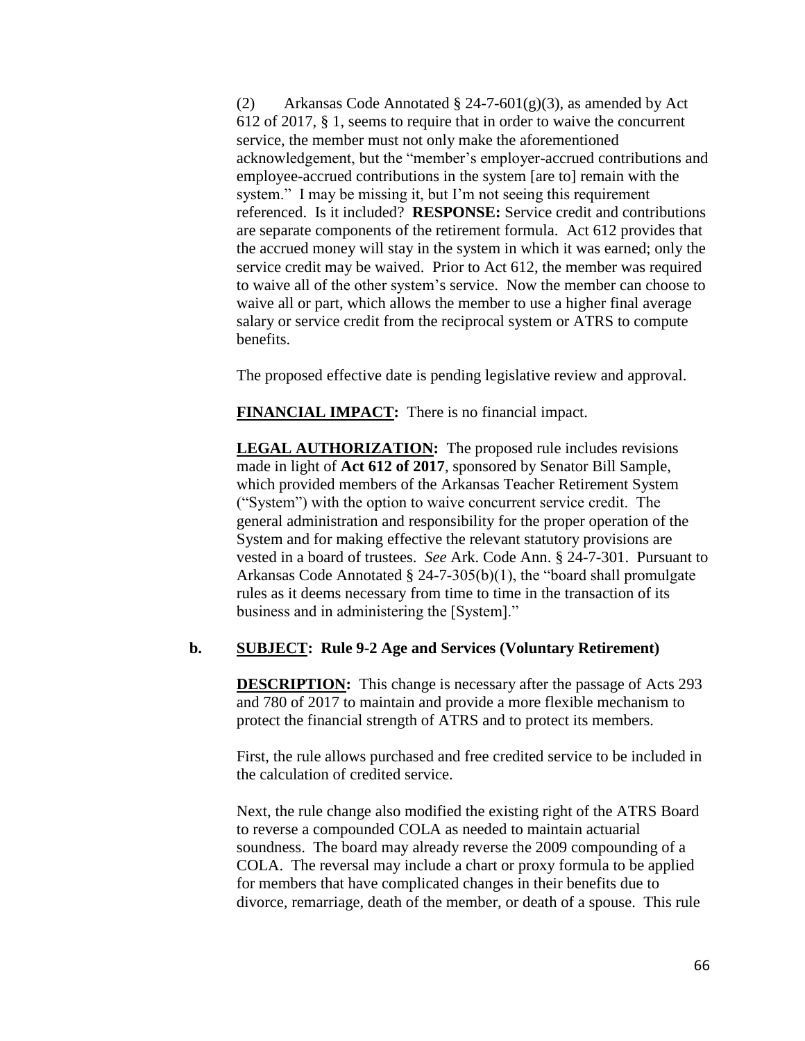(2) Arkansas Code Annotated § 24-7-601(g)(3), as amended by Act 612 of 2017, § 1, seems to require that in order to waive the concurrent service, the member must not only make the aforementioned acknowledgement, but the "member's employer-accrued contributions and employee-accrued contributions in the system [are to] remain with the system." I may be missing it, but I'm not seeing this requirement referenced. Is it included? **RESPONSE:** Service credit and contributions are separate components of the retirement formula. Act 612 provides that the accrued money will stay in the system in which it was earned; only the service credit may be waived. Prior to Act 612, the member was required to waive all of the other system's service. Now the member can choose to waive all or part, which allows the member to use a higher final average salary or service credit from the reciprocal system or ATRS to compute benefits.

The proposed effective date is pending legislative review and approval.

**FINANCIAL IMPACT:** There is no financial impact.

**LEGAL AUTHORIZATION:** The proposed rule includes revisions made in light of **Act 612 of 2017**, sponsored by Senator Bill Sample, which provided members of the Arkansas Teacher Retirement System ("System") with the option to waive concurrent service credit. The general administration and responsibility for the proper operation of the System and for making effective the relevant statutory provisions are vested in a board of trustees. *See* Ark. Code Ann. § 24-7-301. Pursuant to Arkansas Code Annotated § 24-7-305(b)(1), the "board shall promulgate rules as it deems necessary from time to time in the transaction of its business and in administering the [System]."

**b. SUBJECT: Rule 9-2 Age and Services (Voluntary Retirement)**

**DESCRIPTION:** This change is necessary after the passage of Acts 293 and 780 of 2017 to maintain and provide a more flexible mechanism to protect the financial strength of ATRS and to protect its members.

First, the rule allows purchased and free credited service to be included in the calculation of credited service.

Next, the rule change also modified the existing right of the ATRS Board to reverse a compounded COLA as needed to maintain actuarial soundness. The board may already reverse the 2009 compounding of a COLA. The reversal may include a chart or proxy formula to be applied for members that have complicated changes in their benefits due to divorce, remarriage, death of the member, or death of a spouse. This rule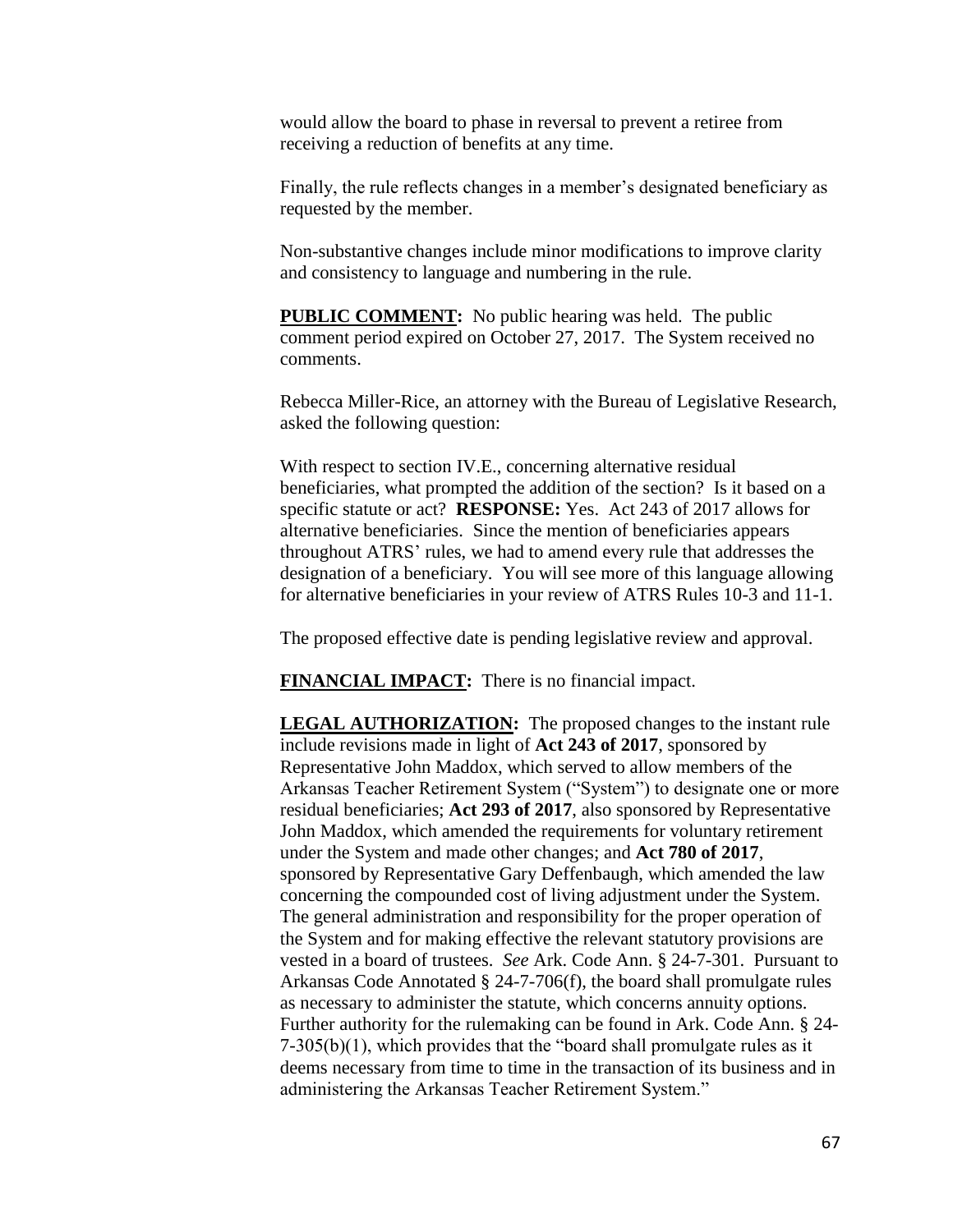would allow the board to phase in reversal to prevent a retiree from receiving a reduction of benefits at any time.

Finally, the rule reflects changes in a member's designated beneficiary as requested by the member.

Non-substantive changes include minor modifications to improve clarity and consistency to language and numbering in the rule.

**PUBLIC COMMENT:** No public hearing was held. The public comment period expired on October 27, 2017. The System received no comments.

Rebecca Miller-Rice, an attorney with the Bureau of Legislative Research, asked the following question:

With respect to section IV.E., concerning alternative residual beneficiaries, what prompted the addition of the section? Is it based on a specific statute or act? **RESPONSE:** Yes. Act 243 of 2017 allows for alternative beneficiaries. Since the mention of beneficiaries appears throughout ATRS' rules, we had to amend every rule that addresses the designation of a beneficiary. You will see more of this language allowing for alternative beneficiaries in your review of ATRS Rules 10-3 and 11-1.

The proposed effective date is pending legislative review and approval.

**FINANCIAL IMPACT:** There is no financial impact.

**LEGAL AUTHORIZATION:** The proposed changes to the instant rule include revisions made in light of **Act 243 of 2017**, sponsored by Representative John Maddox, which served to allow members of the Arkansas Teacher Retirement System ("System") to designate one or more residual beneficiaries; **Act 293 of 2017**, also sponsored by Representative John Maddox, which amended the requirements for voluntary retirement under the System and made other changes; and **Act 780 of 2017**, sponsored by Representative Gary Deffenbaugh, which amended the law concerning the compounded cost of living adjustment under the System. The general administration and responsibility for the proper operation of the System and for making effective the relevant statutory provisions are vested in a board of trustees. *See* Ark. Code Ann. § 24-7-301. Pursuant to Arkansas Code Annotated § 24-7-706(f), the board shall promulgate rules as necessary to administer the statute, which concerns annuity options. Further authority for the rulemaking can be found in Ark. Code Ann. § 24-7-305(b)(1), which provides that the "board shall promulgate rules as it deems necessary from time to time in the transaction of its business and in administering the Arkansas Teacher Retirement System."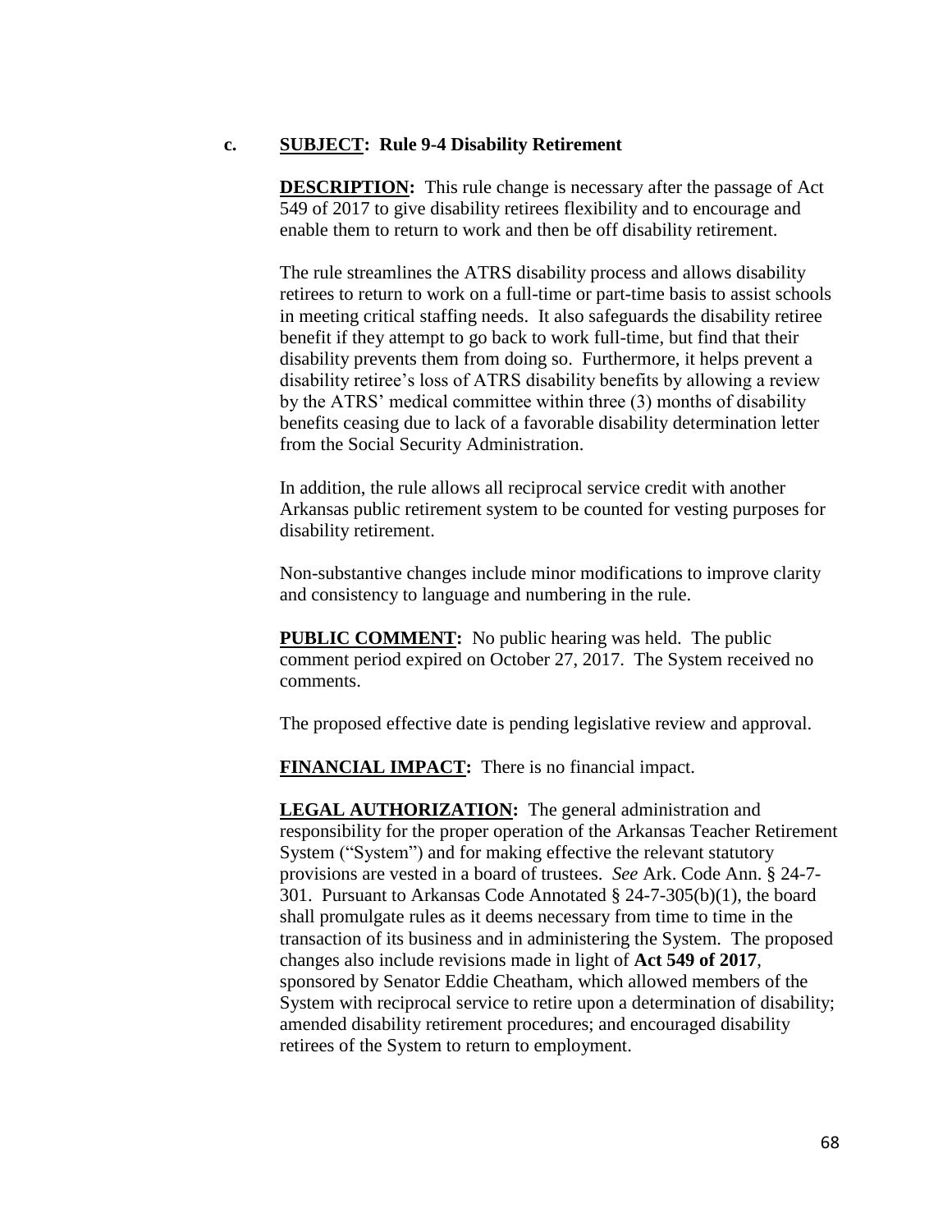c. **SUBJECT: Rule 9-4 Disability Retirement**

**DESCRIPTION:** This rule change is necessary after the passage of Act 549 of 2017 to give disability retirees flexibility and to encourage and enable them to return to work and then be off disability retirement.

The rule streamlines the ATRS disability process and allows disability retirees to return to work on a full-time or part-time basis to assist schools in meeting critical staffing needs. It also safeguards the disability retiree benefit if they attempt to go back to work full-time, but find that their disability prevents them from doing so. Furthermore, it helps prevent a disability retiree's loss of ATRS disability benefits by allowing a review by the ATRS' medical committee within three (3) months of disability benefits ceasing due to lack of a favorable disability determination letter from the Social Security Administration.

In addition, the rule allows all reciprocal service credit with another Arkansas public retirement system to be counted for vesting purposes for disability retirement.

Non-substantive changes include minor modifications to improve clarity and consistency to language and numbering in the rule.

**PUBLIC COMMENT:** No public hearing was held. The public comment period expired on October 27, 2017. The System received no comments.

The proposed effective date is pending legislative review and approval.

**FINANCIAL IMPACT:** There is no financial impact.

**LEGAL AUTHORIZATION:** The general administration and responsibility for the proper operation of the Arkansas Teacher Retirement System ("System") and for making effective the relevant statutory provisions are vested in a board of trustees. *See* Ark. Code Ann. § 24-7-301. Pursuant to Arkansas Code Annotated § 24-7-305(b)(1), the board shall promulgate rules as it deems necessary from time to time in the transaction of its business and in administering the System. The proposed changes also include revisions made in light of **Act 549 of 2017**, sponsored by Senator Eddie Cheatham, which allowed members of the System with reciprocal service to retire upon a determination of disability; amended disability retirement procedures; and encouraged disability retirees of the System to return to employment.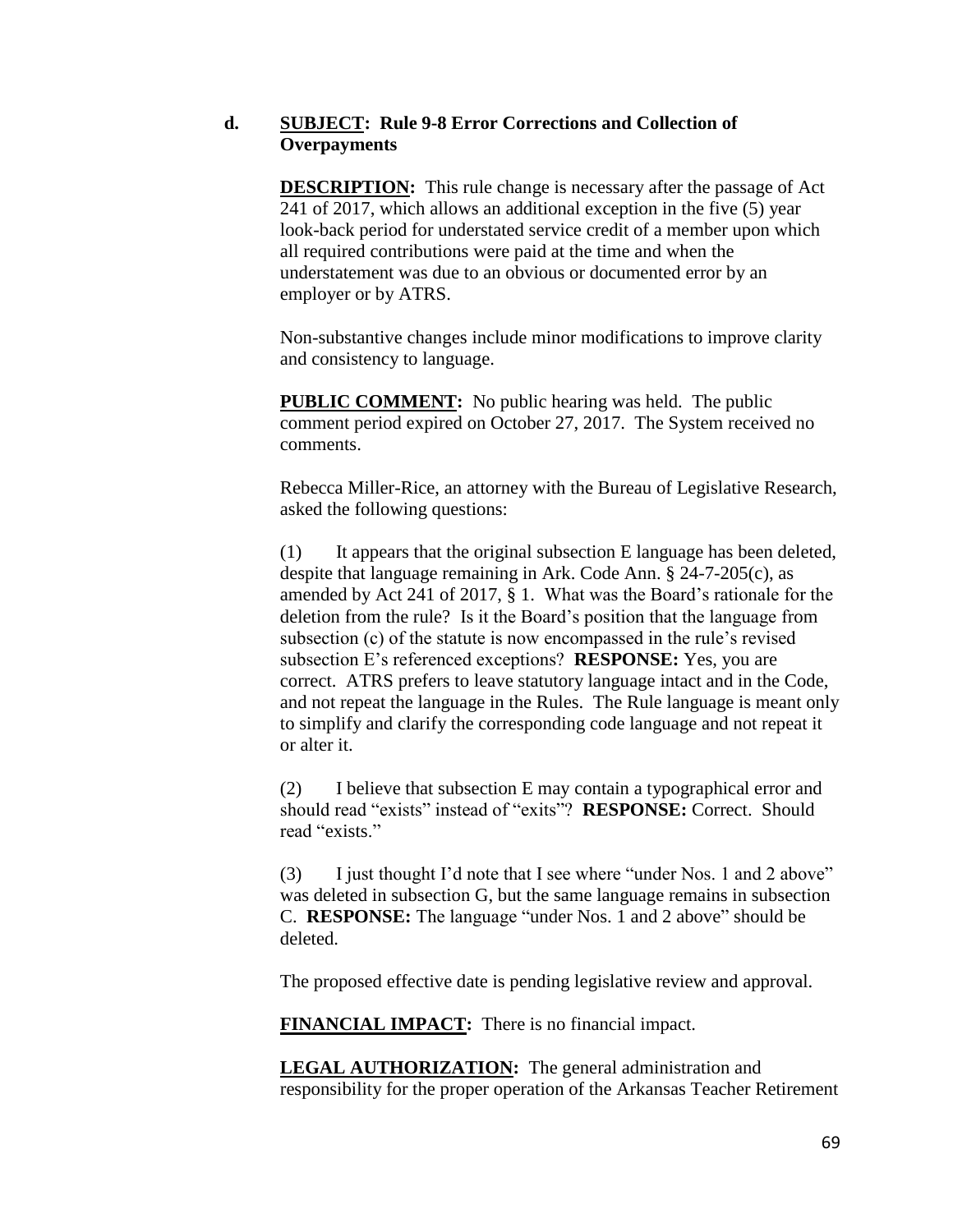**d.** **<u>SUBJECT</u>: Rule 9-8 Error Corrections and Collection of Overpayments**

**<u>DESCRIPTION</u>:** This rule change is necessary after the passage of Act 241 of 2017, which allows an additional exception in the five (5) year look-back period for understated service credit of a member upon which all required contributions were paid at the time and when the understatement was due to an obvious or documented error by an employer or by ATRS.

Non-substantive changes include minor modifications to improve clarity and consistency to language.

**<u>PUBLIC COMMENT</u>:** No public hearing was held. The public comment period expired on October 27, 2017. The System received no comments.

Rebecca Miller-Rice, an attorney with the Bureau of Legislative Research, asked the following questions:

(1) It appears that the original subsection E language has been deleted, despite that language remaining in Ark. Code Ann. § 24-7-205(c), as amended by Act 241 of 2017, § 1. What was the Board's rationale for the deletion from the rule? Is it the Board's position that the language from subsection (c) of the statute is now encompassed in the rule's revised subsection E's referenced exceptions? **RESPONSE:** Yes, you are correct. ATRS prefers to leave statutory language intact and in the Code, and not repeat the language in the Rules. The Rule language is meant only to simplify and clarify the corresponding code language and not repeat it or alter it.

(2) I believe that subsection E may contain a typographical error and should read "exists" instead of "exits"? **RESPONSE:** Correct. Should read "exists."

(3) I just thought I'd note that I see where "under Nos. 1 and 2 above" was deleted in subsection G, but the same language remains in subsection C. **RESPONSE:** The language "under Nos. 1 and 2 above" should be deleted.

The proposed effective date is pending legislative review and approval.

**<u>FINANCIAL IMPACT</u>:** There is no financial impact.

**<u>LEGAL AUTHORIZATION</u>:** The general administration and responsibility for the proper operation of the Arkansas Teacher Retirement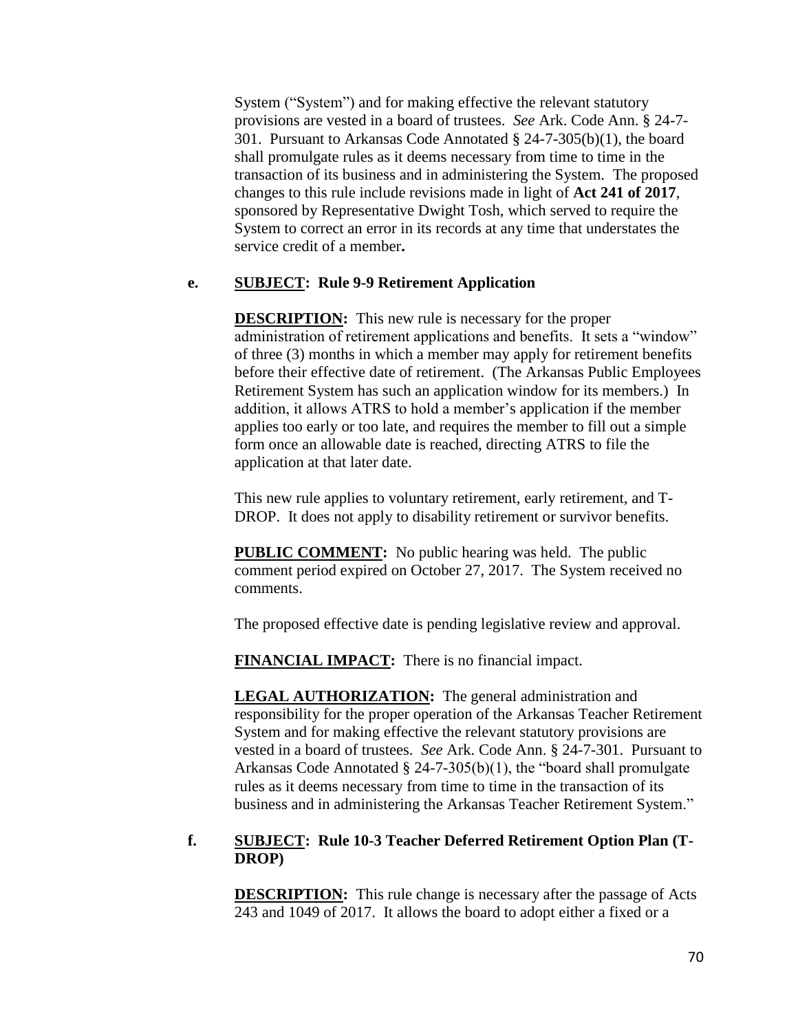System ("System") and for making effective the relevant statutory provisions are vested in a board of trustees. *See* Ark. Code Ann. § 24-7-301. Pursuant to Arkansas Code Annotated § 24-7-305(b)(1), the board shall promulgate rules as it deems necessary from time to time in the transaction of its business and in administering the System. The proposed changes to this rule include revisions made in light of **Act 241 of 2017**, sponsored by Representative Dwight Tosh, which served to require the System to correct an error in its records at any time that understates the service credit of a member**.**

**e. SUBJECT: Rule 9-9 Retirement Application**

**DESCRIPTION:** This new rule is necessary for the proper administration of retirement applications and benefits. It sets a "window" of three (3) months in which a member may apply for retirement benefits before their effective date of retirement. (The Arkansas Public Employees Retirement System has such an application window for its members.) In addition, it allows ATRS to hold a member's application if the member applies too early or too late, and requires the member to fill out a simple form once an allowable date is reached, directing ATRS to file the application at that later date.

This new rule applies to voluntary retirement, early retirement, and T-DROP. It does not apply to disability retirement or survivor benefits.

**PUBLIC COMMENT:** No public hearing was held. The public comment period expired on October 27, 2017. The System received no comments.

The proposed effective date is pending legislative review and approval.

**FINANCIAL IMPACT:** There is no financial impact.

**LEGAL AUTHORIZATION:** The general administration and responsibility for the proper operation of the Arkansas Teacher Retirement System and for making effective the relevant statutory provisions are vested in a board of trustees. *See* Ark. Code Ann. § 24-7-301. Pursuant to Arkansas Code Annotated § 24-7-305(b)(1), the "board shall promulgate rules as it deems necessary from time to time in the transaction of its business and in administering the Arkansas Teacher Retirement System."

**f. SUBJECT: Rule 10-3 Teacher Deferred Retirement Option Plan (T-DROP)**

**DESCRIPTION:** This rule change is necessary after the passage of Acts 243 and 1049 of 2017. It allows the board to adopt either a fixed or a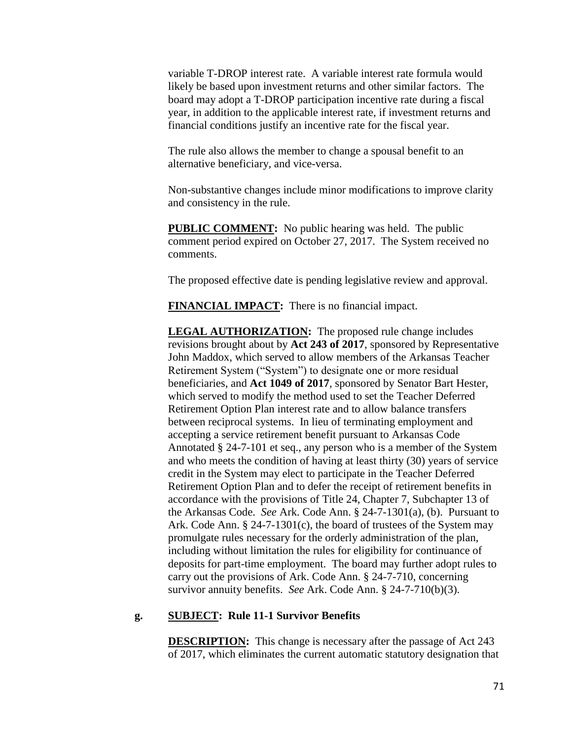variable T-DROP interest rate. A variable interest rate formula would likely be based upon investment returns and other similar factors. The board may adopt a T-DROP participation incentive rate during a fiscal year, in addition to the applicable interest rate, if investment returns and financial conditions justify an incentive rate for the fiscal year.

The rule also allows the member to change a spousal benefit to an alternative beneficiary, and vice-versa.

Non-substantive changes include minor modifications to improve clarity and consistency in the rule.

**PUBLIC COMMENT:** No public hearing was held. The public comment period expired on October 27, 2017. The System received no comments.

The proposed effective date is pending legislative review and approval.

**FINANCIAL IMPACT:** There is no financial impact.

**LEGAL AUTHORIZATION:** The proposed rule change includes revisions brought about by **Act 243 of 2017**, sponsored by Representative John Maddox, which served to allow members of the Arkansas Teacher Retirement System ("System") to designate one or more residual beneficiaries, and **Act 1049 of 2017**, sponsored by Senator Bart Hester, which served to modify the method used to set the Teacher Deferred Retirement Option Plan interest rate and to allow balance transfers between reciprocal systems. In lieu of terminating employment and accepting a service retirement benefit pursuant to Arkansas Code Annotated § 24-7-101 et seq., any person who is a member of the System and who meets the condition of having at least thirty (30) years of service credit in the System may elect to participate in the Teacher Deferred Retirement Option Plan and to defer the receipt of retirement benefits in accordance with the provisions of Title 24, Chapter 7, Subchapter 13 of the Arkansas Code. *See* Ark. Code Ann. § 24-7-1301(a), (b). Pursuant to Ark. Code Ann. § 24-7-1301(c), the board of trustees of the System may promulgate rules necessary for the orderly administration of the plan, including without limitation the rules for eligibility for continuance of deposits for part-time employment. The board may further adopt rules to carry out the provisions of Ark. Code Ann. § 24-7-710, concerning survivor annuity benefits. *See* Ark. Code Ann. § 24-7-710(b)(3).

**g. SUBJECT: Rule 11-1 Survivor Benefits**

**DESCRIPTION:** This change is necessary after the passage of Act 243 of 2017, which eliminates the current automatic statutory designation that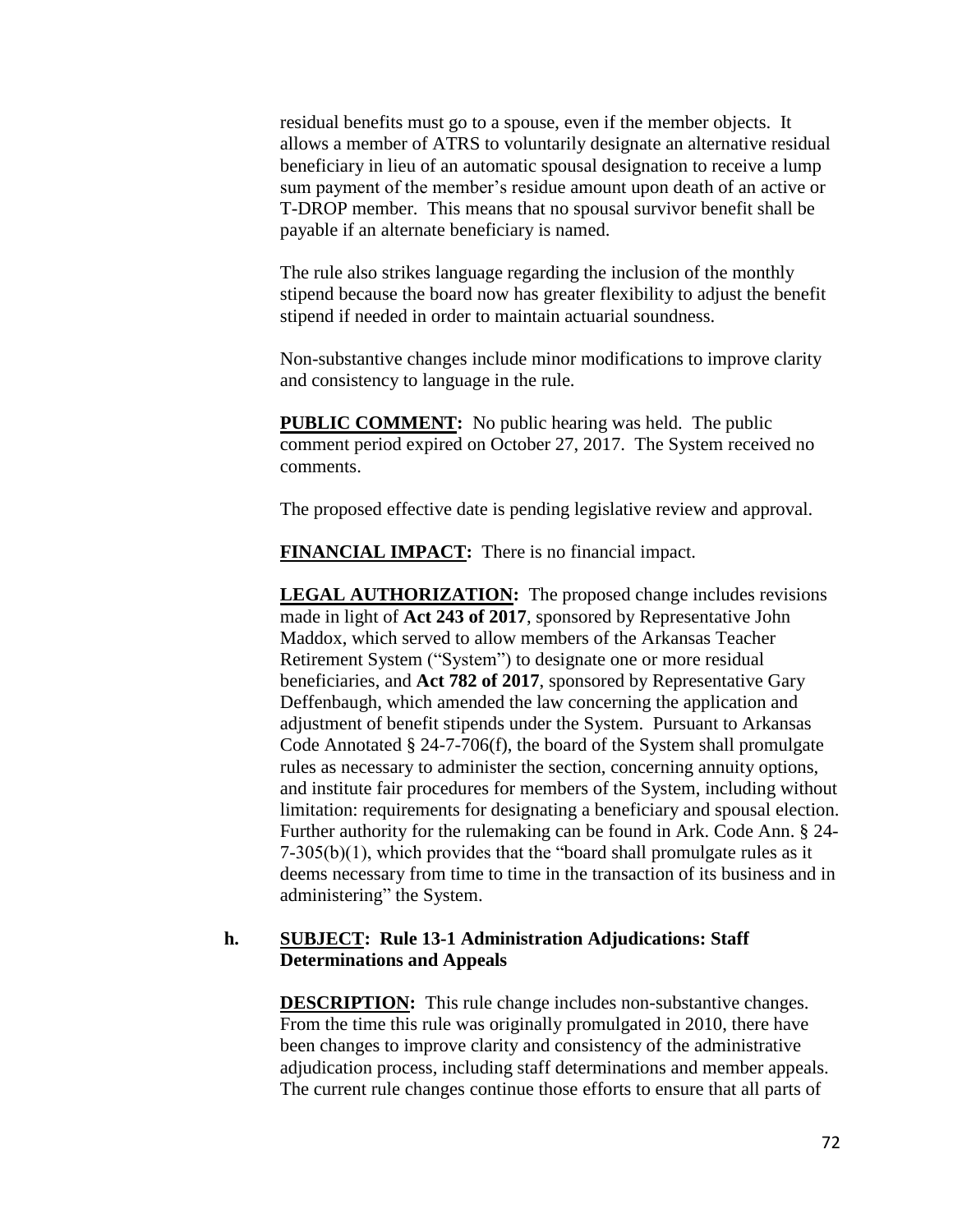residual benefits must go to a spouse, even if the member objects. It allows a member of ATRS to voluntarily designate an alternative residual beneficiary in lieu of an automatic spousal designation to receive a lump sum payment of the member's residue amount upon death of an active or T-DROP member. This means that no spousal survivor benefit shall be payable if an alternate beneficiary is named.

The rule also strikes language regarding the inclusion of the monthly stipend because the board now has greater flexibility to adjust the benefit stipend if needed in order to maintain actuarial soundness.

Non-substantive changes include minor modifications to improve clarity and consistency to language in the rule.

**PUBLIC COMMENT:** No public hearing was held. The public comment period expired on October 27, 2017. The System received no comments.

The proposed effective date is pending legislative review and approval.

**FINANCIAL IMPACT:** There is no financial impact.

**LEGAL AUTHORIZATION:** The proposed change includes revisions made in light of **Act 243 of 2017**, sponsored by Representative John Maddox, which served to allow members of the Arkansas Teacher Retirement System ("System") to designate one or more residual beneficiaries, and **Act 782 of 2017**, sponsored by Representative Gary Deffenbaugh, which amended the law concerning the application and adjustment of benefit stipends under the System. Pursuant to Arkansas Code Annotated § 24-7-706(f), the board of the System shall promulgate rules as necessary to administer the section, concerning annuity options, and institute fair procedures for members of the System, including without limitation: requirements for designating a beneficiary and spousal election. Further authority for the rulemaking can be found in Ark. Code Ann. § 24-7-305(b)(1), which provides that the "board shall promulgate rules as it deems necessary from time to time in the transaction of its business and in administering" the System.

**h. SUBJECT: Rule 13-1 Administration Adjudications: Staff Determinations and Appeals**

**DESCRIPTION:** This rule change includes non-substantive changes. From the time this rule was originally promulgated in 2010, there have been changes to improve clarity and consistency of the administrative adjudication process, including staff determinations and member appeals. The current rule changes continue those efforts to ensure that all parts of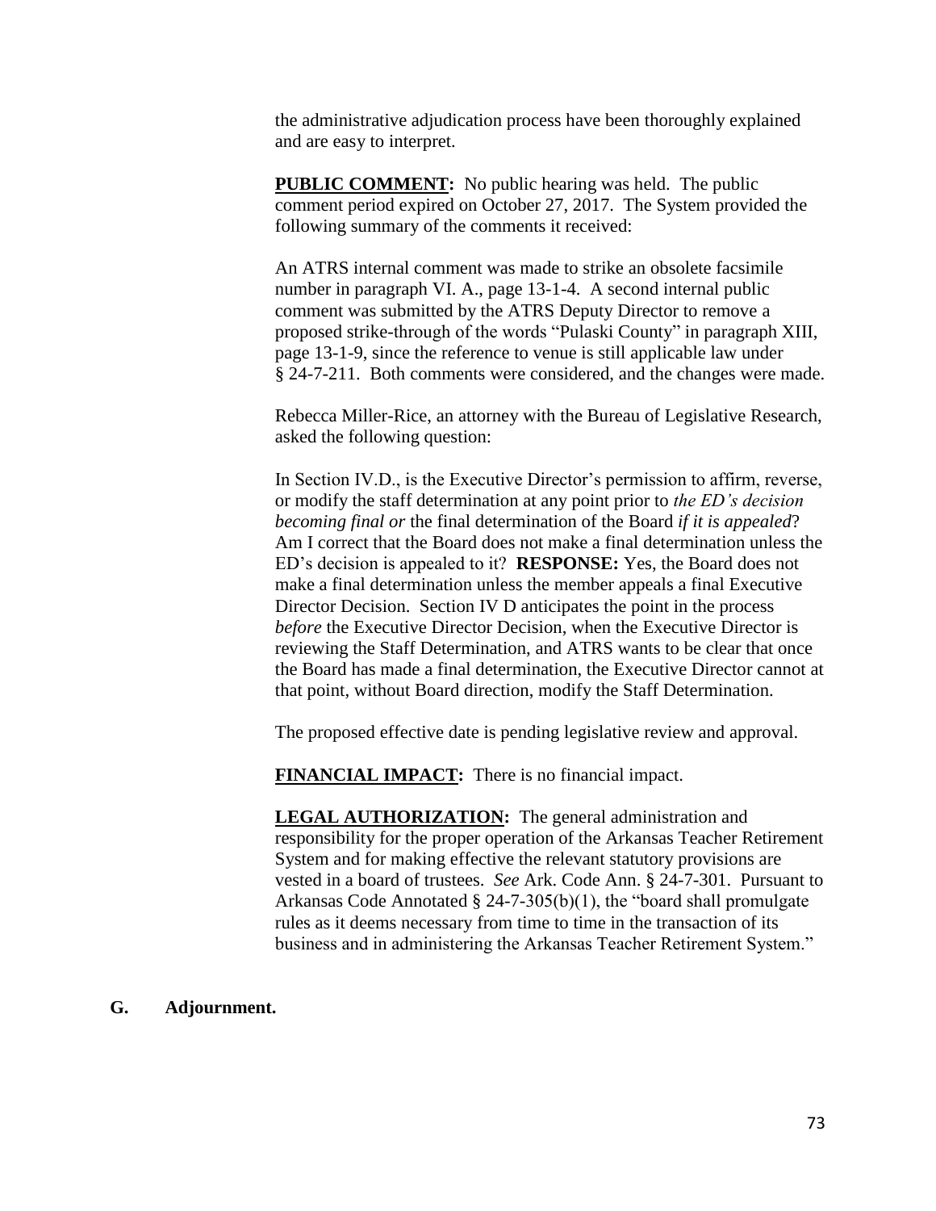the administrative adjudication process have been thoroughly explained and are easy to interpret.

**PUBLIC COMMENT:** No public hearing was held. The public comment period expired on October 27, 2017. The System provided the following summary of the comments it received:

An ATRS internal comment was made to strike an obsolete facsimile number in paragraph VI. A., page 13-1-4. A second internal public comment was submitted by the ATRS Deputy Director to remove a proposed strike-through of the words "Pulaski County" in paragraph XIII, page 13-1-9, since the reference to venue is still applicable law under § 24-7-211. Both comments were considered, and the changes were made.

Rebecca Miller-Rice, an attorney with the Bureau of Legislative Research, asked the following question:

In Section IV.D., is the Executive Director's permission to affirm, reverse, or modify the staff determination at any point prior to *the ED's decision becoming final or* the final determination of the Board *if it is appealed*? Am I correct that the Board does not make a final determination unless the ED's decision is appealed to it? **RESPONSE:** Yes, the Board does not make a final determination unless the member appeals a final Executive Director Decision. Section IV D anticipates the point in the process *before* the Executive Director Decision, when the Executive Director is reviewing the Staff Determination, and ATRS wants to be clear that once the Board has made a final determination, the Executive Director cannot at that point, without Board direction, modify the Staff Determination.

The proposed effective date is pending legislative review and approval.

**FINANCIAL IMPACT:** There is no financial impact.

**LEGAL AUTHORIZATION:** The general administration and responsibility for the proper operation of the Arkansas Teacher Retirement System and for making effective the relevant statutory provisions are vested in a board of trustees. *See* Ark. Code Ann. § 24-7-301. Pursuant to Arkansas Code Annotated § 24-7-305(b)(1), the "board shall promulgate rules as it deems necessary from time to time in the transaction of its business and in administering the Arkansas Teacher Retirement System."

**G. Adjournment.**